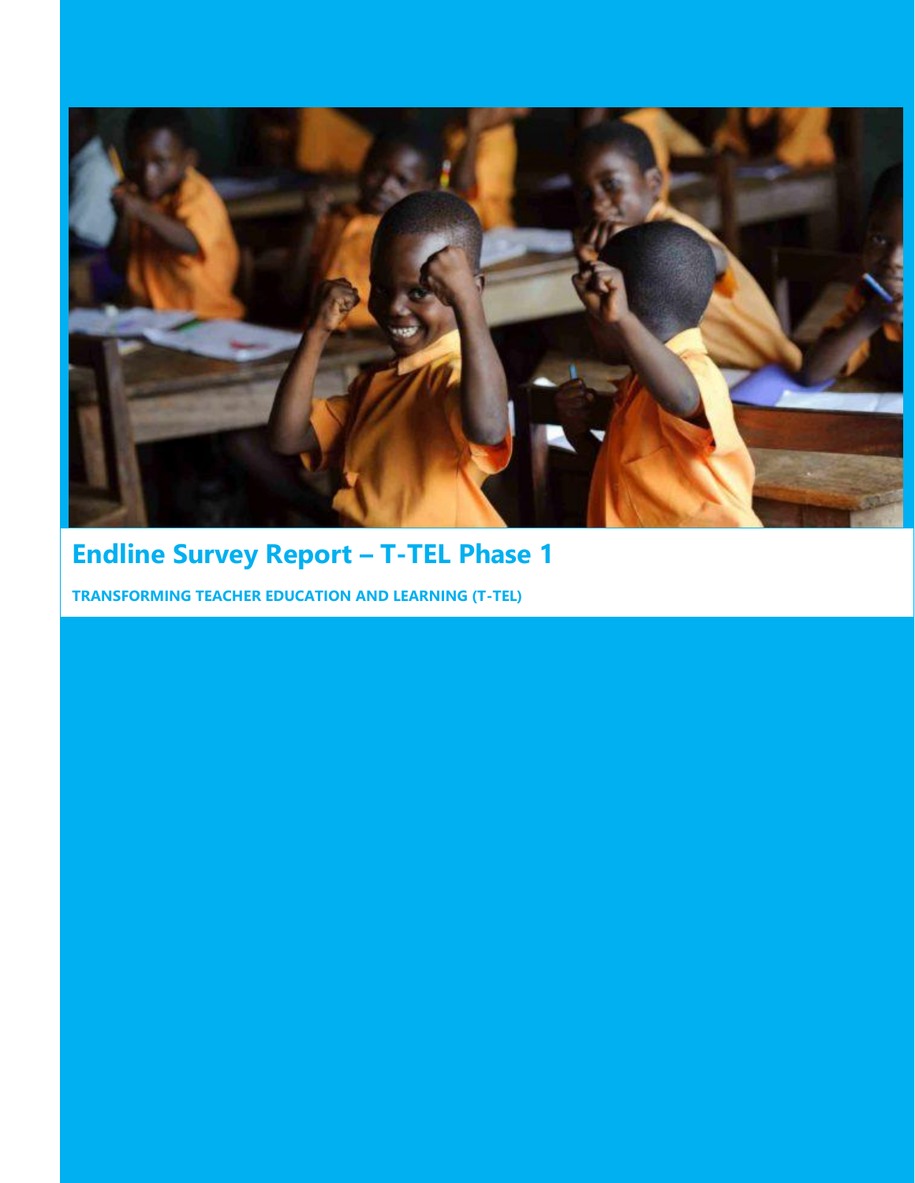# Endline Survey Report – T-TEL Phase 1

**TRANSFORMING TEACHER EDUCATION AND LEARNING (T-TEL)**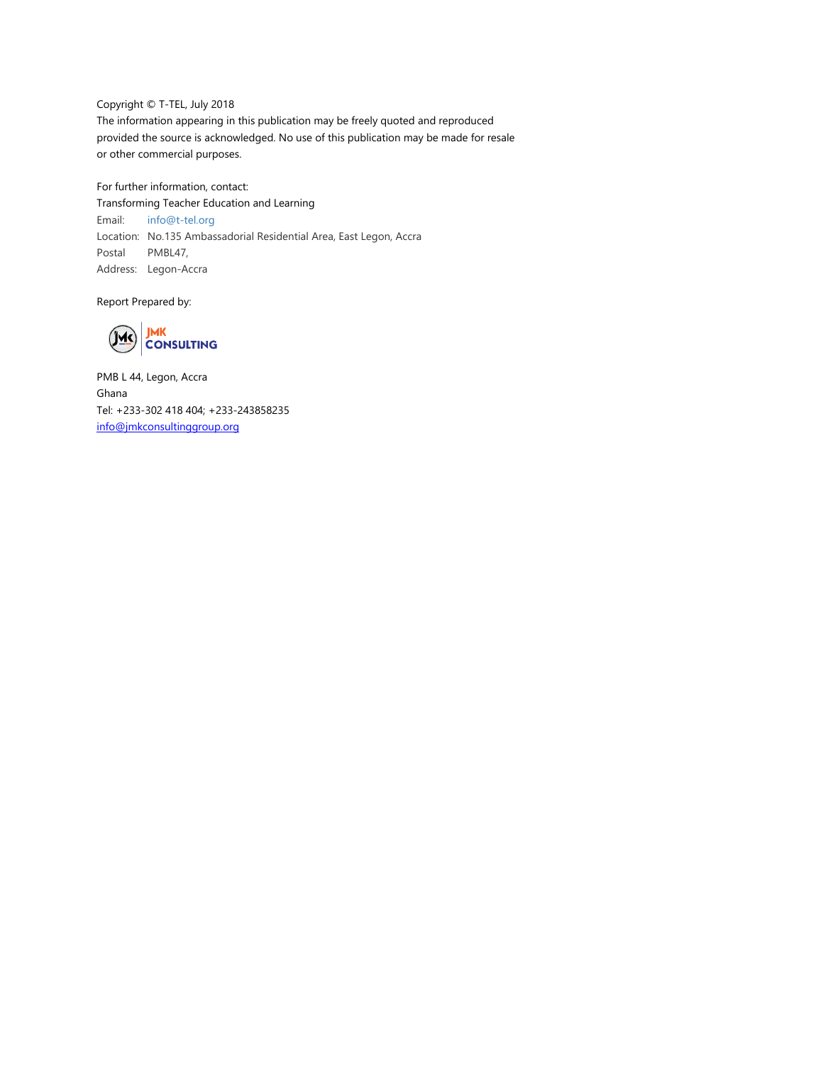Copyright © T-TEL, July 2018

The information appearing in this publication may be freely quoted and reproduced provided the source is acknowledged. No use of this publication may be made for resale or other commercial purposes.

For further information, contact:

Transforming Teacher Education and Learning

Email: info@t-tel.org

Location: No.135 Ambassadorial Residential Area, East Legon, Accra

Postal Address: PMBL47, Legon-Accra

Report Prepared by:

JMK CONSULTING

PMB L 44, Legon, Accra

Ghana

Tel: +233-302 418 404; +233-243858235

info@jmkconsultinggroup.org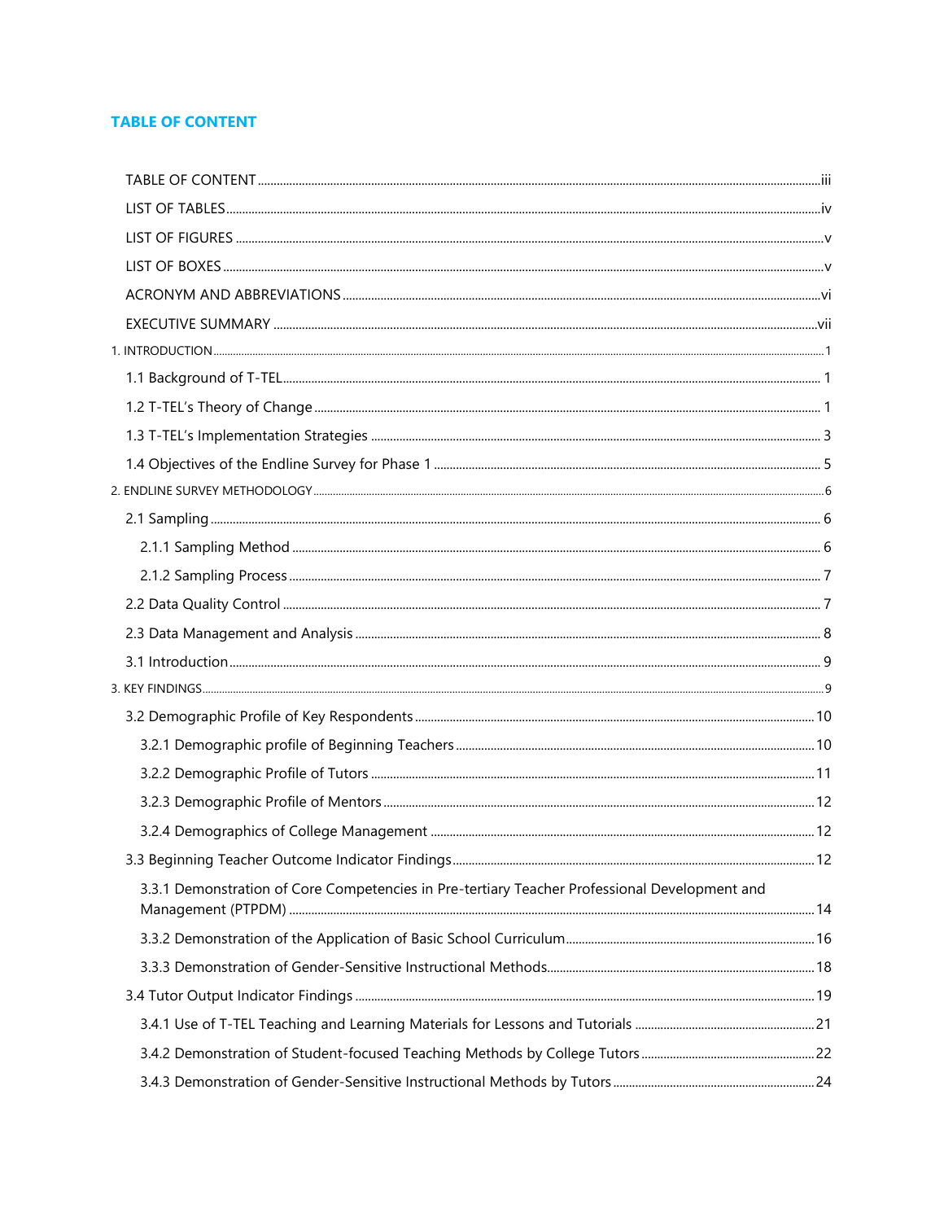## TABLE OF CONTENT

- TABLE OF CONTENT ..... iii
- LIST OF TABLES ..... iv
- LIST OF FIGURES ..... v
- LIST OF BOXES ..... v
- ACRONYM AND ABBREVIATIONS ..... vi
- EXECUTIVE SUMMARY ..... vii
- 1. INTRODUCTION ..... 1
  - 1.1 Background of T-TEL ..... 1
  - 1.2 T-TEL's Theory of Change ..... 1
  - 1.3 T-TEL's Implementation Strategies ..... 3
  - 1.4 Objectives of the Endline Survey for Phase 1 ..... 5
- 2. ENDLINE SURVEY METHODOLOGY ..... 6
  - 2.1 Sampling ..... 6
    - 2.1.1 Sampling Method ..... 6
    - 2.1.2 Sampling Process ..... 7
  - 2.2 Data Quality Control ..... 7
  - 2.3 Data Management and Analysis ..... 8
  - 3.1 Introduction ..... 9
- 3. KEY FINDINGS ..... 9
  - 3.2 Demographic Profile of Key Respondents ..... 10
    - 3.2.1 Demographic profile of Beginning Teachers ..... 10
    - 3.2.2 Demographic Profile of Tutors ..... 11
    - 3.2.3 Demographic Profile of Mentors ..... 12
    - 3.2.4 Demographics of College Management ..... 12
  - 3.3 Beginning Teacher Outcome Indicator Findings ..... 12
    - 3.3.1 Demonstration of Core Competencies in Pre-tertiary Teacher Professional Development and Management (PTPDM) ..... 14
    - 3.3.2 Demonstration of the Application of Basic School Curriculum ..... 16
    - 3.3.3 Demonstration of Gender-Sensitive Instructional Methods ..... 18
  - 3.4 Tutor Output Indicator Findings ..... 19
    - 3.4.1 Use of T-TEL Teaching and Learning Materials for Lessons and Tutorials ..... 21
    - 3.4.2 Demonstration of Student-focused Teaching Methods by College Tutors ..... 22
    - 3.4.3 Demonstration of Gender-Sensitive Instructional Methods by Tutors ..... 24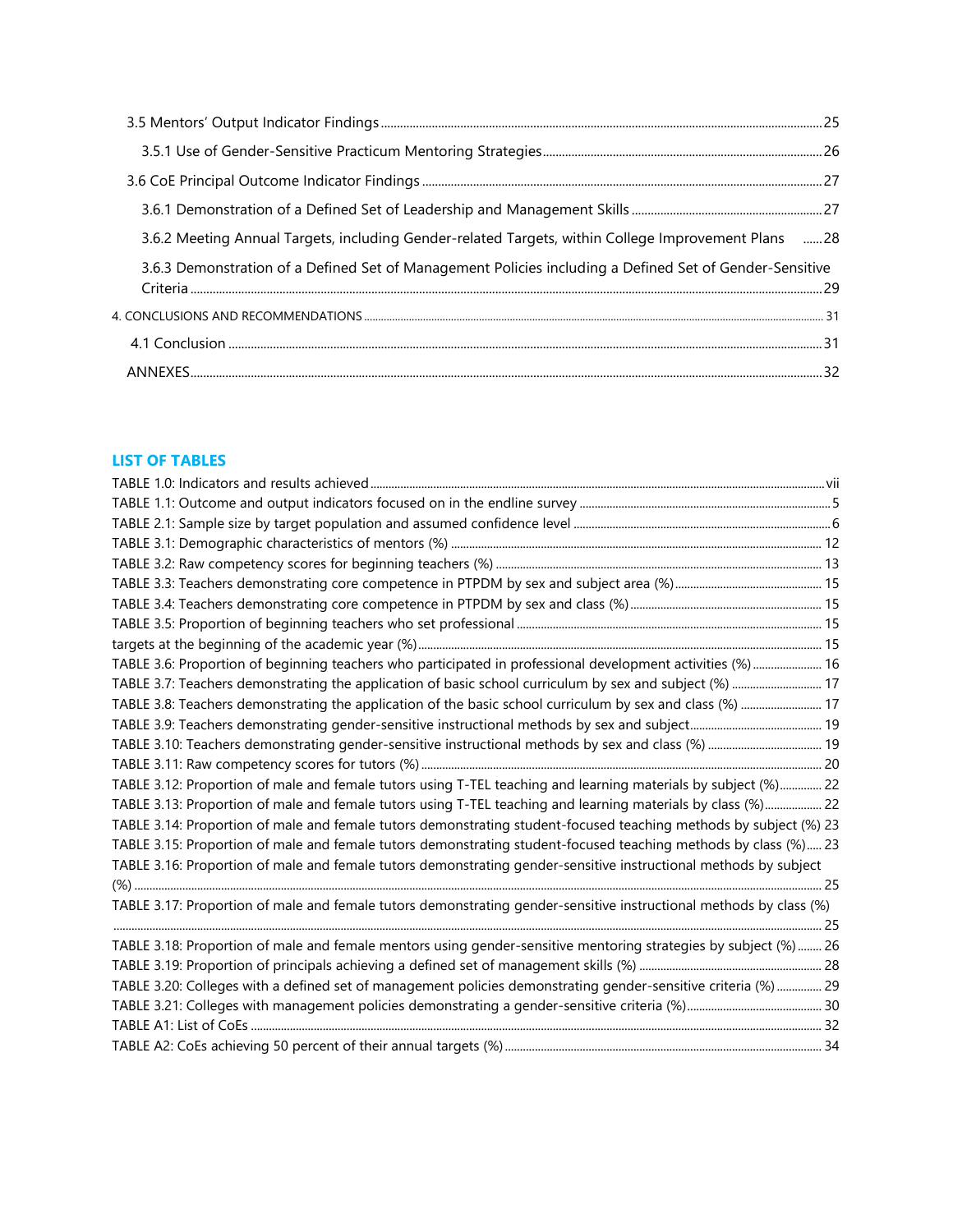3.5 Mentors' Output Indicator Findings ........ 25

3.5.1 Use of Gender-Sensitive Practicum Mentoring Strategies ........ 26

3.6 CoE Principal Outcome Indicator Findings ........ 27

3.6.1 Demonstration of a Defined Set of Leadership and Management Skills ........ 27

3.6.2 Meeting Annual Targets, including Gender-related Targets, within College Improvement Plans ........ 28

3.6.3 Demonstration of a Defined Set of Management Policies including a Defined Set of Gender-Sensitive Criteria ........ 29

4. CONCLUSIONS AND RECOMMENDATIONS ........ 31

4.1 Conclusion ........ 31

ANNEXES ........ 32

## LIST OF TABLES

TABLE 1.0: Indicators and results achieved ........ vii

TABLE 1.1: Outcome and output indicators focused on in the endline survey ........ 5

TABLE 2.1: Sample size by target population and assumed confidence level ........ 6

TABLE 3.1: Demographic characteristics of mentors (%) ........ 12

TABLE 3.2: Raw competency scores for beginning teachers (%) ........ 13

TABLE 3.3: Teachers demonstrating core competence in PTPDM by sex and subject area (%) ........ 15

TABLE 3.4: Teachers demonstrating core competence in PTPDM by sex and class (%) ........ 15

TABLE 3.5: Proportion of beginning teachers who set professional ........ 15
targets at the beginning of the academic year (%) ........ 15

TABLE 3.6: Proportion of beginning teachers who participated in professional development activities (%) ........ 16

TABLE 3.7: Teachers demonstrating the application of basic school curriculum by sex and subject (%) ........ 17

TABLE 3.8: Teachers demonstrating the application of the basic school curriculum by sex and class (%) ........ 17

TABLE 3.9: Teachers demonstrating gender-sensitive instructional methods by sex and subject ........ 19

TABLE 3.10: Teachers demonstrating gender-sensitive instructional methods by sex and class (%) ........ 19

TABLE 3.11: Raw competency scores for tutors (%) ........ 20

TABLE 3.12: Proportion of male and female tutors using T-TEL teaching and learning materials by subject (%) ........ 22

TABLE 3.13: Proportion of male and female tutors using T-TEL teaching and learning materials by class (%) ........ 22

TABLE 3.14: Proportion of male and female tutors demonstrating student-focused teaching methods by subject (%) 23

TABLE 3.15: Proportion of male and female tutors demonstrating student-focused teaching methods by class (%) ..... 23

TABLE 3.16: Proportion of male and female tutors demonstrating gender-sensitive instructional methods by subject (%) ........ 25

TABLE 3.17: Proportion of male and female tutors demonstrating gender-sensitive instructional methods by class (%) ........ 25

TABLE 3.18: Proportion of male and female mentors using gender-sensitive mentoring strategies by subject (%) ........ 26

TABLE 3.19: Proportion of principals achieving a defined set of management skills (%) ........ 28

TABLE 3.20: Colleges with a defined set of management policies demonstrating gender-sensitive criteria (%) ........ 29

TABLE 3.21: Colleges with management policies demonstrating a gender-sensitive criteria (%) ........ 30

TABLE A1: List of CoEs ........ 32

TABLE A2: CoEs achieving 50 percent of their annual targets (%) ........ 34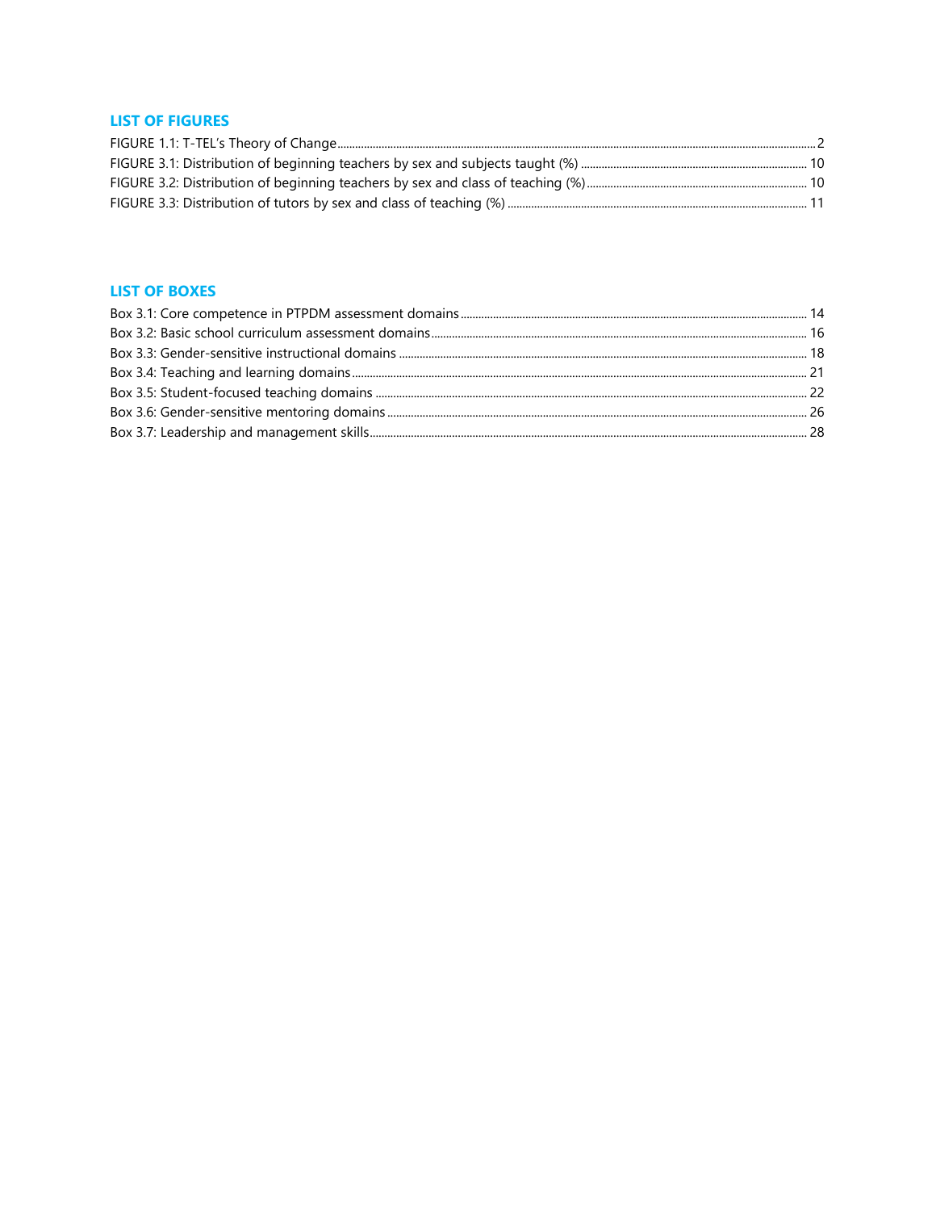## LIST OF FIGURES

FIGURE 1.1: T-TEL's Theory of Change ........................................ 2
FIGURE 3.1: Distribution of beginning teachers by sex and subjects taught (%) ........................................ 10
FIGURE 3.2: Distribution of beginning teachers by sex and class of teaching (%) ........................................ 10
FIGURE 3.3: Distribution of tutors by sex and class of teaching (%) ........................................ 11

## LIST OF BOXES

Box 3.1: Core competence in PTPDM assessment domains ........................................ 14
Box 3.2: Basic school curriculum assessment domains ........................................ 16
Box 3.3: Gender-sensitive instructional domains ........................................ 18
Box 3.4: Teaching and learning domains ........................................ 21
Box 3.5: Student-focused teaching domains ........................................ 22
Box 3.6: Gender-sensitive mentoring domains ........................................ 26
Box 3.7: Leadership and management skills ........................................ 28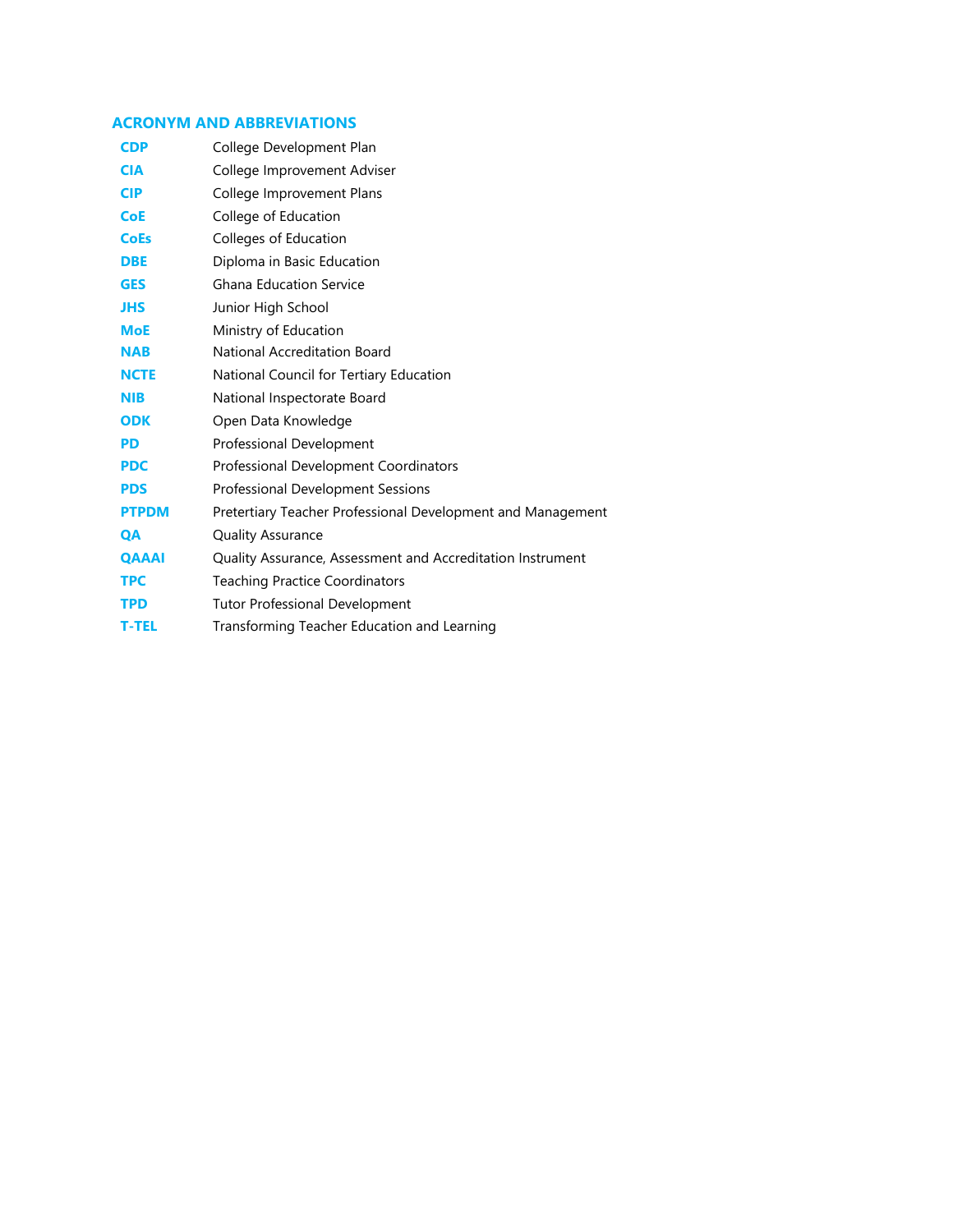## ACRONYM AND ABBREVIATIONS

| | |
|---|---|
| **CDP** | College Development Plan |
| **CIA** | College Improvement Adviser |
| **CIP** | College Improvement Plans |
| **CoE** | College of Education |
| **CoEs** | Colleges of Education |
| **DBE** | Diploma in Basic Education |
| **GES** | Ghana Education Service |
| **JHS** | Junior High School |
| **MoE** | Ministry of Education |
| **NAB** | National Accreditation Board |
| **NCTE** | National Council for Tertiary Education |
| **NIB** | National Inspectorate Board |
| **ODK** | Open Data Knowledge |
| **PD** | Professional Development |
| **PDC** | Professional Development Coordinators |
| **PDS** | Professional Development Sessions |
| **PTPDM** | Pretertiary Teacher Professional Development and Management |
| **QA** | Quality Assurance |
| **QAAAI** | Quality Assurance, Assessment and Accreditation Instrument |
| **TPC** | Teaching Practice Coordinators |
| **TPD** | Tutor Professional Development |
| **T-TEL** | Transforming Teacher Education and Learning |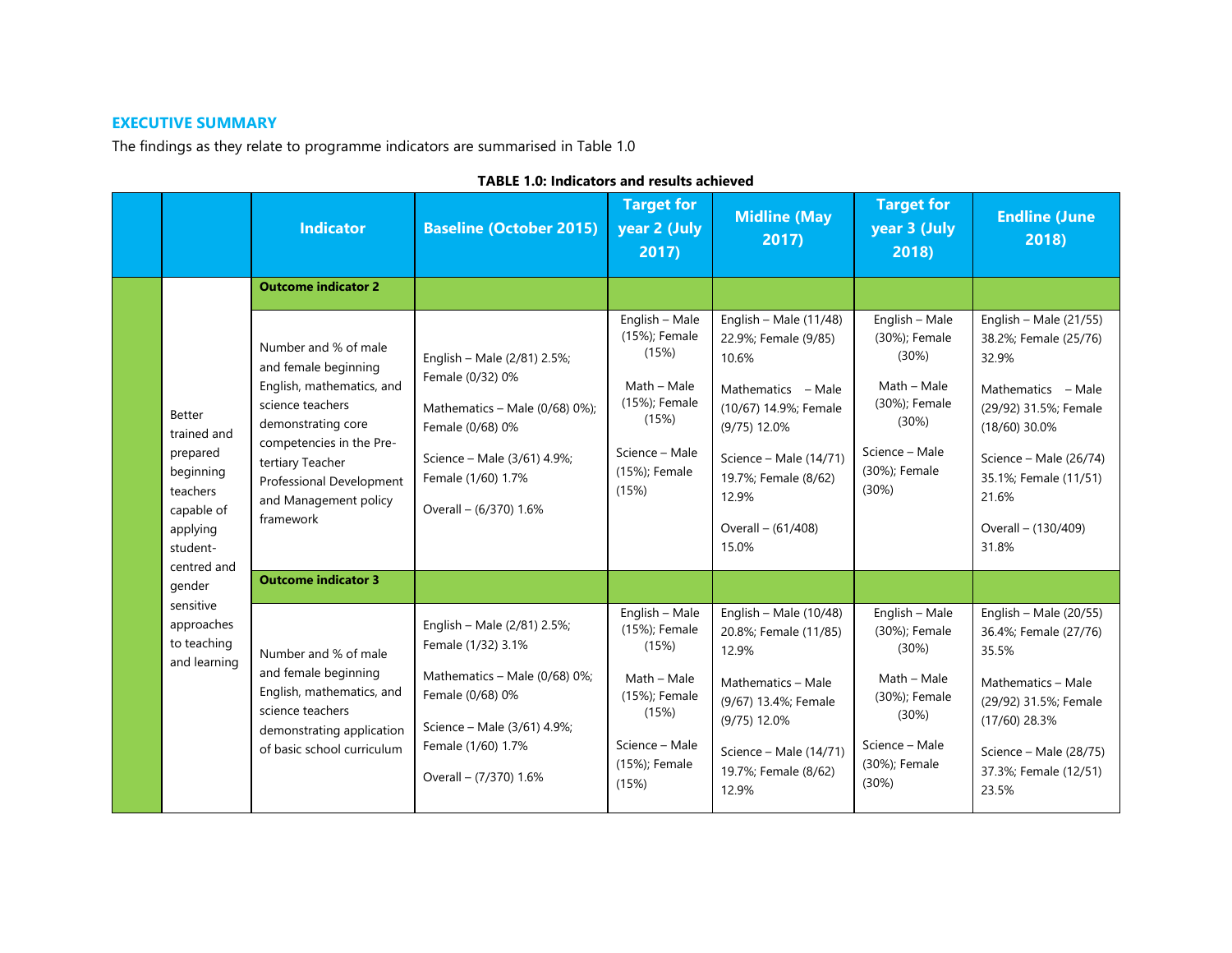## EXECUTIVE SUMMARY

The findings as they relate to programme indicators are summarised in Table 1.0

**TABLE 1.0: Indicators and results achieved**

| | | Indicator | Baseline (October 2015) | Target for year 2 (July 2017) | Midline (May 2017) | Target for year 3 (July 2018) | Endline (June 2018) |
|---|---|---|---|---|---|---|---|
| | Better trained and prepared beginning teachers capable of applying student-centred and gender sensitive approaches to teaching and learning | **Outcome indicator 2** | | | | | |
| | | Number and % of male and female beginning English, mathematics, and science teachers demonstrating core competencies in the Pre-tertiary Teacher Professional Development and Management policy framework | English – Male (2/81) 2.5%; Female (0/32) 0%<br><br>Mathematics – Male (0/68) 0%); Female (0/68) 0%<br><br>Science – Male (3/61) 4.9%; Female (1/60) 1.7%<br><br>Overall – (6/370) 1.6% | English – Male (15%); Female (15%)<br><br>Math – Male (15%); Female (15%)<br><br>Science – Male (15%); Female (15%) | English – Male (11/48) 22.9%; Female (9/85) 10.6%<br><br>Mathematics – Male (10/67) 14.9%; Female (9/75) 12.0%<br><br>Science – Male (14/71) 19.7%; Female (8/62) 12.9%<br><br>Overall – (61/408) 15.0% | English – Male (30%); Female (30%)<br><br>Math – Male (30%); Female (30%)<br><br>Science – Male (30%); Female (30%) | English – Male (21/55) 38.2%; Female (25/76) 32.9%<br><br>Mathematics – Male (29/92) 31.5%; Female (18/60) 30.0%<br><br>Science – Male (26/74) 35.1%; Female (11/51) 21.6%<br><br>Overall – (130/409) 31.8% |
| | | **Outcome indicator 3** | | | | | |
| | | Number and % of male and female beginning English, mathematics, and science teachers demonstrating application of basic school curriculum | English – Male (2/81) 2.5%; Female (1/32) 3.1%<br><br>Mathematics – Male (0/68) 0%; Female (0/68) 0%<br><br>Science – Male (3/61) 4.9%; Female (1/60) 1.7%<br><br>Overall – (7/370) 1.6% | English – Male (15%); Female (15%)<br><br>Math – Male (15%); Female (15%)<br><br>Science – Male (15%); Female (15%) | English – Male (10/48) 20.8%; Female (11/85) 12.9%<br><br>Mathematics – Male (9/67) 13.4%; Female (9/75) 12.0%<br><br>Science – Male (14/71) 19.7%; Female (8/62) 12.9% | English – Male (30%); Female (30%)<br><br>Math – Male (30%); Female (30%)<br><br>Science – Male (30%); Female (30%) | English – Male (20/55) 36.4%; Female (27/76) 35.5%<br><br>Mathematics – Male (29/92) 31.5%; Female (17/60) 28.3%<br><br>Science – Male (28/75) 37.3%; Female (12/51) 23.5% |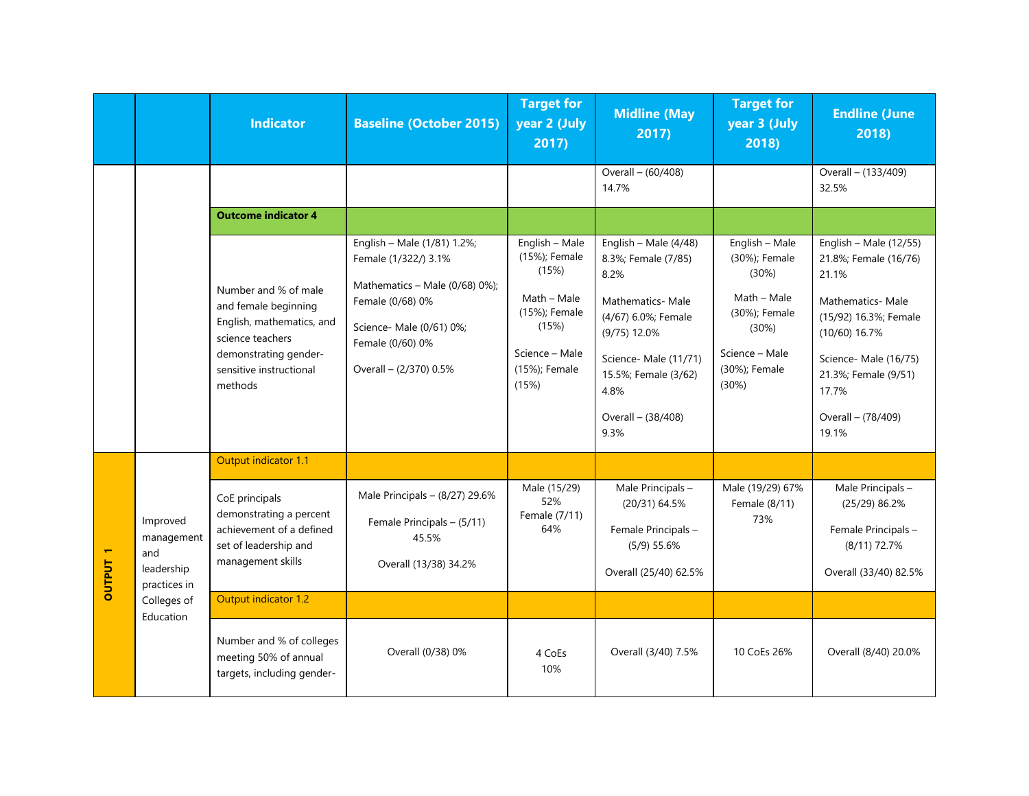| | | Indicator | Baseline (October 2015) | Target for year 2 (July 2017) | Midline (May 2017) | Target for year 3 (July 2018) | Endline (June 2018) |
|---|---|---|---|---|---|---|---|
| | | | | | Overall – (60/408) 14.7% | | Overall – (133/409) 32.5% |
| | | **Outcome indicator 4** | | | | | |
| | | Number and % of male and female beginning English, mathematics, and science teachers demonstrating gender-sensitive instructional methods | English – Male (1/81) 1.2%; Female (1/322/) 3.1%<br><br>Mathematics – Male (0/68) 0%); Female (0/68) 0%<br><br>Science- Male (0/61) 0%; Female (0/60) 0%<br><br>Overall – (2/370) 0.5% | English – Male (15%); Female (15%)<br><br>Math – Male (15%); Female (15%)<br><br>Science – Male (15%); Female (15%) | English – Male (4/48) 8.3%; Female (7/85) 8.2%<br><br>Mathematics- Male (4/67) 6.0%; Female (9/75) 12.0%<br><br>Science- Male (11/71) 15.5%; Female (3/62) 4.8%<br><br>Overall – (38/408) 9.3% | English – Male (30%); Female (30%)<br><br>Math – Male (30%); Female (30%)<br><br>Science – Male (30%); Female (30%) | English – Male (12/55) 21.8%; Female (16/76) 21.1%<br><br>Mathematics- Male (15/92) 16.3%; Female (10/60) 16.7%<br><br>Science- Male (16/75) 21.3%; Female (9/51) 17.7%<br><br>Overall – (78/409) 19.1% |
| **OUTPUT 1** | Improved management and leadership practices in Colleges of Education | Output indicator 1.1 | | | | | |
| | | CoE principals demonstrating a percent achievement of a defined set of leadership and management skills | Male Principals – (8/27) 29.6%<br><br>Female Principals – (5/11) 45.5%<br><br>Overall (13/38) 34.2% | Male (15/29) 52%<br>Female (7/11) 64% | Male Principals – (20/31) 64.5%<br><br>Female Principals – (5/9) 55.6%<br><br>Overall (25/40) 62.5% | Male (19/29) 67%<br>Female (8/11) 73% | Male Principals – (25/29) 86.2%<br><br>Female Principals – (8/11) 72.7%<br><br>Overall (33/40) 82.5% |
| | | Output indicator 1.2 | | | | | |
| | | Number and % of colleges meeting 50% of annual targets, including gender- | Overall (0/38) 0% | 4 CoEs 10% | Overall (3/40) 7.5% | 10 CoEs 26% | Overall (8/40) 20.0% |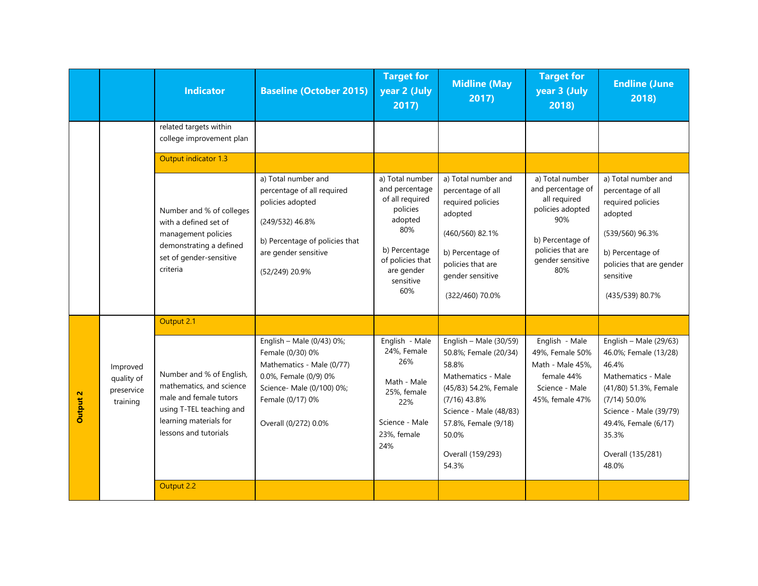| | | Indicator | Baseline (October 2015) | Target for year 2 (July 2017) | Midline (May 2017) | Target for year 3 (July 2018) | Endline (June 2018) |
|---|---|---|---|---|---|---|---|
| | | related targets within college improvement plan | | | | | |
| | | Output indicator 1.3 | | | | | |
| | | Number and % of colleges with a defined set of management policies demonstrating a defined set of gender-sensitive criteria | a) Total number and percentage of all required policies adopted<br><br>(249/532) 46.8%<br><br>b) Percentage of policies that are gender sensitive<br><br>(52/249) 20.9% | a) Total number and percentage of all required policies adopted<br>80%<br><br>b) Percentage of policies that are gender sensitive<br>60% | a) Total number and percentage of all required policies adopted<br><br>(460/560) 82.1%<br><br>b) Percentage of policies that are gender sensitive<br><br>(322/460) 70.0% | a) Total number and percentage of all required policies adopted<br>90%<br><br>b) Percentage of policies that are gender sensitive<br>80% | a) Total number and percentage of all required policies adopted<br><br>(539/560) 96.3%<br><br>b) Percentage of policies that are gender sensitive<br><br>(435/539) 80.7% |
| **Output 2** | Improved quality of preservice training | Output 2.1 | | | | | |
| | | Number and % of English, mathematics, and science male and female tutors using T-TEL teaching and learning materials for lessons and tutorials | English – Male (0/43) 0%; Female (0/30) 0%<br>Mathematics - Male (0/77) 0.0%, Female (0/9) 0%<br>Science- Male (0/100) 0%; Female (0/17) 0%<br><br>Overall (0/272) 0.0% | English - Male 24%, Female 26%<br><br>Math - Male 25%, female 22%<br><br>Science - Male 23%, female 24% | English – Male (30/59) 50.8%; Female (20/34) 58.8%<br>Mathematics - Male (45/83) 54.2%, Female (7/16) 43.8%<br>Science - Male (48/83) 57.8%, Female (9/18) 50.0%<br><br>Overall (159/293) 54.3% | English - Male 49%, Female 50%<br>Math - Male 45%, female 44%<br>Science - Male 45%, female 47% | English – Male (29/63) 46.0%; Female (13/28) 46.4%<br>Mathematics - Male (41/80) 51.3%, Female (7/14) 50.0%<br>Science - Male (39/79) 49.4%, Female (6/17) 35.3%<br><br>Overall (135/281) 48.0% |
| | | Output 2.2 | | | | | |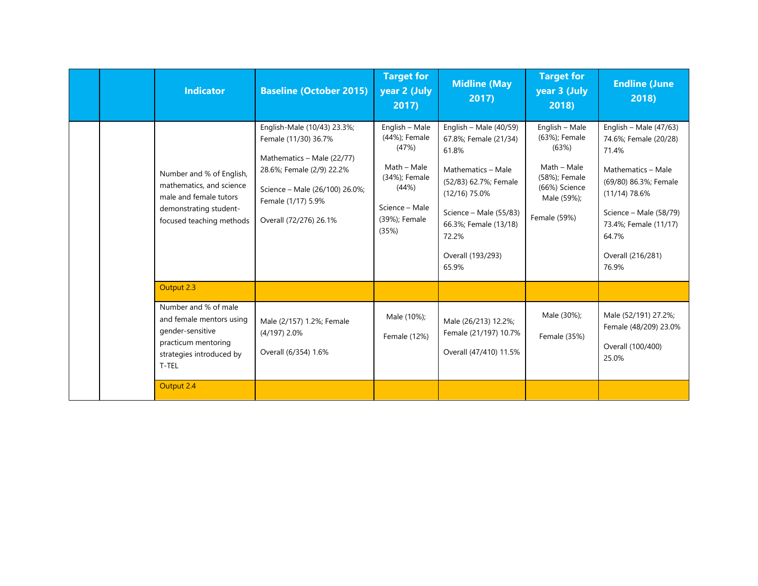| | | Indicator | Baseline (October 2015) | Target for year 2 (July 2017) | Midline (May 2017) | Target for year 3 (July 2018) | Endline (June 2018) |
|---|---|---|---|---|---|---|---|
| | | Number and % of English, mathematics, and science male and female tutors demonstrating student-focused teaching methods | English-Male (10/43) 23.3%; Female (11/30) 36.7%<br><br>Mathematics – Male (22/77) 28.6%; Female (2/9) 22.2%<br><br>Science – Male (26/100) 26.0%; Female (1/17) 5.9%<br><br>Overall (72/276) 26.1% | English – Male (44%); Female (47%)<br><br>Math – Male (34%); Female (44%)<br><br>Science – Male (39%); Female (35%) | English – Male (40/59) 67.8%; Female (21/34) 61.8%<br><br>Mathematics – Male (52/83) 62.7%; Female (12/16) 75.0%<br><br>Science – Male (55/83) 66.3%; Female (13/18) 72.2%<br><br>Overall (193/293) 65.9% | English – Male (63%); Female (63%)<br><br>Math – Male (58%); Female (66%) Science Male (59%);<br><br>Female (59%) | English – Male (47/63) 74.6%; Female (20/28) 71.4%<br><br>Mathematics – Male (69/80) 86.3%; Female (11/14) 78.6%<br><br>Science – Male (58/79) 73.4%; Female (11/17) 64.7%<br><br>Overall (216/281) 76.9% |
| | | Output 2.3 | | | | | |
| | | Number and % of male and female mentors using gender-sensitive practicum mentoring strategies introduced by T-TEL | Male (2/157) 1.2%; Female (4/197) 2.0%<br><br>Overall (6/354) 1.6% | Male (10%);<br><br>Female (12%) | Male (26/213) 12.2%; Female (21/197) 10.7%<br><br>Overall (47/410) 11.5% | Male (30%);<br><br>Female (35%) | Male (52/191) 27.2%; Female (48/209) 23.0%<br><br>Overall (100/400) 25.0% |
| | | Output 2.4 | | | | | |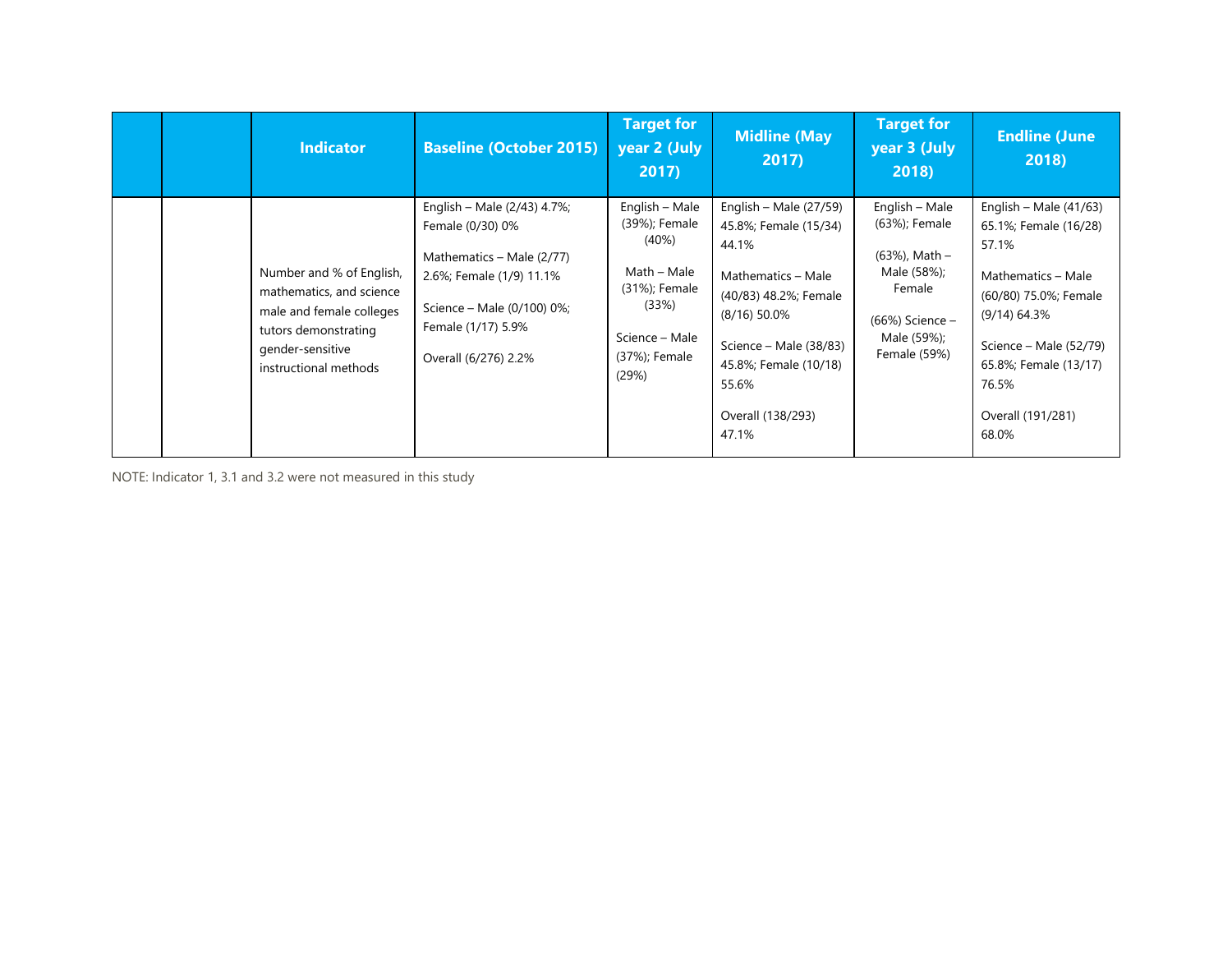|  |  | Indicator | Baseline (October 2015) | Target for year 2 (July 2017) | Midline (May 2017) | Target for year 3 (July 2018) | Endline (June 2018) |
|---|---|---|---|---|---|---|---|
|  |  | Number and % of English, mathematics, and science male and female colleges tutors demonstrating gender-sensitive instructional methods | English – Male (2/43) 4.7%; Female (0/30) 0%<br><br>Mathematics – Male (2/77) 2.6%; Female (1/9) 11.1%<br><br>Science – Male (0/100) 0%; Female (1/17) 5.9%<br><br>Overall (6/276) 2.2% | English – Male (39%); Female (40%)<br><br>Math – Male (31%); Female (33%)<br><br>Science – Male (37%); Female (29%) | English – Male (27/59) 45.8%; Female (15/34) 44.1%<br><br>Mathematics – Male (40/83) 48.2%; Female (8/16) 50.0%<br><br>Science – Male (38/83) 45.8%; Female (10/18) 55.6%<br><br>Overall (138/293) 47.1% | English – Male (63%); Female<br><br>(63%), Math – Male (58%); Female<br><br>(66%) Science – Male (59%); Female (59%) | English – Male (41/63) 65.1%; Female (16/28) 57.1%<br><br>Mathematics – Male (60/80) 75.0%; Female (9/14) 64.3%<br><br>Science – Male (52/79) 65.8%; Female (13/17) 76.5%<br><br>Overall (191/281) 68.0% |

NOTE: Indicator 1, 3.1 and 3.2 were not measured in this study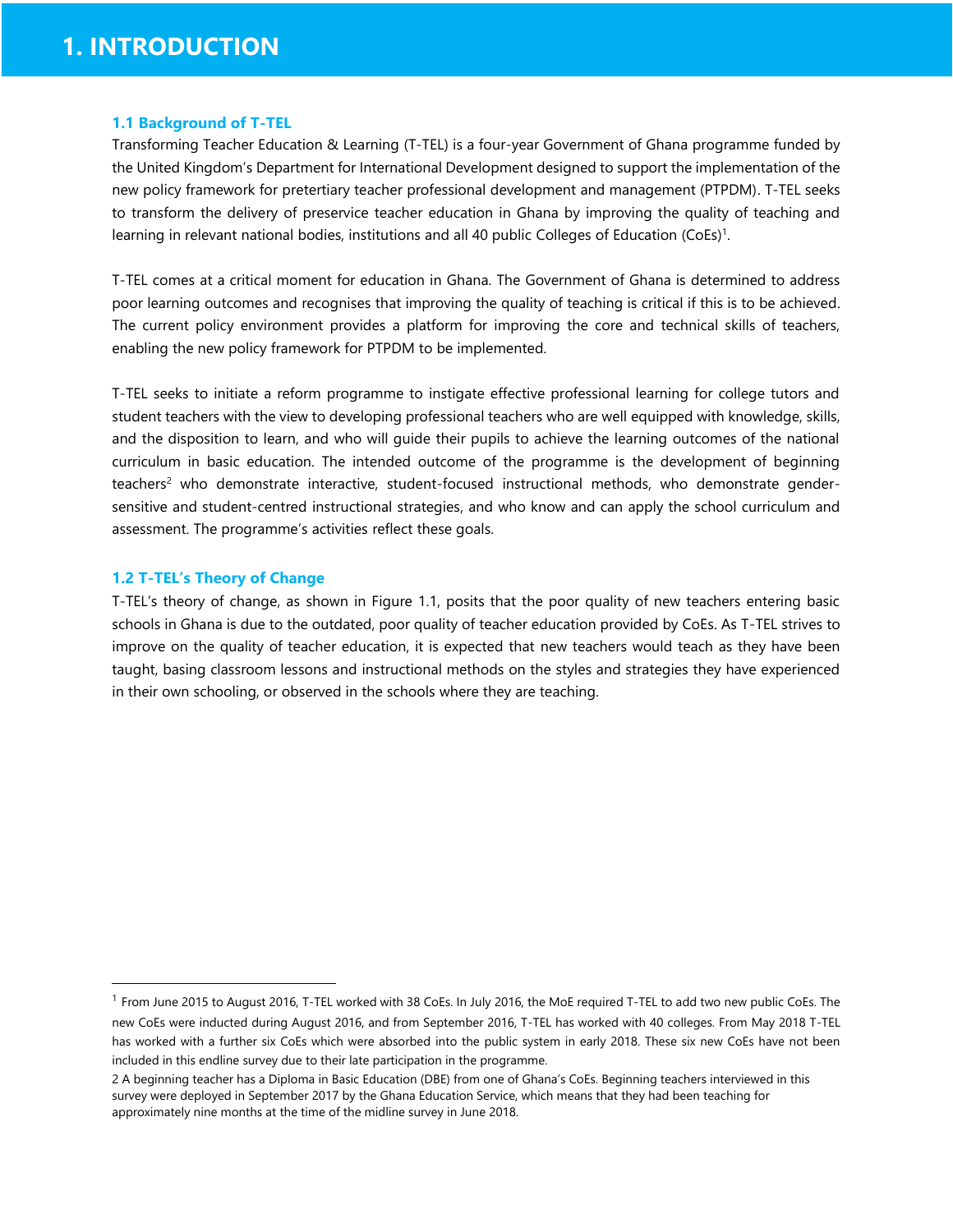# 1. INTRODUCTION

## 1.1 Background of T-TEL

Transforming Teacher Education & Learning (T-TEL) is a four-year Government of Ghana programme funded by the United Kingdom's Department for International Development designed to support the implementation of the new policy framework for pretertiary teacher professional development and management (PTPDM). T-TEL seeks to transform the delivery of preservice teacher education in Ghana by improving the quality of teaching and learning in relevant national bodies, institutions and all 40 public Colleges of Education (CoEs)[1].

T-TEL comes at a critical moment for education in Ghana. The Government of Ghana is determined to address poor learning outcomes and recognises that improving the quality of teaching is critical if this is to be achieved. The current policy environment provides a platform for improving the core and technical skills of teachers, enabling the new policy framework for PTPDM to be implemented.

T-TEL seeks to initiate a reform programme to instigate effective professional learning for college tutors and student teachers with the view to developing professional teachers who are well equipped with knowledge, skills, and the disposition to learn, and who will guide their pupils to achieve the learning outcomes of the national curriculum in basic education. The intended outcome of the programme is the development of beginning teachers[2] who demonstrate interactive, student-focused instructional methods, who demonstrate gender-sensitive and student-centred instructional strategies, and who know and can apply the school curriculum and assessment. The programme's activities reflect these goals.

## 1.2 T-TEL's Theory of Change

T-TEL's theory of change, as shown in Figure 1.1, posits that the poor quality of new teachers entering basic schools in Ghana is due to the outdated, poor quality of teacher education provided by CoEs. As T-TEL strives to improve on the quality of teacher education, it is expected that new teachers would teach as they have been taught, basing classroom lessons and instructional methods on the styles and strategies they have experienced in their own schooling, or observed in the schools where they are teaching.

---

[1] From June 2015 to August 2016, T-TEL worked with 38 CoEs. In July 2016, the MoE required T-TEL to add two new public CoEs. The new CoEs were inducted during August 2016, and from September 2016, T-TEL has worked with 40 colleges. From May 2018 T-TEL has worked with a further six CoEs which were absorbed into the public system in early 2018. These six new CoEs have not been included in this endline survey due to their late participation in the programme.

[2] A beginning teacher has a Diploma in Basic Education (DBE) from one of Ghana's CoEs. Beginning teachers interviewed in this survey were deployed in September 2017 by the Ghana Education Service, which means that they had been teaching for approximately nine months at the time of the midline survey in June 2018.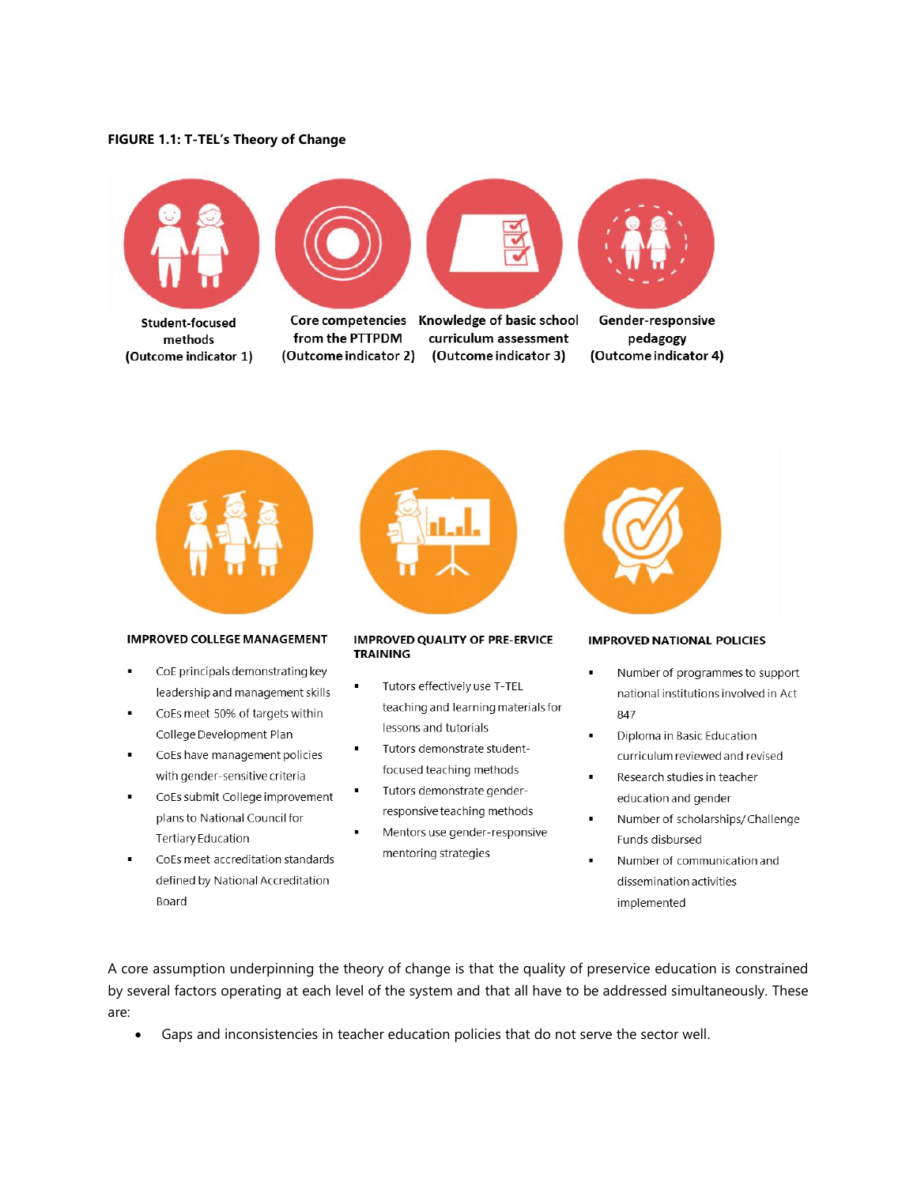**FIGURE 1.1: T-TEL's Theory of Change**

Student-focused methods (Outcome indicator 1)

Core competencies from the PTTPDM (Outcome indicator 2)

Knowledge of basic school curriculum assessment (Outcome indicator 3)

Gender-responsive pedagogy (Outcome indicator 4)

**IMPROVED COLLEGE MANAGEMENT**

- CoE principals demonstrating key leadership and management skills
- CoEs meet 50% of targets within College Development Plan
- CoEs have management policies with gender-sensitive criteria
- CoEs submit College improvement plans to National Council for Tertiary Education
- CoEs meet accreditation standards defined by National Accreditation Board

**IMPROVED QUALITY OF PRE-ERVICE TRAINING**

- Tutors effectively use T-TEL teaching and learning materials for lessons and tutorials
- Tutors demonstrate student-focused teaching methods
- Tutors demonstrate gender-responsive teaching methods
- Mentors use gender-responsive mentoring strategies

**IMPROVED NATIONAL POLICIES**

- Number of programmes to support national institutions involved in Act 847
- Diploma in Basic Education curriculum reviewed and revised
- Research studies in teacher education and gender
- Number of scholarships/ Challenge Funds disbursed
- Number of communication and dissemination activities implemented

A core assumption underpinning the theory of change is that the quality of preservice education is constrained by several factors operating at each level of the system and that all have to be addressed simultaneously. These are:

- Gaps and inconsistencies in teacher education policies that do not serve the sector well.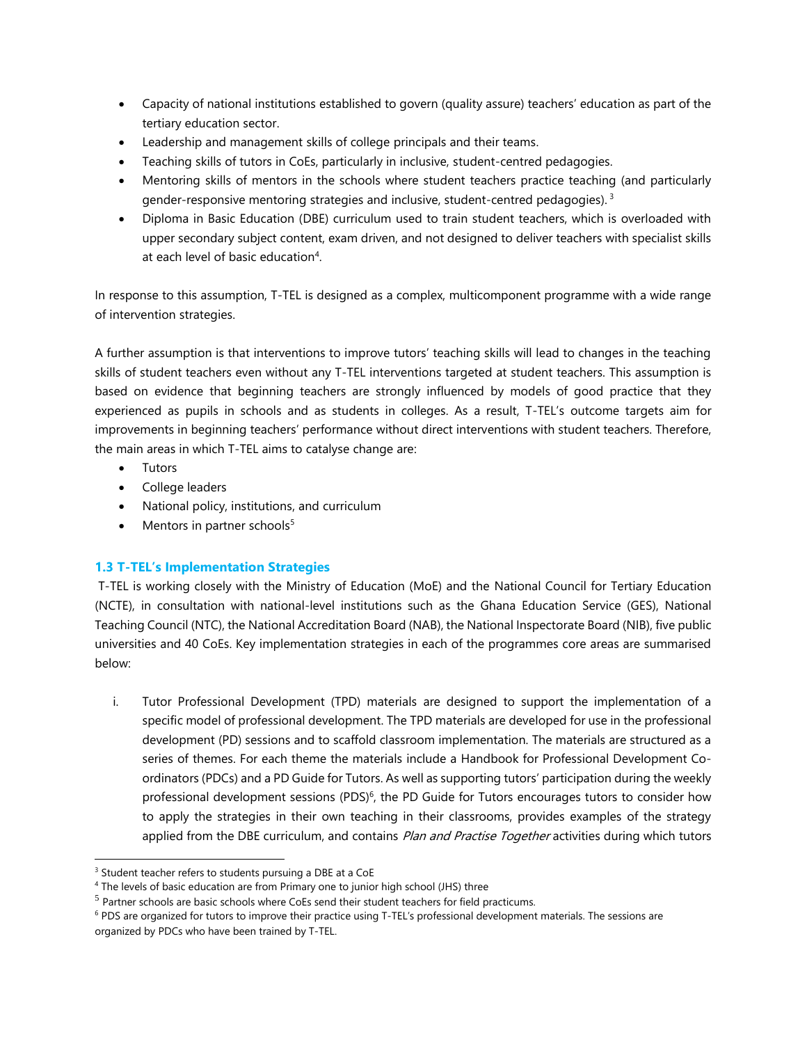- Capacity of national institutions established to govern (quality assure) teachers' education as part of the tertiary education sector.
- Leadership and management skills of college principals and their teams.
- Teaching skills of tutors in CoEs, particularly in inclusive, student-centred pedagogies.
- Mentoring skills of mentors in the schools where student teachers practice teaching (and particularly gender-responsive mentoring strategies and inclusive, student-centred pedagogies).[3]
- Diploma in Basic Education (DBE) curriculum used to train student teachers, which is overloaded with upper secondary subject content, exam driven, and not designed to deliver teachers with specialist skills at each level of basic education[4].

In response to this assumption, T-TEL is designed as a complex, multicomponent programme with a wide range of intervention strategies.

A further assumption is that interventions to improve tutors' teaching skills will lead to changes in the teaching skills of student teachers even without any T-TEL interventions targeted at student teachers. This assumption is based on evidence that beginning teachers are strongly influenced by models of good practice that they experienced as pupils in schools and as students in colleges. As a result, T-TEL's outcome targets aim for improvements in beginning teachers' performance without direct interventions with student teachers. Therefore, the main areas in which T-TEL aims to catalyse change are:

- Tutors
- College leaders
- National policy, institutions, and curriculum
- Mentors in partner schools[5]

### 1.3 T-TEL's Implementation Strategies

T-TEL is working closely with the Ministry of Education (MoE) and the National Council for Tertiary Education (NCTE), in consultation with national-level institutions such as the Ghana Education Service (GES), National Teaching Council (NTC), the National Accreditation Board (NAB), the National Inspectorate Board (NIB), five public universities and 40 CoEs. Key implementation strategies in each of the programmes core areas are summarised below:

i. Tutor Professional Development (TPD) materials are designed to support the implementation of a specific model of professional development. The TPD materials are developed for use in the professional development (PD) sessions and to scaffold classroom implementation. The materials are structured as a series of themes. For each theme the materials include a Handbook for Professional Development Co-ordinators (PDCs) and a PD Guide for Tutors. As well as supporting tutors' participation during the weekly professional development sessions (PDS)[6], the PD Guide for Tutors encourages tutors to consider how to apply the strategies in their own teaching in their classrooms, provides examples of the strategy applied from the DBE curriculum, and contains *Plan and Practise Together* activities during which tutors

---

[3] Student teacher refers to students pursuing a DBE at a CoE

[4] The levels of basic education are from Primary one to junior high school (JHS) three

[5] Partner schools are basic schools where CoEs send their student teachers for field practicums.

[6] PDS are organized for tutors to improve their practice using T-TEL's professional development materials. The sessions are organized by PDCs who have been trained by T-TEL.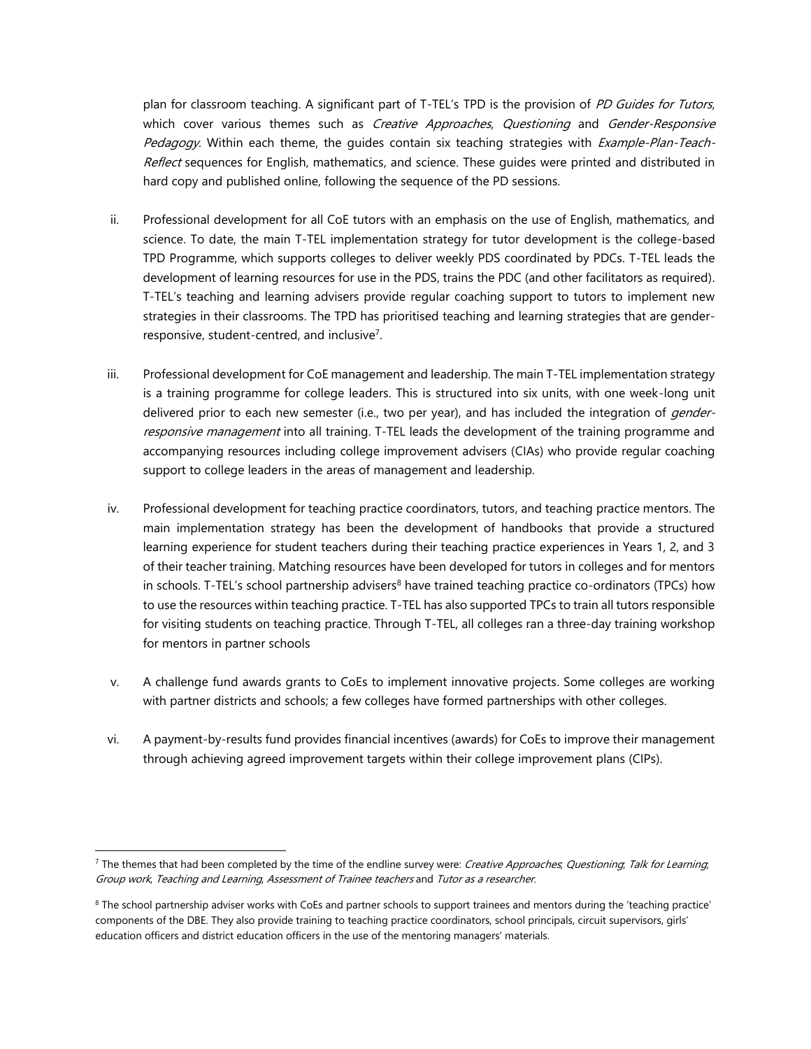plan for classroom teaching. A significant part of T-TEL's TPD is the provision of *PD Guides for Tutors*, which cover various themes such as *Creative Approaches*, *Questioning* and *Gender-Responsive Pedagogy*. Within each theme, the guides contain six teaching strategies with *Example-Plan-Teach-Reflect* sequences for English, mathematics, and science. These guides were printed and distributed in hard copy and published online, following the sequence of the PD sessions.

ii. Professional development for all CoE tutors with an emphasis on the use of English, mathematics, and science. To date, the main T-TEL implementation strategy for tutor development is the college-based TPD Programme, which supports colleges to deliver weekly PDS coordinated by PDCs. T-TEL leads the development of learning resources for use in the PDS, trains the PDC (and other facilitators as required). T-TEL's teaching and learning advisers provide regular coaching support to tutors to implement new strategies in their classrooms. The TPD has prioritised teaching and learning strategies that are gender-responsive, student-centred, and inclusive[7].

iii. Professional development for CoE management and leadership. The main T-TEL implementation strategy is a training programme for college leaders. This is structured into six units, with one week-long unit delivered prior to each new semester (i.e., two per year), and has included the integration of *gender-responsive management* into all training. T-TEL leads the development of the training programme and accompanying resources including college improvement advisers (CIAs) who provide regular coaching support to college leaders in the areas of management and leadership.

iv. Professional development for teaching practice coordinators, tutors, and teaching practice mentors. The main implementation strategy has been the development of handbooks that provide a structured learning experience for student teachers during their teaching practice experiences in Years 1, 2, and 3 of their teacher training. Matching resources have been developed for tutors in colleges and for mentors in schools. T-TEL's school partnership advisers[8] have trained teaching practice co-ordinators (TPCs) how to use the resources within teaching practice. T-TEL has also supported TPCs to train all tutors responsible for visiting students on teaching practice. Through T-TEL, all colleges ran a three-day training workshop for mentors in partner schools

v. A challenge fund awards grants to CoEs to implement innovative projects. Some colleges are working with partner districts and schools; a few colleges have formed partnerships with other colleges.

vi. A payment-by-results fund provides financial incentives (awards) for CoEs to improve their management through achieving agreed improvement targets within their college improvement plans (CIPs).

---

[7] The themes that had been completed by the time of the endline survey were: *Creative Approaches*; *Questioning*; *Talk for Learning*; *Group work*, *Teaching and Learning*, *Assessment of Trainee teachers* and *Tutor as a researcher*.

[8] The school partnership adviser works with CoEs and partner schools to support trainees and mentors during the 'teaching practice' components of the DBE. They also provide training to teaching practice coordinators, school principals, circuit supervisors, girls' education officers and district education officers in the use of the mentoring managers' materials.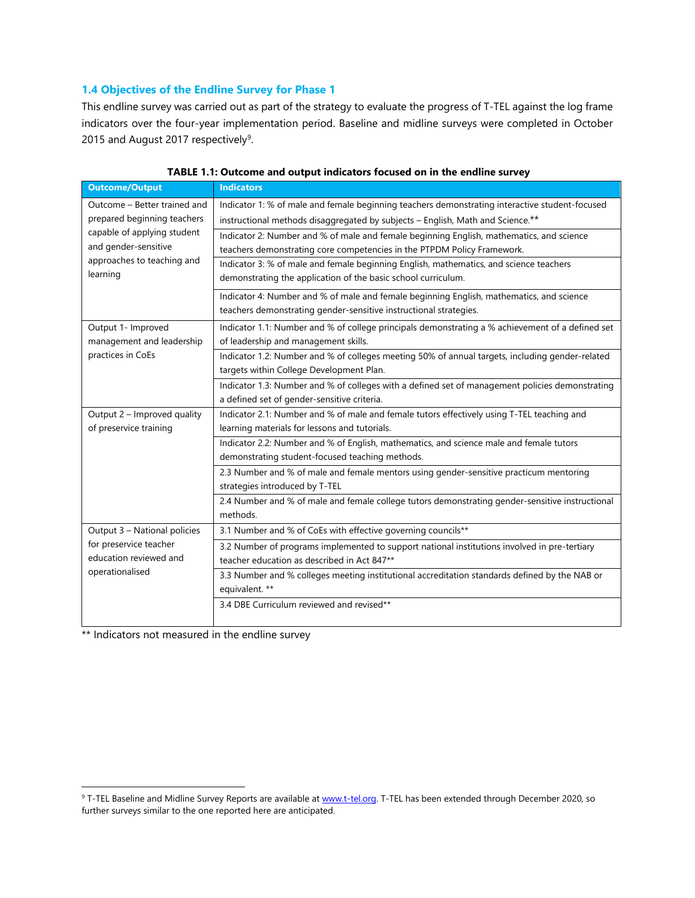### 1.4 Objectives of the Endline Survey for Phase 1

This endline survey was carried out as part of the strategy to evaluate the progress of T-TEL against the log frame indicators over the four-year implementation period. Baseline and midline surveys were completed in October 2015 and August 2017 respectively[9].

**TABLE 1.1: Outcome and output indicators focused on in the endline survey**

| Outcome/Output | Indicators |
|---|---|
| Outcome – Better trained and prepared beginning teachers capable of applying student and gender-sensitive approaches to teaching and learning | Indicator 1: % of male and female beginning teachers demonstrating interactive student-focused instructional methods disaggregated by subjects – English, Math and Science.** |
| | Indicator 2: Number and % of male and female beginning English, mathematics, and science teachers demonstrating core competencies in the PTPDM Policy Framework. |
| | Indicator 3: % of male and female beginning English, mathematics, and science teachers demonstrating the application of the basic school curriculum. |
| | Indicator 4: Number and % of male and female beginning English, mathematics, and science teachers demonstrating gender-sensitive instructional strategies. |
| Output 1- Improved management and leadership practices in CoEs | Indicator 1.1: Number and % of college principals demonstrating a % achievement of a defined set of leadership and management skills. |
| | Indicator 1.2: Number and % of colleges meeting 50% of annual targets, including gender-related targets within College Development Plan. |
| | Indicator 1.3: Number and % of colleges with a defined set of management policies demonstrating a defined set of gender-sensitive criteria. |
| Output 2 – Improved quality of preservice training | Indicator 2.1: Number and % of male and female tutors effectively using T-TEL teaching and learning materials for lessons and tutorials. |
| | Indicator 2.2: Number and % of English, mathematics, and science male and female tutors demonstrating student-focused teaching methods. |
| | 2.3 Number and % of male and female mentors using gender-sensitive practicum mentoring strategies introduced by T-TEL |
| | 2.4 Number and % of male and female college tutors demonstrating gender-sensitive instructional methods. |
| Output 3 – National policies for preservice teacher education reviewed and operationalised | 3.1 Number and % of CoEs with effective governing councils** |
| | 3.2 Number of programs implemented to support national institutions involved in pre-tertiary teacher education as described in Act 847** |
| | 3.3 Number and % colleges meeting institutional accreditation standards defined by the NAB or equivalent. ** |
| | 3.4 DBE Curriculum reviewed and revised** |

** Indicators not measured in the endline survey

[9] T-TEL Baseline and Midline Survey Reports are available at www.t-tel.org. T-TEL has been extended through December 2020, so further surveys similar to the one reported here are anticipated.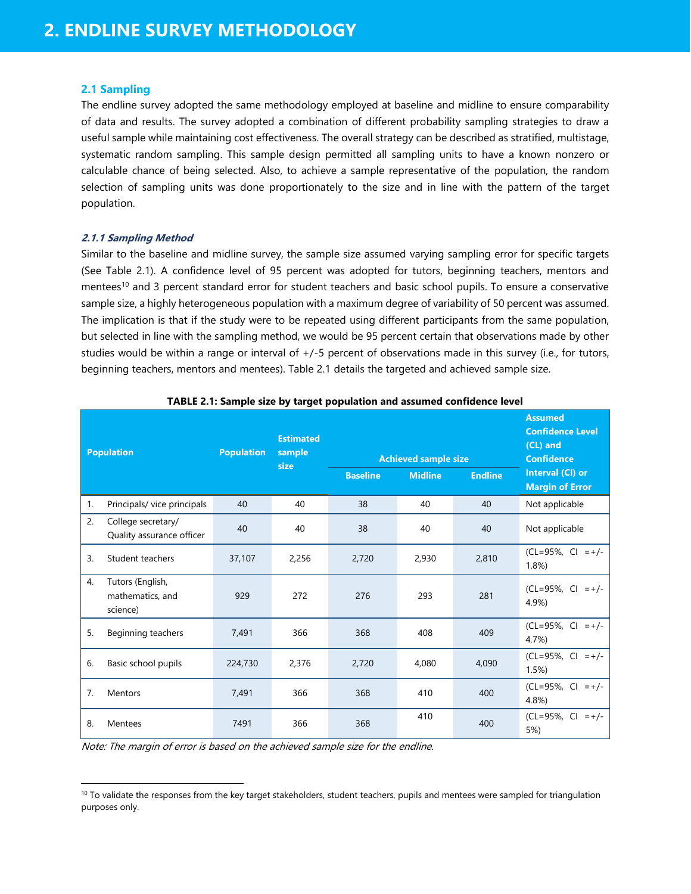# 2. ENDLINE SURVEY METHODOLOGY

## 2.1 Sampling

The endline survey adopted the same methodology employed at baseline and midline to ensure comparability of data and results. The survey adopted a combination of different probability sampling strategies to draw a useful sample while maintaining cost effectiveness. The overall strategy can be described as stratified, multistage, systematic random sampling. This sample design permitted all sampling units to have a known nonzero or calculable chance of being selected. Also, to achieve a sample representative of the population, the random selection of sampling units was done proportionately to the size and in line with the pattern of the target population.

### *2.1.1 Sampling Method*

Similar to the baseline and midline survey, the sample size assumed varying sampling error for specific targets (See Table 2.1). A confidence level of 95 percent was adopted for tutors, beginning teachers, mentors and mentees[10] and 3 percent standard error for student teachers and basic school pupils. To ensure a conservative sample size, a highly heterogeneous population with a maximum degree of variability of 50 percent was assumed. The implication is that if the study were to be repeated using different participants from the same population, but selected in line with the sampling method, we would be 95 percent certain that observations made by other studies would be within a range or interval of +/-5 percent of observations made in this survey (i.e., for tutors, beginning teachers, mentors and mentees). Table 2.1 details the targeted and achieved sample size.

**TABLE 2.1: Sample size by target population and assumed confidence level**

| | Population | Population | Estimated sample size | Achieved sample size | | | Assumed Confidence Level (CL) and Confidence Interval (CI) or Margin of Error |
|---|---|---|---|---|---|---|---|
| | | | | Baseline | Midline | Endline | |
| 1. | Principals/ vice principals | 40 | 40 | 38 | 40 | 40 | Not applicable |
| 2. | College secretary/ Quality assurance officer | 40 | 40 | 38 | 40 | 40 | Not applicable |
| 3. | Student teachers | 37,107 | 2,256 | 2,720 | 2,930 | 2,810 | (CL=95%, CI =+/- 1.8%) |
| 4. | Tutors (English, mathematics, and science) | 929 | 272 | 276 | 293 | 281 | (CL=95%, CI =+/- 4.9%) |
| 5. | Beginning teachers | 7,491 | 366 | 368 | 408 | 409 | (CL=95%, CI =+/- 4.7%) |
| 6. | Basic school pupils | 224,730 | 2,376 | 2,720 | 4,080 | 4,090 | (CL=95%, CI =+/- 1.5%) |
| 7. | Mentors | 7,491 | 366 | 368 | 410 | 400 | (CL=95%, CI =+/- 4.8%) |
| 8. | Mentees | 7491 | 366 | 368 | 410 | 400 | (CL=95%, CI =+/- 5%) |

*Note: The margin of error is based on the achieved sample size for the endline.*

[10] To validate the responses from the key target stakeholders, student teachers, pupils and mentees were sampled for triangulation purposes only.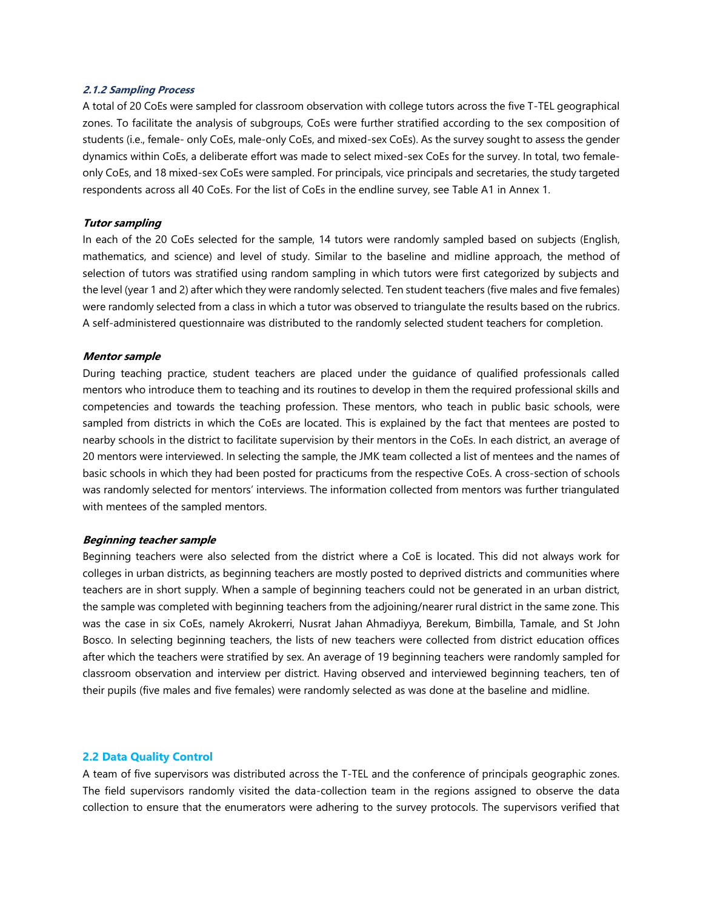#### *2.1.2 Sampling Process*

A total of 20 CoEs were sampled for classroom observation with college tutors across the five T-TEL geographical zones. To facilitate the analysis of subgroups, CoEs were further stratified according to the sex composition of students (i.e., female- only CoEs, male-only CoEs, and mixed-sex CoEs). As the survey sought to assess the gender dynamics within CoEs, a deliberate effort was made to select mixed-sex CoEs for the survey. In total, two female-only CoEs, and 18 mixed-sex CoEs were sampled. For principals, vice principals and secretaries, the study targeted respondents across all 40 CoEs. For the list of CoEs in the endline survey, see Table A1 in Annex 1.

***Tutor sampling***

In each of the 20 CoEs selected for the sample, 14 tutors were randomly sampled based on subjects (English, mathematics, and science) and level of study. Similar to the baseline and midline approach, the method of selection of tutors was stratified using random sampling in which tutors were first categorized by subjects and the level (year 1 and 2) after which they were randomly selected. Ten student teachers (five males and five females) were randomly selected from a class in which a tutor was observed to triangulate the results based on the rubrics. A self-administered questionnaire was distributed to the randomly selected student teachers for completion.

***Mentor sample***

During teaching practice, student teachers are placed under the guidance of qualified professionals called mentors who introduce them to teaching and its routines to develop in them the required professional skills and competencies and towards the teaching profession. These mentors, who teach in public basic schools, were sampled from districts in which the CoEs are located. This is explained by the fact that mentees are posted to nearby schools in the district to facilitate supervision by their mentors in the CoEs. In each district, an average of 20 mentors were interviewed. In selecting the sample, the JMK team collected a list of mentees and the names of basic schools in which they had been posted for practicums from the respective CoEs. A cross-section of schools was randomly selected for mentors' interviews. The information collected from mentors was further triangulated with mentees of the sampled mentors.

***Beginning teacher sample***

Beginning teachers were also selected from the district where a CoE is located. This did not always work for colleges in urban districts, as beginning teachers are mostly posted to deprived districts and communities where teachers are in short supply. When a sample of beginning teachers could not be generated in an urban district, the sample was completed with beginning teachers from the adjoining/nearer rural district in the same zone. This was the case in six CoEs, namely Akrokerri, Nusrat Jahan Ahmadiyya, Berekum, Bimbilla, Tamale, and St John Bosco. In selecting beginning teachers, the lists of new teachers were collected from district education offices after which the teachers were stratified by sex. An average of 19 beginning teachers were randomly sampled for classroom observation and interview per district. Having observed and interviewed beginning teachers, ten of their pupils (five males and five females) were randomly selected as was done at the baseline and midline.

### 2.2 Data Quality Control

A team of five supervisors was distributed across the T-TEL and the conference of principals geographic zones. The field supervisors randomly visited the data-collection team in the regions assigned to observe the data collection to ensure that the enumerators were adhering to the survey protocols. The supervisors verified that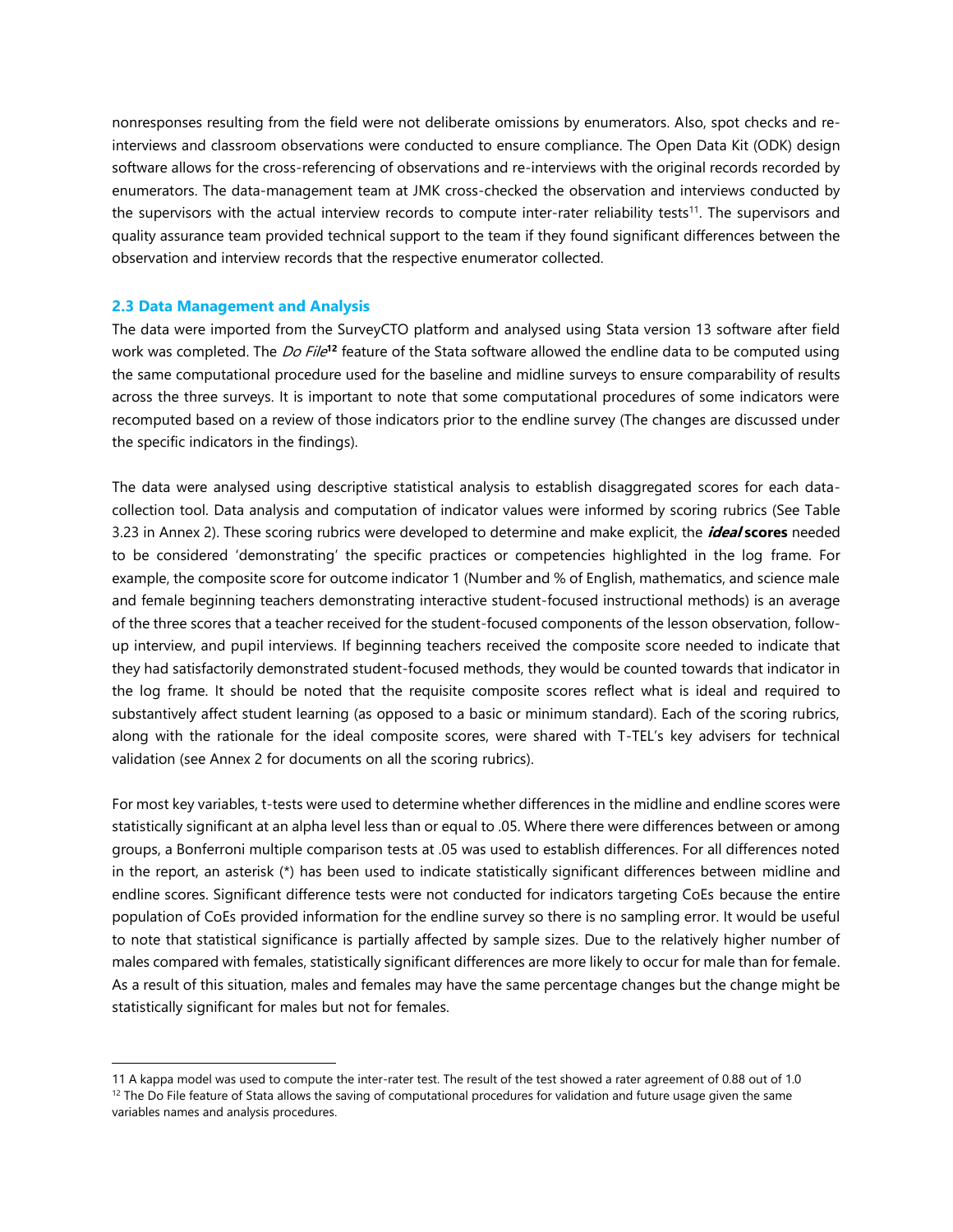nonresponses resulting from the field were not deliberate omissions by enumerators. Also, spot checks and re-interviews and classroom observations were conducted to ensure compliance. The Open Data Kit (ODK) design software allows for the cross-referencing of observations and re-interviews with the original records recorded by enumerators. The data-management team at JMK cross-checked the observation and interviews conducted by the supervisors with the actual interview records to compute inter-rater reliability tests[11]. The supervisors and quality assurance team provided technical support to the team if they found significant differences between the observation and interview records that the respective enumerator collected.

### 2.3 Data Management and Analysis

The data were imported from the SurveyCTO platform and analysed using Stata version 13 software after field work was completed. The *Do File*[12] feature of the Stata software allowed the endline data to be computed using the same computational procedure used for the baseline and midline surveys to ensure comparability of results across the three surveys. It is important to note that some computational procedures of some indicators were recomputed based on a review of those indicators prior to the endline survey (The changes are discussed under the specific indicators in the findings).

The data were analysed using descriptive statistical analysis to establish disaggregated scores for each data-collection tool. Data analysis and computation of indicator values were informed by scoring rubrics (See Table 3.23 in Annex 2). These scoring rubrics were developed to determine and make explicit, the ***ideal* scores** needed to be considered 'demonstrating' the specific practices or competencies highlighted in the log frame. For example, the composite score for outcome indicator 1 (Number and % of English, mathematics, and science male and female beginning teachers demonstrating interactive student-focused instructional methods) is an average of the three scores that a teacher received for the student-focused components of the lesson observation, follow-up interview, and pupil interviews. If beginning teachers received the composite score needed to indicate that they had satisfactorily demonstrated student-focused methods, they would be counted towards that indicator in the log frame. It should be noted that the requisite composite scores reflect what is ideal and required to substantively affect student learning (as opposed to a basic or minimum standard). Each of the scoring rubrics, along with the rationale for the ideal composite scores, were shared with T-TEL's key advisers for technical validation (see Annex 2 for documents on all the scoring rubrics).

For most key variables, t-tests were used to determine whether differences in the midline and endline scores were statistically significant at an alpha level less than or equal to .05. Where there were differences between or among groups, a Bonferroni multiple comparison tests at .05 was used to establish differences. For all differences noted in the report, an asterisk (*) has been used to indicate statistically significant differences between midline and endline scores. Significant difference tests were not conducted for indicators targeting CoEs because the entire population of CoEs provided information for the endline survey so there is no sampling error. It would be useful to note that statistical significance is partially affected by sample sizes. Due to the relatively higher number of males compared with females, statistically significant differences are more likely to occur for male than for female. As a result of this situation, males and females may have the same percentage changes but the change might be statistically significant for males but not for females.

---

11 A kappa model was used to compute the inter-rater test. The result of the test showed a rater agreement of 0.88 out of 1.0

12 The Do File feature of Stata allows the saving of computational procedures for validation and future usage given the same variables names and analysis procedures.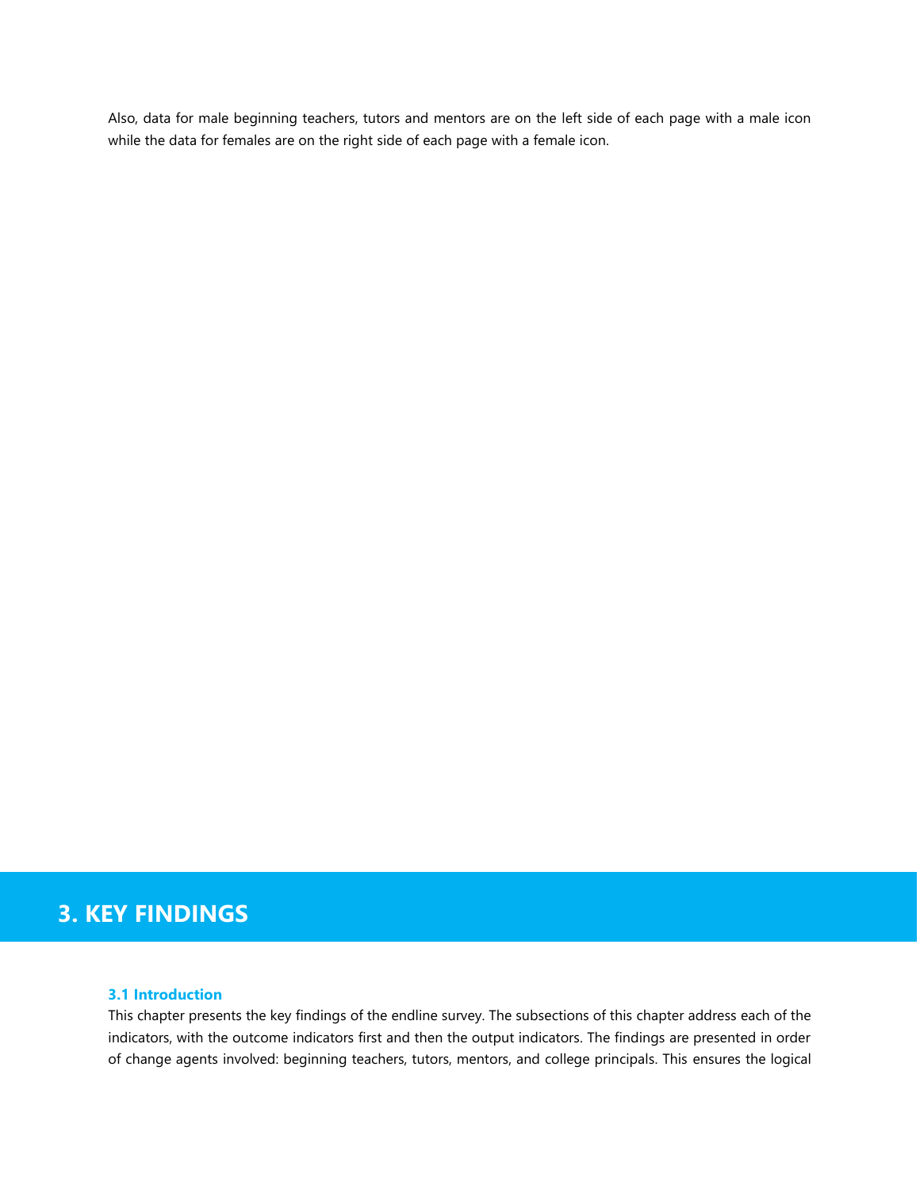Also, data for male beginning teachers, tutors and mentors are on the left side of each page with a male icon while the data for females are on the right side of each page with a female icon.

# 3. KEY FINDINGS

### 3.1 Introduction

This chapter presents the key findings of the endline survey. The subsections of this chapter address each of the indicators, with the outcome indicators first and then the output indicators. The findings are presented in order of change agents involved: beginning teachers, tutors, mentors, and college principals. This ensures the logical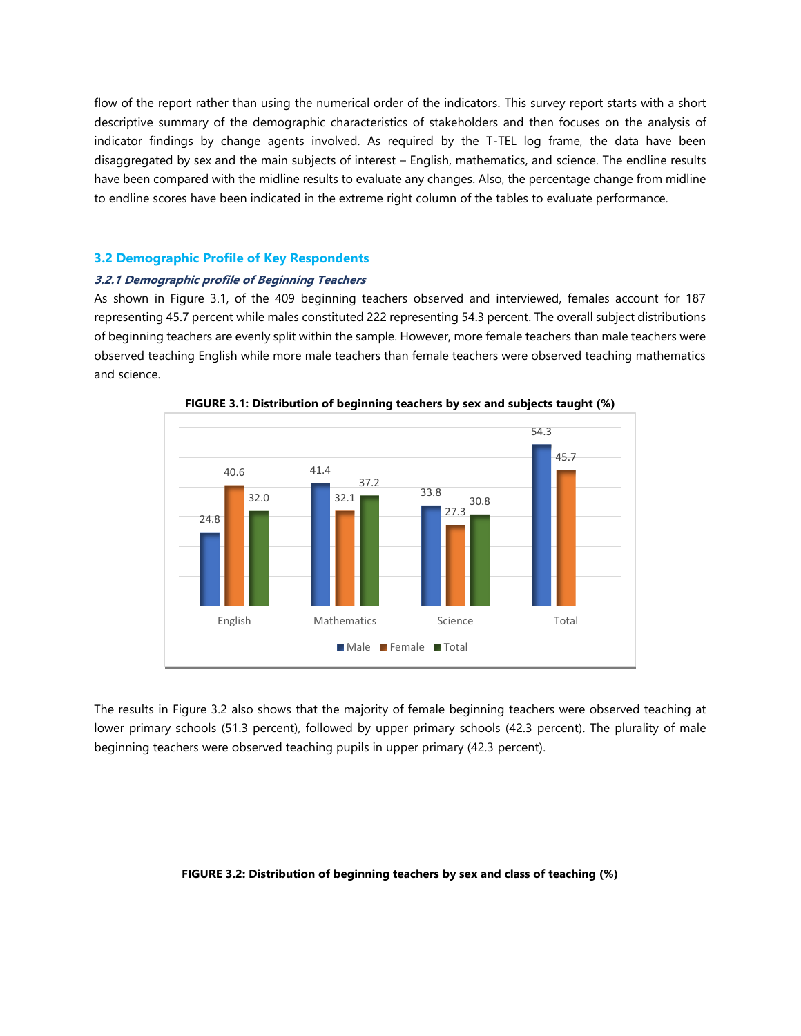flow of the report rather than using the numerical order of the indicators. This survey report starts with a short descriptive summary of the demographic characteristics of stakeholders and then focuses on the analysis of indicator findings by change agents involved. As required by the T-TEL log frame, the data have been disaggregated by sex and the main subjects of interest – English, mathematics, and science. The endline results have been compared with the midline results to evaluate any changes. Also, the percentage change from midline to endline scores have been indicated in the extreme right column of the tables to evaluate performance.

## 3.2 Demographic Profile of Key Respondents

### *3.2.1 Demographic profile of Beginning Teachers*

As shown in Figure 3.1, of the 409 beginning teachers observed and interviewed, females account for 187 representing 45.7 percent while males constituted 222 representing 54.3 percent. The overall subject distributions of beginning teachers are evenly split within the sample. However, more female teachers than male teachers were observed teaching English while more male teachers than female teachers were observed teaching mathematics and science.

**FIGURE 3.1: Distribution of beginning teachers by sex and subjects taught (%)**

| | Male | Female | Total |
|---|---|---|---|
| English | 24.8 | 40.6 | 32.0 |
| Mathematics | 41.4 | 32.1 | 37.2 |
| Science | 33.8 | 27.3 | 30.8 |
| Total | 54.3 | 45.7 | |

The results in Figure 3.2 also shows that the majority of female beginning teachers were observed teaching at lower primary schools (51.3 percent), followed by upper primary schools (42.3 percent). The plurality of male beginning teachers were observed teaching pupils in upper primary (42.3 percent).

**FIGURE 3.2: Distribution of beginning teachers by sex and class of teaching (%)**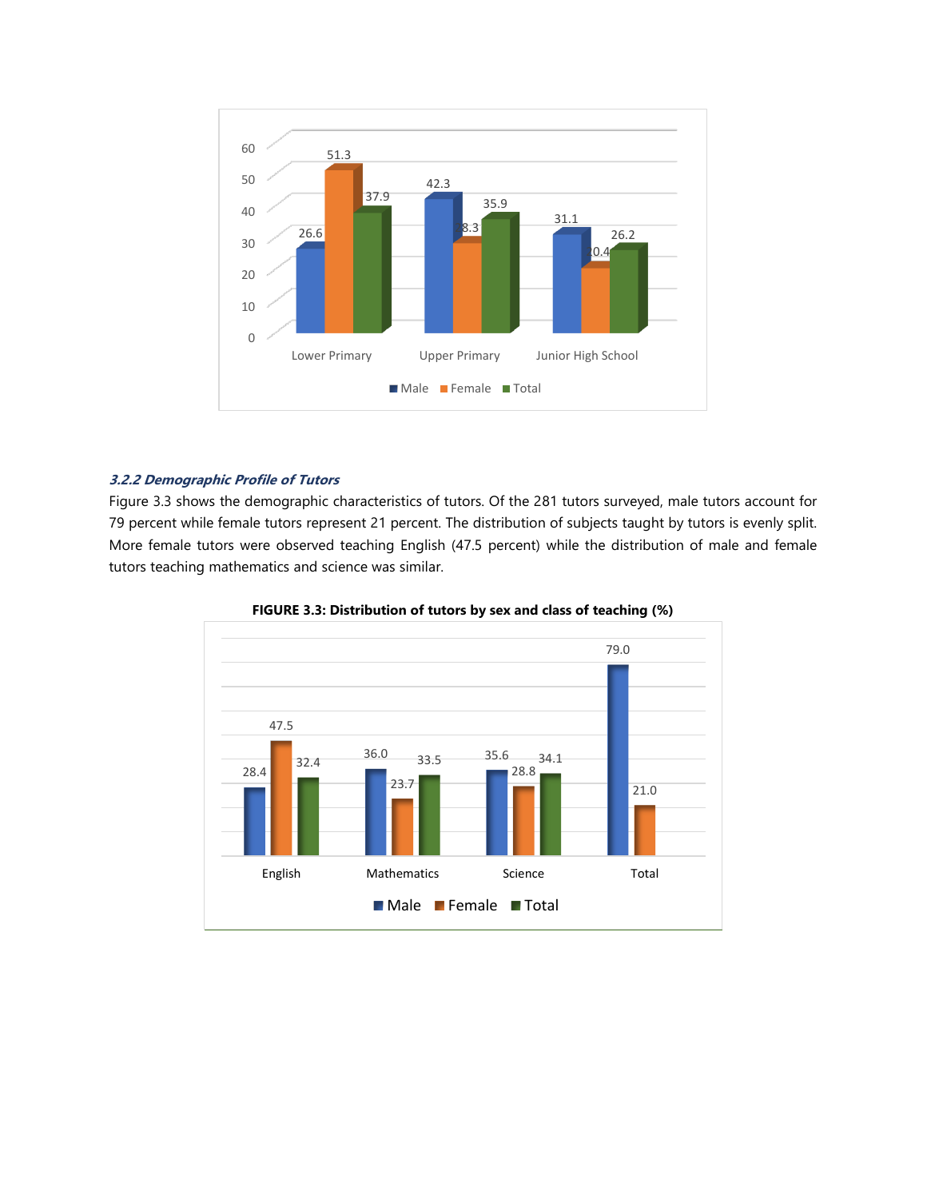| | Male | Female | Total |
|---|---|---|---|
| Lower Primary | 26.6 | 51.3 | 37.9 |
| Upper Primary | 42.3 | 28.3 | 35.9 |
| Junior High School | 31.1 | 20.4 | 26.2 |

### *3.2.2 Demographic Profile of Tutors*

Figure 3.3 shows the demographic characteristics of tutors. Of the 281 tutors surveyed, male tutors account for 79 percent while female tutors represent 21 percent. The distribution of subjects taught by tutors is evenly split. More female tutors were observed teaching English (47.5 percent) while the distribution of male and female tutors teaching mathematics and science was similar.

**FIGURE 3.3: Distribution of tutors by sex and class of teaching (%)**

| | Male | Female | Total |
|---|---|---|---|
| English | 28.4 | 47.5 | 32.4 |
| Mathematics | 36.0 | 23.7 | 33.5 |
| Science | 35.6 | 28.8 | 34.1 |
| Total | 79.0 | 21.0 | |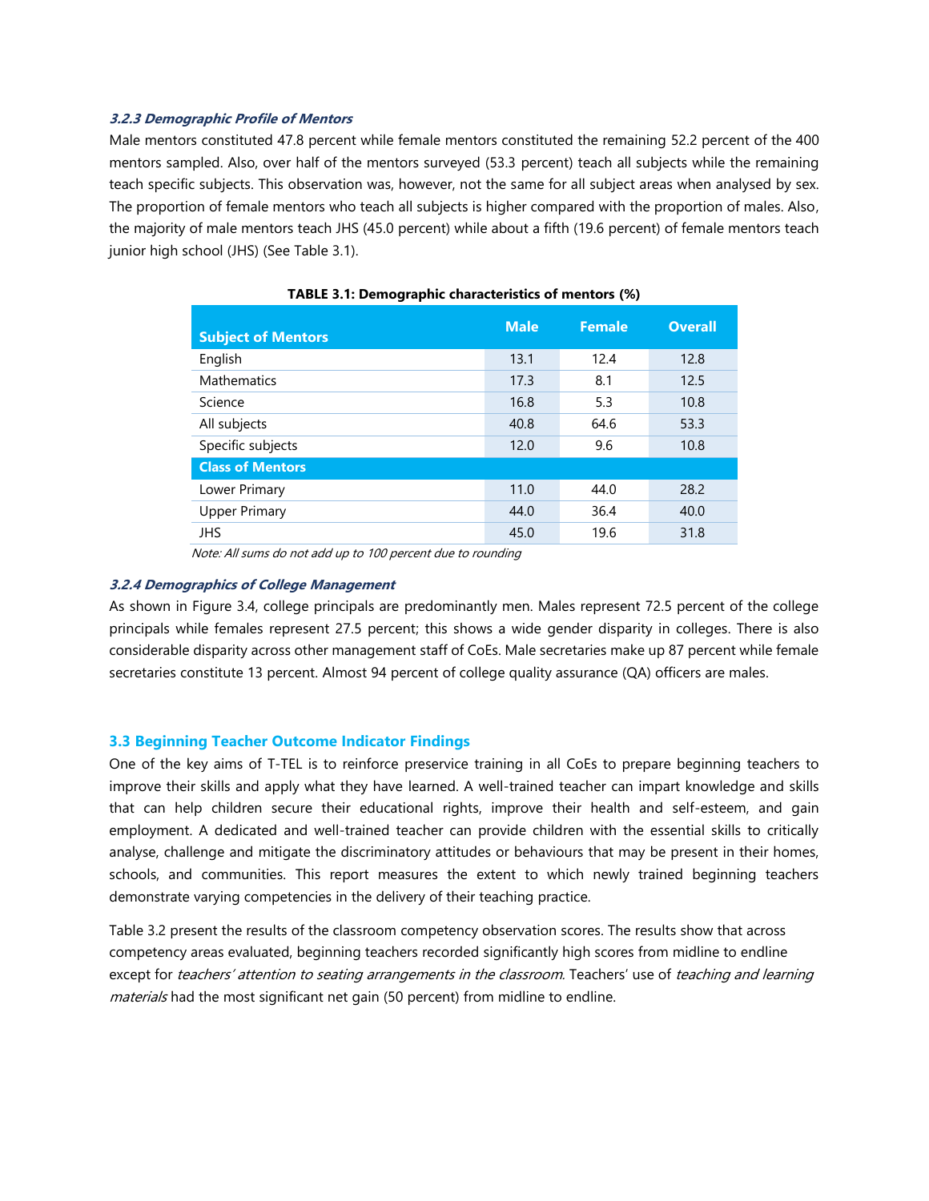#### *3.2.3 Demographic Profile of Mentors*

Male mentors constituted 47.8 percent while female mentors constituted the remaining 52.2 percent of the 400 mentors sampled. Also, over half of the mentors surveyed (53.3 percent) teach all subjects while the remaining teach specific subjects. This observation was, however, not the same for all subject areas when analysed by sex. The proportion of female mentors who teach all subjects is higher compared with the proportion of males. Also, the majority of male mentors teach JHS (45.0 percent) while about a fifth (19.6 percent) of female mentors teach junior high school (JHS) (See Table 3.1).

**TABLE 3.1: Demographic characteristics of mentors (%)**

| Subject of Mentors | Male | Female | Overall |
|---|---|---|---|
| English | 13.1 | 12.4 | 12.8 |
| Mathematics | 17.3 | 8.1 | 12.5 |
| Science | 16.8 | 5.3 | 10.8 |
| All subjects | 40.8 | 64.6 | 53.3 |
| Specific subjects | 12.0 | 9.6 | 10.8 |
| **Class of Mentors** | | | |
| Lower Primary | 11.0 | 44.0 | 28.2 |
| Upper Primary | 44.0 | 36.4 | 40.0 |
| JHS | 45.0 | 19.6 | 31.8 |

*Note: All sums do not add up to 100 percent due to rounding*

#### *3.2.4 Demographics of College Management*

As shown in Figure 3.4, college principals are predominantly men. Males represent 72.5 percent of the college principals while females represent 27.5 percent; this shows a wide gender disparity in colleges. There is also considerable disparity across other management staff of CoEs. Male secretaries make up 87 percent while female secretaries constitute 13 percent. Almost 94 percent of college quality assurance (QA) officers are males.

### 3.3 Beginning Teacher Outcome Indicator Findings

One of the key aims of T-TEL is to reinforce preservice training in all CoEs to prepare beginning teachers to improve their skills and apply what they have learned. A well-trained teacher can impart knowledge and skills that can help children secure their educational rights, improve their health and self-esteem, and gain employment. A dedicated and well-trained teacher can provide children with the essential skills to critically analyse, challenge and mitigate the discriminatory attitudes or behaviours that may be present in their homes, schools, and communities. This report measures the extent to which newly trained beginning teachers demonstrate varying competencies in the delivery of their teaching practice.

Table 3.2 present the results of the classroom competency observation scores. The results show that across competency areas evaluated, beginning teachers recorded significantly high scores from midline to endline except for *teachers' attention to seating arrangements in the classroom*. Teachers' use of *teaching and learning materials* had the most significant net gain (50 percent) from midline to endline.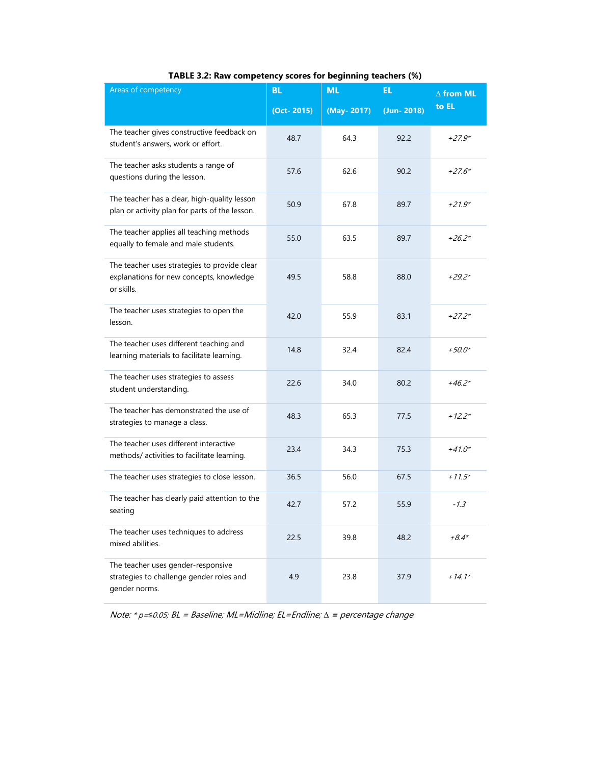**TABLE 3.2: Raw competency scores for beginning teachers (%)**

| Areas of competency | BL (Oct- 2015) | ML (May- 2017) | EL (Jun- 2018) | ∆ from ML to EL |
|---|---|---|---|---|
| The teacher gives constructive feedback on student's answers, work or effort. | 48.7 | 64.3 | 92.2 | *+27.9** |
| The teacher asks students a range of questions during the lesson. | 57.6 | 62.6 | 90.2 | *+27.6** |
| The teacher has a clear, high-quality lesson plan or activity plan for parts of the lesson. | 50.9 | 67.8 | 89.7 | *+21.9** |
| The teacher applies all teaching methods equally to female and male students. | 55.0 | 63.5 | 89.7 | *+26.2** |
| The teacher uses strategies to provide clear explanations for new concepts, knowledge or skills. | 49.5 | 58.8 | 88.0 | *+29.2** |
| The teacher uses strategies to open the lesson. | 42.0 | 55.9 | 83.1 | *+27.2** |
| The teacher uses different teaching and learning materials to facilitate learning. | 14.8 | 32.4 | 82.4 | *+50.0** |
| The teacher uses strategies to assess student understanding. | 22.6 | 34.0 | 80.2 | *+46.2** |
| The teacher has demonstrated the use of strategies to manage a class. | 48.3 | 65.3 | 77.5 | *+12.2** |
| The teacher uses different interactive methods/ activities to facilitate learning. | 23.4 | 34.3 | 75.3 | *+41.0** |
| The teacher uses strategies to close lesson. | 36.5 | 56.0 | 67.5 | *+11.5** |
| The teacher has clearly paid attention to the seating | 42.7 | 57.2 | 55.9 | *-1.3* |
| The teacher uses techniques to address mixed abilities. | 22.5 | 39.8 | 48.2 | *+8.4** |
| The teacher uses gender-responsive strategies to challenge gender roles and gender norms. | 4.9 | 23.8 | 37.9 | *+14.1** |

*Note: * $p \leq 0.05$; BL = Baseline; ML=Midline; EL=Endline; ∆ = percentage change*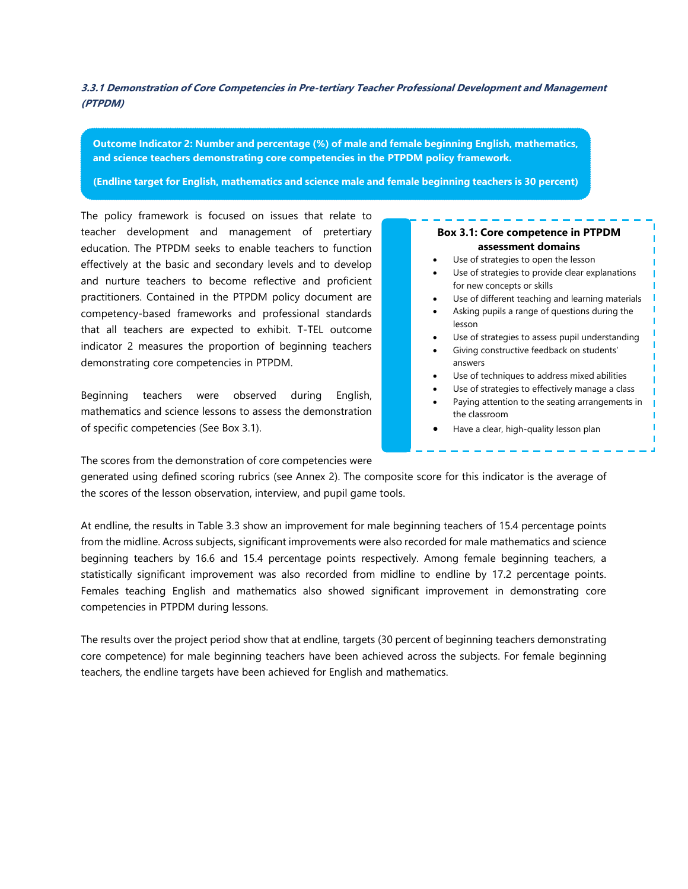### *3.3.1 Demonstration of Core Competencies in Pre-tertiary Teacher Professional Development and Management (PTPDM)*

**Outcome Indicator 2: Number and percentage (%) of male and female beginning English, mathematics, and science teachers demonstrating core competencies in the PTPDM policy framework.**

**(Endline target for English, mathematics and science male and female beginning teachers is 30 percent)**

The policy framework is focused on issues that relate to teacher development and management of pretertiary education. The PTPDM seeks to enable teachers to function effectively at the basic and secondary levels and to develop and nurture teachers to become reflective and proficient practitioners. Contained in the PTPDM policy document are competency-based frameworks and professional standards that all teachers are expected to exhibit. T-TEL outcome indicator 2 measures the proportion of beginning teachers demonstrating core competencies in PTPDM.

Beginning teachers were observed during English, mathematics and science lessons to assess the demonstration of specific competencies (See Box 3.1).

**Box 3.1: Core competence in PTPDM assessment domains**

- Use of strategies to open the lesson
- Use of strategies to provide clear explanations for new concepts or skills
- Use of different teaching and learning materials
- Asking pupils a range of questions during the lesson
- Use of strategies to assess pupil understanding
- Giving constructive feedback on students' answers
- Use of techniques to address mixed abilities
- Use of strategies to effectively manage a class
- Paying attention to the seating arrangements in the classroom
- Have a clear, high-quality lesson plan

The scores from the demonstration of core competencies were generated using defined scoring rubrics (see Annex 2). The composite score for this indicator is the average of the scores of the lesson observation, interview, and pupil game tools.

At endline, the results in Table 3.3 show an improvement for male beginning teachers of 15.4 percentage points from the midline. Across subjects, significant improvements were also recorded for male mathematics and science beginning teachers by 16.6 and 15.4 percentage points respectively. Among female beginning teachers, a statistically significant improvement was also recorded from midline to endline by 17.2 percentage points. Females teaching English and mathematics also showed significant improvement in demonstrating core competencies in PTPDM during lessons.

The results over the project period show that at endline, targets (30 percent of beginning teachers demonstrating core competence) for male beginning teachers have been achieved across the subjects. For female beginning teachers, the endline targets have been achieved for English and mathematics.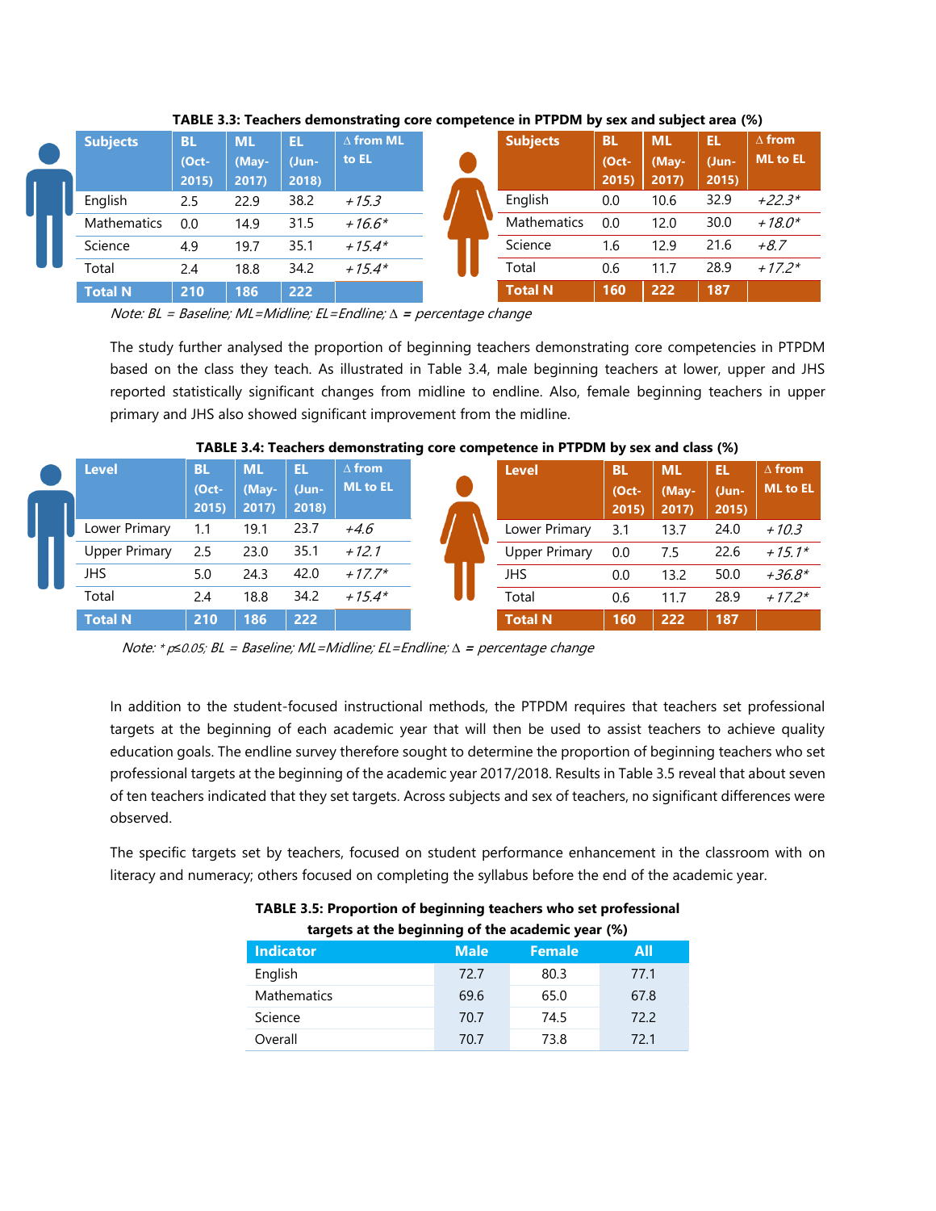**TABLE 3.3: Teachers demonstrating core competence in PTPDM by sex and subject area (%)**

| Subjects | BL (Oct-2015) | ML (May-2017) | EL (Jun-2018) | ∆ from ML to EL |
|---|---|---|---|---|
| English | 2.5 | 22.9 | 38.2 | *+15.3* |
| Mathematics | 0.0 | 14.9 | 31.5 | *+16.6** |
| Science | 4.9 | 19.7 | 35.1 | *+15.4** |
| Total | 2.4 | 18.8 | 34.2 | *+15.4** |
| **Total N** | **210** | **186** | **222** | |

| Subjects | BL (Oct-2015) | ML (May-2017) | EL (Jun-2015) | ∆ from ML to EL |
|---|---|---|---|---|
| English | 0.0 | 10.6 | 32.9 | *+22.3** |
| Mathematics | 0.0 | 12.0 | 30.0 | *+18.0** |
| Science | 1.6 | 12.9 | 21.6 | *+8.7* |
| Total | 0.6 | 11.7 | 28.9 | *+17.2** |
| **Total N** | **160** | **222** | **187** | |

*Note: BL = Baseline; ML=Midline; EL=Endline; ∆ = percentage change*

The study further analysed the proportion of beginning teachers demonstrating core competencies in PTPDM based on the class they teach. As illustrated in Table 3.4, male beginning teachers at lower, upper and JHS reported statistically significant changes from midline to endline. Also, female beginning teachers in upper primary and JHS also showed significant improvement from the midline.

**TABLE 3.4: Teachers demonstrating core competence in PTPDM by sex and class (%)**

| Level | BL (Oct-2015) | ML (May-2017) | EL (Jun-2018) | ∆ from ML to EL |
|---|---|---|---|---|
| Lower Primary | 1.1 | 19.1 | 23.7 | *+4.6* |
| Upper Primary | 2.5 | 23.0 | 35.1 | *+12.1* |
| JHS | 5.0 | 24.3 | 42.0 | *+17.7** |
| Total | 2.4 | 18.8 | 34.2 | *+15.4** |
| **Total N** | **210** | **186** | **222** | |

| Level | BL (Oct-2015) | ML (May-2017) | EL (Jun-2015) | ∆ from ML to EL |
|---|---|---|---|---|
| Lower Primary | 3.1 | 13.7 | 24.0 | *+10.3* |
| Upper Primary | 0.0 | 7.5 | 22.6 | *+15.1** |
| JHS | 0.0 | 13.2 | 50.0 | *+36.8** |
| Total | 0.6 | 11.7 | 28.9 | *+17.2** |
| **Total N** | **160** | **222** | **187** | |

*Note: * $p \leq 0.05$; BL = Baseline; ML=Midline; EL=Endline; ∆ = percentage change*

In addition to the student-focused instructional methods, the PTPDM requires that teachers set professional targets at the beginning of each academic year that will then be used to assist teachers to achieve quality education goals. The endline survey therefore sought to determine the proportion of beginning teachers who set professional targets at the beginning of the academic year 2017/2018. Results in Table 3.5 reveal that about seven of ten teachers indicated that they set targets. Across subjects and sex of teachers, no significant differences were observed.

The specific targets set by teachers, focused on student performance enhancement in the classroom with on literacy and numeracy; others focused on completing the syllabus before the end of the academic year.

**TABLE 3.5: Proportion of beginning teachers who set professional targets at the beginning of the academic year (%)**

| Indicator | Male | Female | All |
|---|---|---|---|
| English | 72.7 | 80.3 | 77.1 |
| Mathematics | 69.6 | 65.0 | 67.8 |
| Science | 70.7 | 74.5 | 72.2 |
| Overall | 70.7 | 73.8 | 72.1 |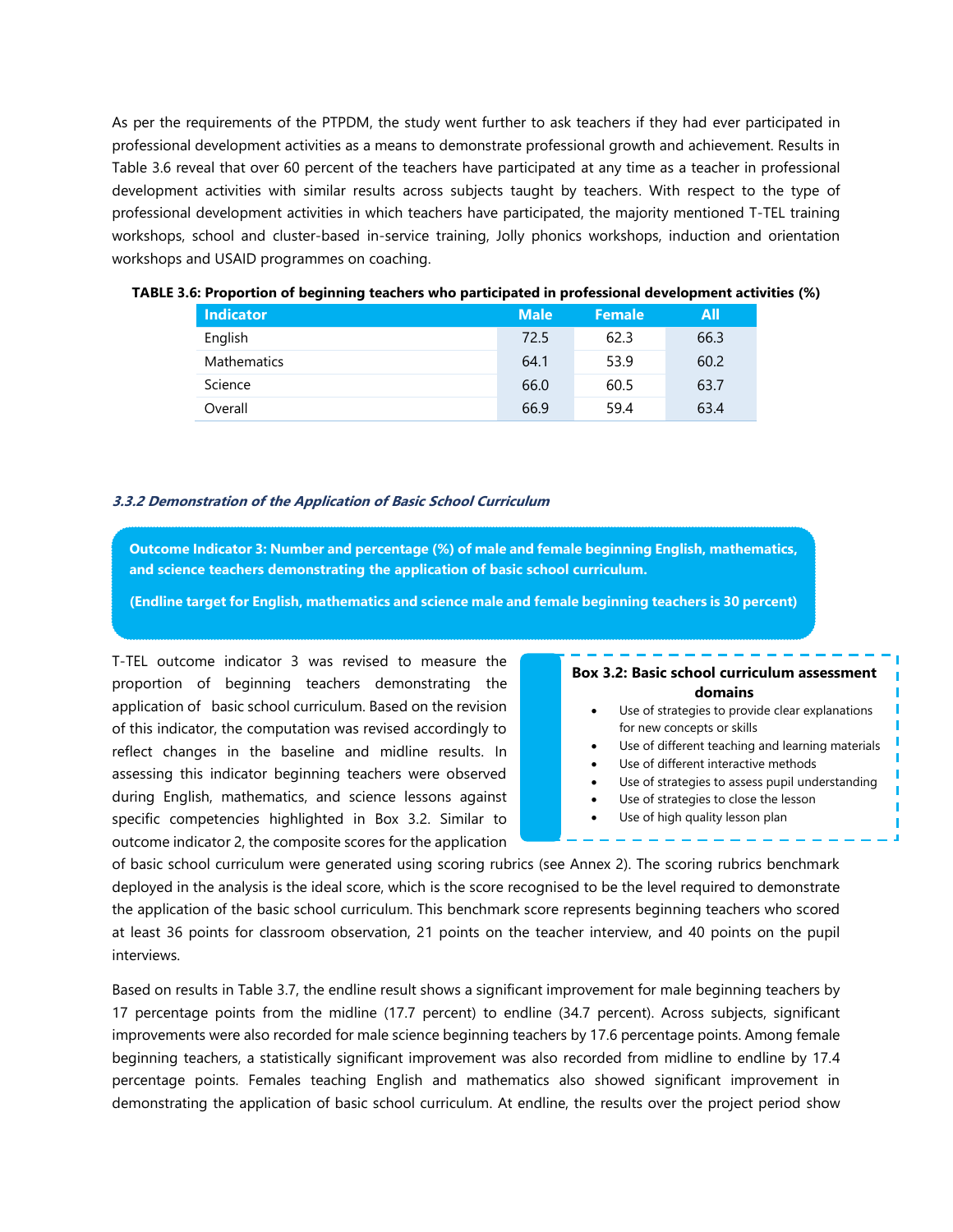As per the requirements of the PTPDM, the study went further to ask teachers if they had ever participated in professional development activities as a means to demonstrate professional growth and achievement. Results in Table 3.6 reveal that over 60 percent of the teachers have participated at any time as a teacher in professional development activities with similar results across subjects taught by teachers. With respect to the type of professional development activities in which teachers have participated, the majority mentioned T-TEL training workshops, school and cluster-based in-service training, Jolly phonics workshops, induction and orientation workshops and USAID programmes on coaching.

**TABLE 3.6: Proportion of beginning teachers who participated in professional development activities (%)**

| Indicator | Male | Female | All |
|---|---|---|---|
| English | 72.5 | 62.3 | 66.3 |
| Mathematics | 64.1 | 53.9 | 60.2 |
| Science | 66.0 | 60.5 | 63.7 |
| Overall | 66.9 | 59.4 | 63.4 |

#### *3.3.2 Demonstration of the Application of Basic School Curriculum*

**Outcome Indicator 3: Number and percentage (%) of male and female beginning English, mathematics, and science teachers demonstrating the application of basic school curriculum.**

**(Endline target for English, mathematics and science male and female beginning teachers is 30 percent)**

**Box 3.2: Basic school curriculum assessment domains**

- Use of strategies to provide clear explanations for new concepts or skills
- Use of different teaching and learning materials
- Use of different interactive methods
- Use of strategies to assess pupil understanding
- Use of strategies to close the lesson
- Use of high quality lesson plan

T-TEL outcome indicator 3 was revised to measure the proportion of beginning teachers demonstrating the application of basic school curriculum. Based on the revision of this indicator, the computation was revised accordingly to reflect changes in the baseline and midline results. In assessing this indicator beginning teachers were observed during English, mathematics, and science lessons against specific competencies highlighted in Box 3.2. Similar to outcome indicator 2, the composite scores for the application of basic school curriculum were generated using scoring rubrics (see Annex 2). The scoring rubrics benchmark deployed in the analysis is the ideal score, which is the score recognised to be the level required to demonstrate the application of the basic school curriculum. This benchmark score represents beginning teachers who scored at least 36 points for classroom observation, 21 points on the teacher interview, and 40 points on the pupil interviews.

Based on results in Table 3.7, the endline result shows a significant improvement for male beginning teachers by 17 percentage points from the midline (17.7 percent) to endline (34.7 percent). Across subjects, significant improvements were also recorded for male science beginning teachers by 17.6 percentage points. Among female beginning teachers, a statistically significant improvement was also recorded from midline to endline by 17.4 percentage points. Females teaching English and mathematics also showed significant improvement in demonstrating the application of basic school curriculum. At endline, the results over the project period show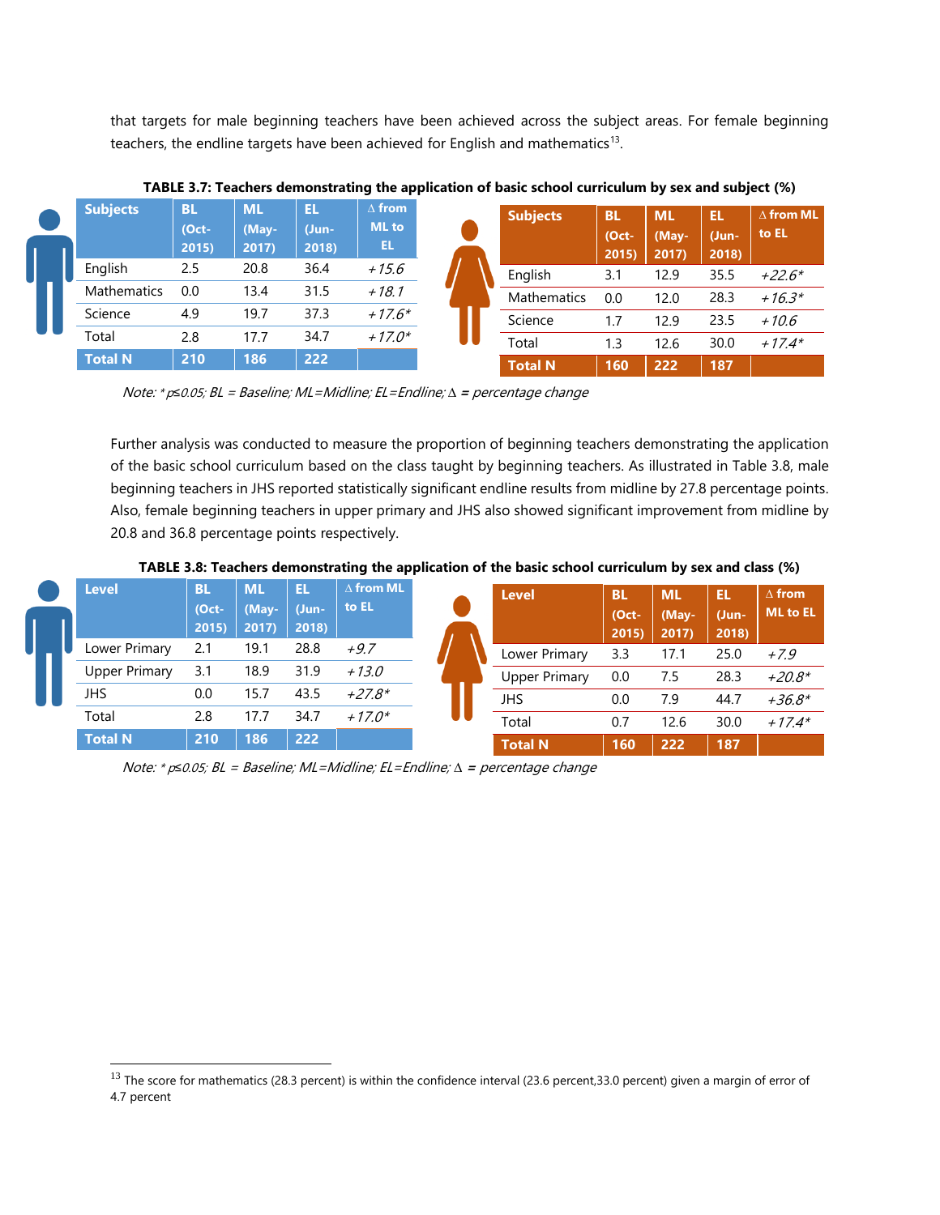that targets for male beginning teachers have been achieved across the subject areas. For female beginning teachers, the endline targets have been achieved for English and mathematics[13].

**TABLE 3.7: Teachers demonstrating the application of basic school curriculum by sex and subject (%)**

| Subjects | BL (Oct-2015) | ML (May-2017) | EL (Jun-2018) | ∆ from ML to EL |
|---|---|---|---|---|
| English | 2.5 | 20.8 | 36.4 | *+15.6* |
| Mathematics | 0.0 | 13.4 | 31.5 | *+18.1* |
| Science | 4.9 | 19.7 | 37.3 | *+17.6\** |
| Total | 2.8 | 17.7 | 34.7 | *+17.0\** |
| **Total N** | **210** | **186** | **222** | |

| Subjects | BL (Oct-2015) | ML (May-2017) | EL (Jun-2018) | ∆ from ML to EL |
|---|---|---|---|---|
| English | 3.1 | 12.9 | 35.5 | *+22.6\** |
| Mathematics | 0.0 | 12.0 | 28.3 | *+16.3\** |
| Science | 1.7 | 12.9 | 23.5 | *+10.6* |
| Total | 1.3 | 12.6 | 30.0 | *+17.4\** |
| **Total N** | **160** | **222** | **187** | |

*Note: \* p≤0.05; BL = Baseline; ML=Midline; EL=Endline; ∆ = percentage change*

Further analysis was conducted to measure the proportion of beginning teachers demonstrating the application of the basic school curriculum based on the class taught by beginning teachers. As illustrated in Table 3.8, male beginning teachers in JHS reported statistically significant endline results from midline by 27.8 percentage points. Also, female beginning teachers in upper primary and JHS also showed significant improvement from midline by 20.8 and 36.8 percentage points respectively.

**TABLE 3.8: Teachers demonstrating the application of the basic school curriculum by sex and class (%)**

| Level | BL (Oct-2015) | ML (May-2017) | EL (Jun-2018) | ∆ from ML to EL |
|---|---|---|---|---|
| Lower Primary | 2.1 | 19.1 | 28.8 | *+9.7* |
| Upper Primary | 3.1 | 18.9 | 31.9 | *+13.0* |
| JHS | 0.0 | 15.7 | 43.5 | *+27.8\** |
| Total | 2.8 | 17.7 | 34.7 | *+17.0\** |
| **Total N** | **210** | **186** | **222** | |

| Level | BL (Oct-2015) | ML (May-2017) | EL (Jun-2018) | ∆ from ML to EL |
|---|---|---|---|---|
| Lower Primary | 3.3 | 17.1 | 25.0 | *+7.9* |
| Upper Primary | 0.0 | 7.5 | 28.3 | *+20.8\** |
| JHS | 0.0 | 7.9 | 44.7 | *+36.8\** |
| Total | 0.7 | 12.6 | 30.0 | *+17.4\** |
| **Total N** | **160** | **222** | **187** | |

*Note: \* p≤0.05; BL = Baseline; ML=Midline; EL=Endline; ∆ = percentage change*

---

[13] The score for mathematics (28.3 percent) is within the confidence interval (23.6 percent,33.0 percent) given a margin of error of 4.7 percent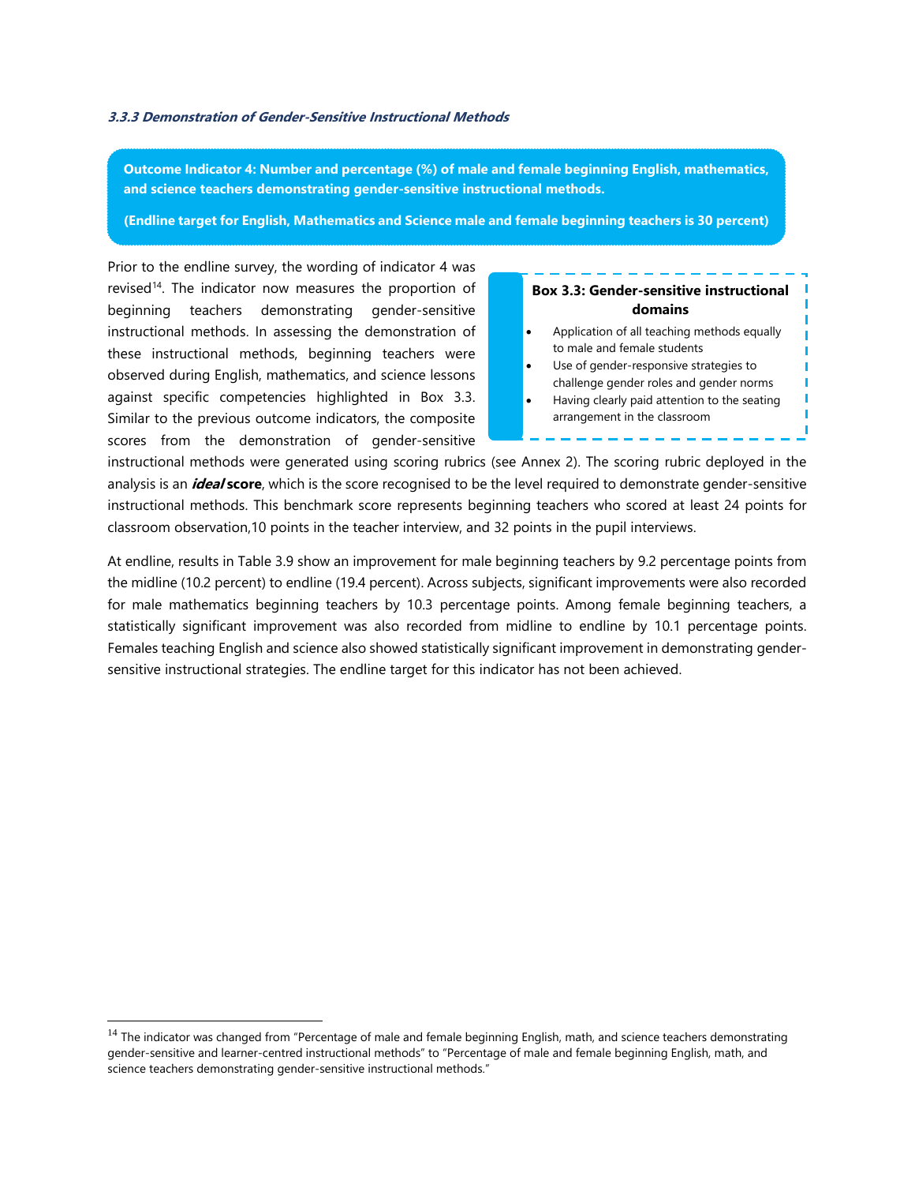### *3.3.3 Demonstration of Gender-Sensitive Instructional Methods*

**Outcome Indicator 4: Number and percentage (%) of male and female beginning English, mathematics, and science teachers demonstrating gender-sensitive instructional methods.**

**(Endline target for English, Mathematics and Science male and female beginning teachers is 30 percent)**

Prior to the endline survey, the wording of indicator 4 was revised[14]. The indicator now measures the proportion of beginning teachers demonstrating gender-sensitive instructional methods. In assessing the demonstration of these instructional methods, beginning teachers were observed during English, mathematics, and science lessons against specific competencies highlighted in Box 3.3. Similar to the previous outcome indicators, the composite scores from the demonstration of gender-sensitive instructional methods were generated using scoring rubrics (see Annex 2). The scoring rubric deployed in the analysis is an ***ideal* score**, which is the score recognised to be the level required to demonstrate gender-sensitive instructional methods. This benchmark score represents beginning teachers who scored at least 24 points for classroom observation,10 points in the teacher interview, and 32 points in the pupil interviews.

> **Box 3.3: Gender-sensitive instructional domains**
>
> - Application of all teaching methods equally to male and female students
> - Use of gender-responsive strategies to challenge gender roles and gender norms
> - Having clearly paid attention to the seating arrangement in the classroom

At endline, results in Table 3.9 show an improvement for male beginning teachers by 9.2 percentage points from the midline (10.2 percent) to endline (19.4 percent). Across subjects, significant improvements were also recorded for male mathematics beginning teachers by 10.3 percentage points. Among female beginning teachers, a statistically significant improvement was also recorded from midline to endline by 10.1 percentage points. Females teaching English and science also showed statistically significant improvement in demonstrating gender-sensitive instructional strategies. The endline target for this indicator has not been achieved.

[14] The indicator was changed from "Percentage of male and female beginning English, math, and science teachers demonstrating gender-sensitive and learner-centred instructional methods" to "Percentage of male and female beginning English, math, and science teachers demonstrating gender-sensitive instructional methods."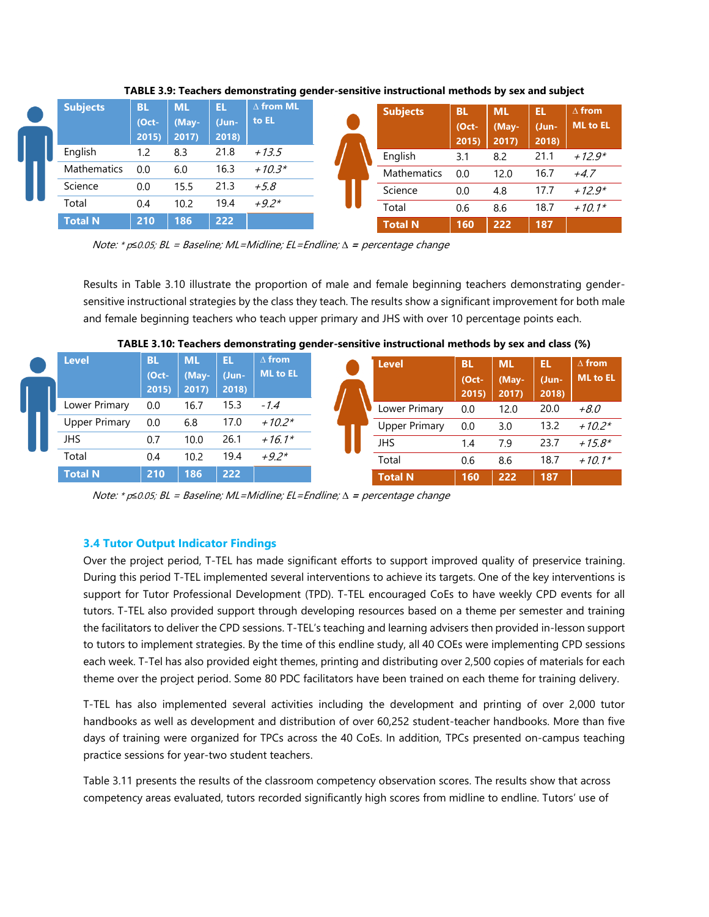**TABLE 3.9: Teachers demonstrating gender-sensitive instructional methods by sex and subject**

Male

| Subjects | BL (Oct-2015) | ML (May-2017) | EL (Jun-2018) | Δ from ML to EL |
|---|---|---|---|---|
| English | 1.2 | 8.3 | 21.8 | *+13.5* |
| Mathematics | 0.0 | 6.0 | 16.3 | *+10.3** |
| Science | 0.0 | 15.5 | 21.3 | *+5.8* |
| Total | 0.4 | 10.2 | 19.4 | *+9.2** |
| **Total N** | **210** | **186** | **222** | |

Female

| Subjects | BL (Oct-2015) | ML (May-2017) | EL (Jun-2018) | Δ from ML to EL |
|---|---|---|---|---|
| English | 3.1 | 8.2 | 21.1 | *+12.9** |
| Mathematics | 0.0 | 12.0 | 16.7 | *+4.7* |
| Science | 0.0 | 4.8 | 17.7 | *+12.9** |
| Total | 0.6 | 8.6 | 18.7 | *+10.1** |
| **Total N** | **160** | **222** | **187** | |

*Note: * p≤0.05; BL = Baseline; ML=Midline; EL=Endline; Δ = percentage change*

Results in Table 3.10 illustrate the proportion of male and female beginning teachers demonstrating gender-sensitive instructional strategies by the class they teach. The results show a significant improvement for both male and female beginning teachers who teach upper primary and JHS with over 10 percentage points each.

**TABLE 3.10: Teachers demonstrating gender-sensitive instructional methods by sex and class (%)**

Male

| Level | BL (Oct-2015) | ML (May-2017) | EL (Jun-2018) | Δ from ML to EL |
|---|---|---|---|---|
| Lower Primary | 0.0 | 16.7 | 15.3 | *-1.4* |
| Upper Primary | 0.0 | 6.8 | 17.0 | *+10.2** |
| JHS | 0.7 | 10.0 | 26.1 | *+16.1** |
| Total | 0.4 | 10.2 | 19.4 | *+9.2** |
| **Total N** | **210** | **186** | **222** | |

Female

| Level | BL (Oct-2015) | ML (May-2017) | EL (Jun-2018) | Δ from ML to EL |
|---|---|---|---|---|
| Lower Primary | 0.0 | 12.0 | 20.0 | *+8.0* |
| Upper Primary | 0.0 | 3.0 | 13.2 | *+10.2** |
| JHS | 1.4 | 7.9 | 23.7 | *+15.8** |
| Total | 0.6 | 8.6 | 18.7 | *+10.1** |
| **Total N** | **160** | **222** | **187** | |

*Note: * p≤0.05; BL = Baseline; ML=Midline; EL=Endline; Δ = percentage change*

### 3.4 Tutor Output Indicator Findings

Over the project period, T-TEL has made significant efforts to support improved quality of preservice training. During this period T-TEL implemented several interventions to achieve its targets. One of the key interventions is support for Tutor Professional Development (TPD). T-TEL encouraged CoEs to have weekly CPD events for all tutors. T-TEL also provided support through developing resources based on a theme per semester and training the facilitators to deliver the CPD sessions. T-TEL's teaching and learning advisers then provided in-lesson support to tutors to implement strategies. By the time of this endline study, all 40 COEs were implementing CPD sessions each week. T-Tel has also provided eight themes, printing and distributing over 2,500 copies of materials for each theme over the project period. Some 80 PDC facilitators have been trained on each theme for training delivery.

T-TEL has also implemented several activities including the development and printing of over 2,000 tutor handbooks as well as development and distribution of over 60,252 student-teacher handbooks. More than five days of training were organized for TPCs across the 40 CoEs. In addition, TPCs presented on-campus teaching practice sessions for year-two student teachers.

Table 3.11 presents the results of the classroom competency observation scores. The results show that across competency areas evaluated, tutors recorded significantly high scores from midline to endline. Tutors' use of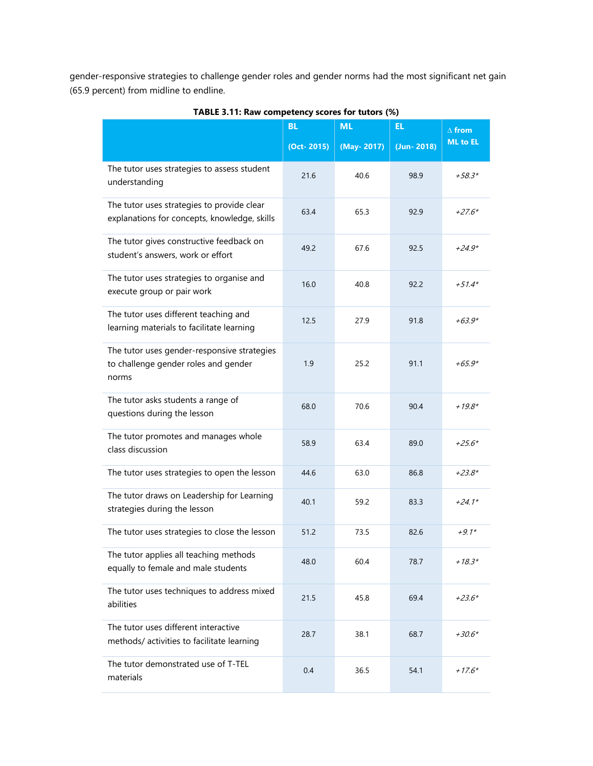gender-responsive strategies to challenge gender roles and gender norms had the most significant net gain (65.9 percent) from midline to endline.

**TABLE 3.11: Raw competency scores for tutors (%)**

| | BL (Oct- 2015) | ML (May- 2017) | EL (Jun- 2018) | ∆ from ML to EL |
|---|---|---|---|---|
| The tutor uses strategies to assess student understanding | 21.6 | 40.6 | 98.9 | *+58.3** |
| The tutor uses strategies to provide clear explanations for concepts, knowledge, skills | 63.4 | 65.3 | 92.9 | *+27.6** |
| The tutor gives constructive feedback on student's answers, work or effort | 49.2 | 67.6 | 92.5 | *+24.9** |
| The tutor uses strategies to organise and execute group or pair work | 16.0 | 40.8 | 92.2 | *+51.4** |
| The tutor uses different teaching and learning materials to facilitate learning | 12.5 | 27.9 | 91.8 | *+63.9** |
| The tutor uses gender-responsive strategies to challenge gender roles and gender norms | 1.9 | 25.2 | 91.1 | *+65.9** |
| The tutor asks students a range of questions during the lesson | 68.0 | 70.6 | 90.4 | *+19.8** |
| The tutor promotes and manages whole class discussion | 58.9 | 63.4 | 89.0 | *+25.6** |
| The tutor uses strategies to open the lesson | 44.6 | 63.0 | 86.8 | *+23.8** |
| The tutor draws on Leadership for Learning strategies during the lesson | 40.1 | 59.2 | 83.3 | *+24.1** |
| The tutor uses strategies to close the lesson | 51.2 | 73.5 | 82.6 | *+9.1** |
| The tutor applies all teaching methods equally to female and male students | 48.0 | 60.4 | 78.7 | *+18.3** |
| The tutor uses techniques to address mixed abilities | 21.5 | 45.8 | 69.4 | *+23.6** |
| The tutor uses different interactive methods/ activities to facilitate learning | 28.7 | 38.1 | 68.7 | *+30.6** |
| The tutor demonstrated use of T-TEL materials | 0.4 | 36.5 | 54.1 | *+17.6** |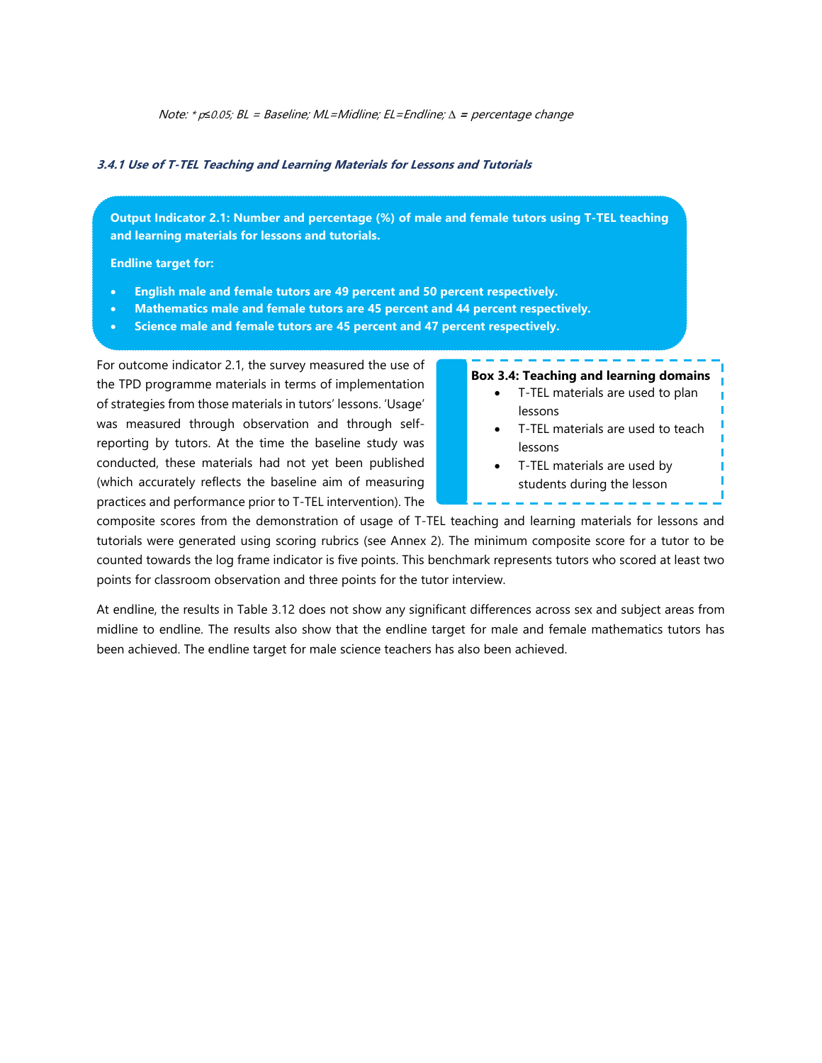*Note: * p≤0.05; BL = Baseline; ML=Midline; EL=Endline; ∆ = percentage change*

#### *3.4.1 Use of T-TEL Teaching and Learning Materials for Lessons and Tutorials*

**Output Indicator 2.1: Number and percentage (%) of male and female tutors using T-TEL teaching and learning materials for lessons and tutorials.**

**Endline target for:**

- **English male and female tutors are 49 percent and 50 percent respectively.**
- **Mathematics male and female tutors are 45 percent and 44 percent respectively.**
- **Science male and female tutors are 45 percent and 47 percent respectively.**

**Box 3.4: Teaching and learning domains**

- T-TEL materials are used to plan lessons
- T-TEL materials are used to teach lessons
- T-TEL materials are used by students during the lesson

For outcome indicator 2.1, the survey measured the use of the TPD programme materials in terms of implementation of strategies from those materials in tutors' lessons. 'Usage' was measured through observation and through self-reporting by tutors. At the time the baseline study was conducted, these materials had not yet been published (which accurately reflects the baseline aim of measuring practices and performance prior to T-TEL intervention). The composite scores from the demonstration of usage of T-TEL teaching and learning materials for lessons and tutorials were generated using scoring rubrics (see Annex 2). The minimum composite score for a tutor to be counted towards the log frame indicator is five points. This benchmark represents tutors who scored at least two points for classroom observation and three points for the tutor interview.

At endline, the results in Table 3.12 does not show any significant differences across sex and subject areas from midline to endline. The results also show that the endline target for male and female mathematics tutors has been achieved. The endline target for male science teachers has also been achieved.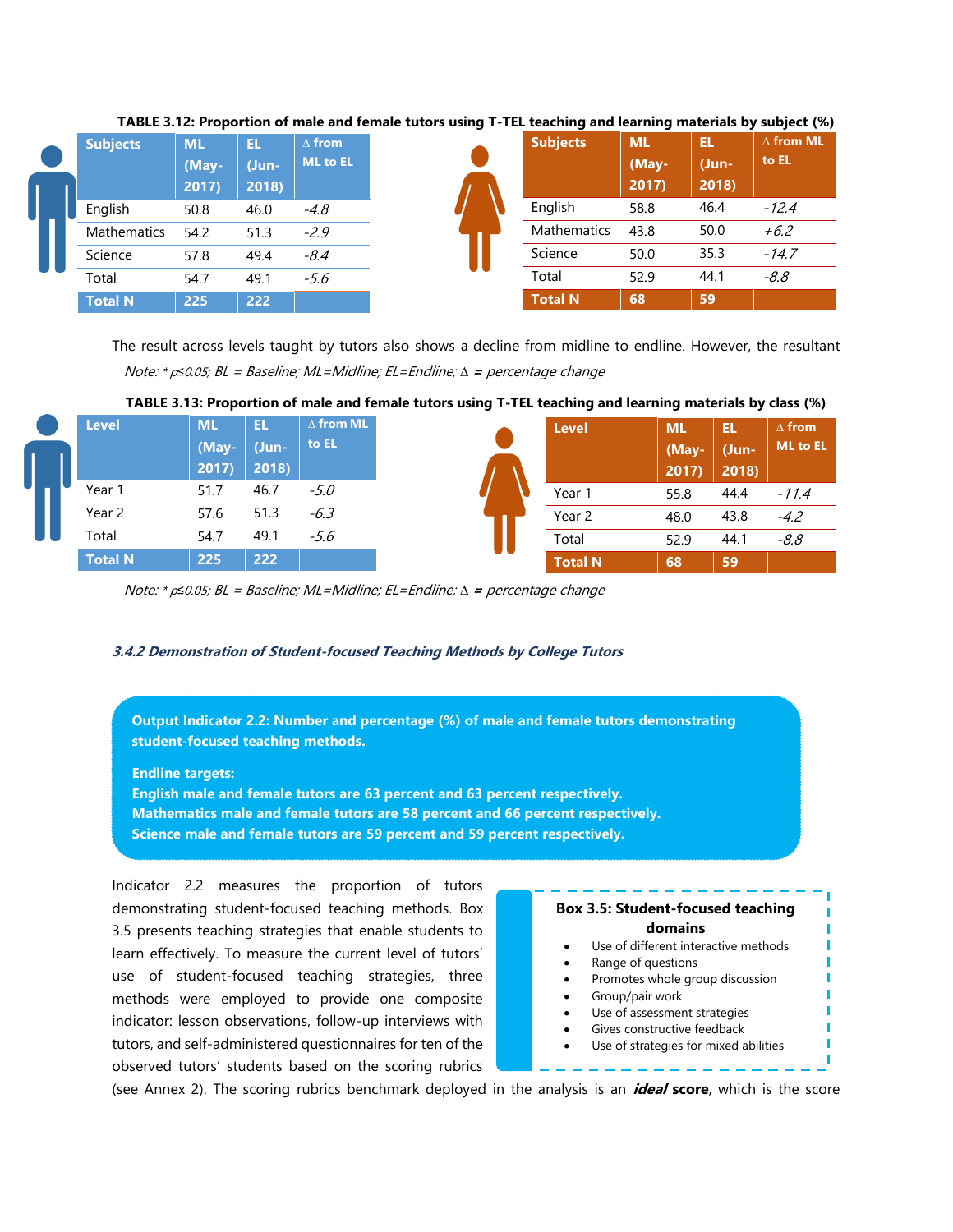**TABLE 3.12: Proportion of male and female tutors using T-TEL teaching and learning materials by subject (%)**

| Subjects | ML (May-2017) | EL (Jun-2018) | ∆ from ML to EL |
|---|---|---|---|
| English | 50.8 | 46.0 | *-4.8* |
| Mathematics | 54.2 | 51.3 | *-2.9* |
| Science | 57.8 | 49.4 | *-8.4* |
| Total | 54.7 | 49.1 | *-5.6* |
| **Total N** | **225** | **222** | |

| Subjects | ML (May-2017) | EL (Jun-2018) | ∆ from ML to EL |
|---|---|---|---|
| English | 58.8 | 46.4 | *-12.4* |
| Mathematics | 43.8 | 50.0 | *+6.2* |
| Science | 50.0 | 35.3 | *-14.7* |
| Total | 52.9 | 44.1 | *-8.8* |
| **Total N** | **68** | **59** | |

The result across levels taught by tutors also shows a decline from midline to endline. However, the resultant

*Note: * p≤0.05; BL = Baseline; ML=Midline; EL=Endline; ∆ = percentage change*

**TABLE 3.13: Proportion of male and female tutors using T-TEL teaching and learning materials by class (%)**

| Level | ML (May-2017) | EL (Jun-2018) | ∆ from ML to EL |
|---|---|---|---|
| Year 1 | 51.7 | 46.7 | *-5.0* |
| Year 2 | 57.6 | 51.3 | *-6.3* |
| Total | 54.7 | 49.1 | *-5.6* |
| **Total N** | **225** | **222** | |

| Level | ML (May-2017) | EL (Jun-2018) | ∆ from ML to EL |
|---|---|---|---|
| Year 1 | 55.8 | 44.4 | *-11.4* |
| Year 2 | 48.0 | 43.8 | *-4.2* |
| Total | 52.9 | 44.1 | *-8.8* |
| **Total N** | **68** | **59** | |

*Note: * p≤0.05; BL = Baseline; ML=Midline; EL=Endline; ∆ = percentage change*

### *3.4.2 Demonstration of Student-focused Teaching Methods by College Tutors*

**Output Indicator 2.2: Number and percentage (%) of male and female tutors demonstrating student-focused teaching methods.**

**Endline targets:**
**English male and female tutors are 63 percent and 63 percent respectively.**
**Mathematics male and female tutors are 58 percent and 66 percent respectively.**
**Science male and female tutors are 59 percent and 59 percent respectively.**

**Box 3.5: Student-focused teaching domains**

- Use of different interactive methods
- Range of questions
- Promotes whole group discussion
- Group/pair work
- Use of assessment strategies
- Gives constructive feedback
- Use of strategies for mixed abilities

Indicator 2.2 measures the proportion of tutors demonstrating student-focused teaching methods. Box 3.5 presents teaching strategies that enable students to learn effectively. To measure the current level of tutors' use of student-focused teaching strategies, three methods were employed to provide one composite indicator: lesson observations, follow-up interviews with tutors, and self-administered questionnaires for ten of the observed tutors' students based on the scoring rubrics (see Annex 2). The scoring rubrics benchmark deployed in the analysis is an ***ideal* score**, which is the score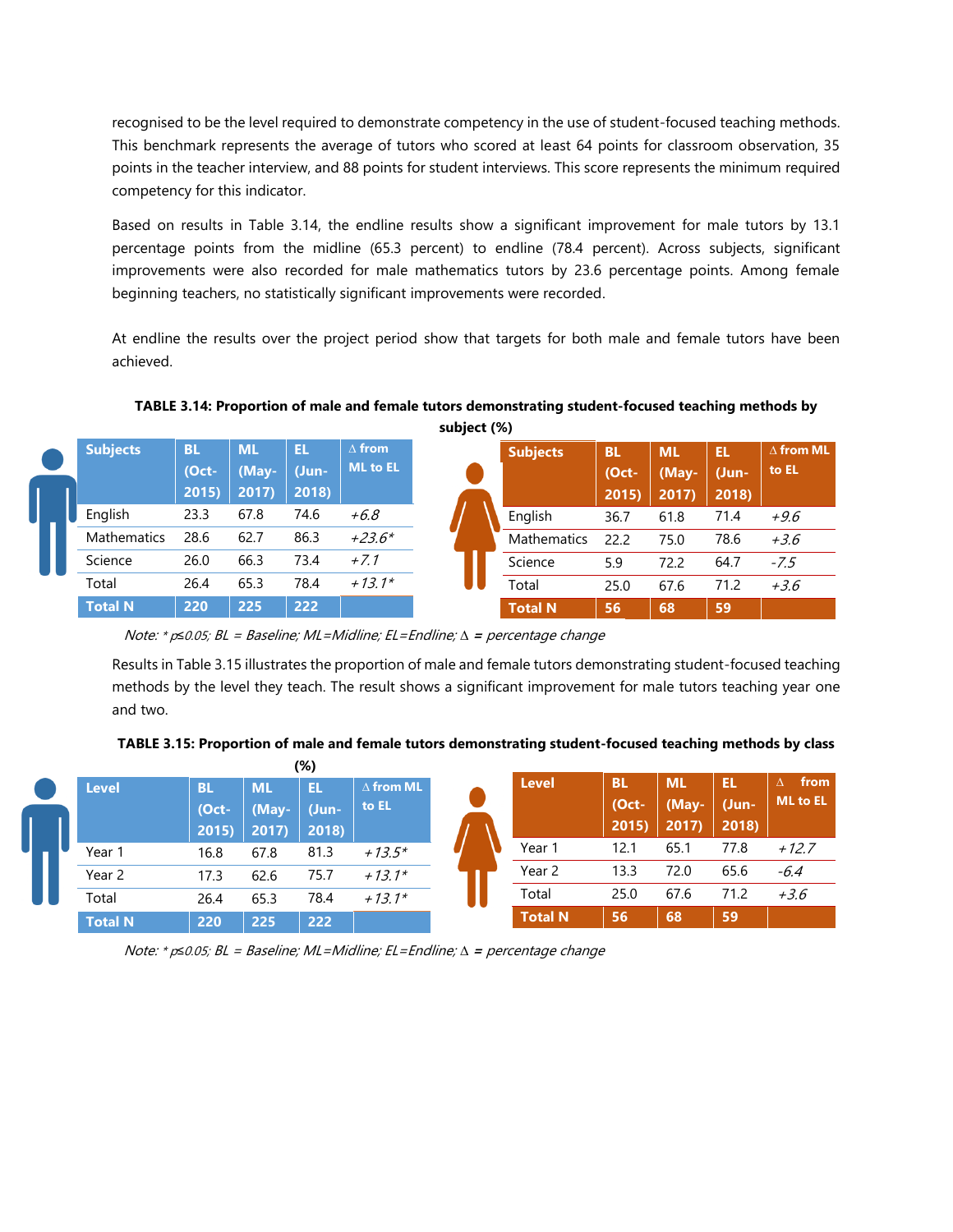recognised to be the level required to demonstrate competency in the use of student-focused teaching methods. This benchmark represents the average of tutors who scored at least 64 points for classroom observation, 35 points in the teacher interview, and 88 points for student interviews. This score represents the minimum required competency for this indicator.

Based on results in Table 3.14, the endline results show a significant improvement for male tutors by 13.1 percentage points from the midline (65.3 percent) to endline (78.4 percent). Across subjects, significant improvements were also recorded for male mathematics tutors by 23.6 percentage points. Among female beginning teachers, no statistically significant improvements were recorded.

At endline the results over the project period show that targets for both male and female tutors have been achieved.

**TABLE 3.14: Proportion of male and female tutors demonstrating student-focused teaching methods by subject (%)**

Male tutors:

| Subjects | BL (Oct-2015) | ML (May-2017) | EL (Jun-2018) | ∆ from ML to EL |
|---|---|---|---|---|
| English | 23.3 | 67.8 | 74.6 | *+6.8* |
| Mathematics | 28.6 | 62.7 | 86.3 | *+23.6** |
| Science | 26.0 | 66.3 | 73.4 | *+7.1* |
| Total | 26.4 | 65.3 | 78.4 | *+13.1** |
| **Total N** | **220** | **225** | **222** | |

Female tutors:

| Subjects | BL (Oct-2015) | ML (May-2017) | EL (Jun-2018) | ∆ from ML to EL |
|---|---|---|---|---|
| English | 36.7 | 61.8 | 71.4 | *+9.6* |
| Mathematics | 22.2 | 75.0 | 78.6 | *+3.6* |
| Science | 5.9 | 72.2 | 64.7 | *-7.5* |
| Total | 25.0 | 67.6 | 71.2 | *+3.6* |
| **Total N** | **56** | **68** | **59** | |

*Note: * $p \leq 0.05$; BL = Baseline; ML=Midline; EL=Endline; ∆ = percentage change*

Results in Table 3.15 illustrates the proportion of male and female tutors demonstrating student-focused teaching methods by the level they teach. The result shows a significant improvement for male tutors teaching year one and two.

**TABLE 3.15: Proportion of male and female tutors demonstrating student-focused teaching methods by class (%)**

Male tutors:

| Level | BL (Oct-2015) | ML (May-2017) | EL (Jun-2018) | ∆ from ML to EL |
|---|---|---|---|---|
| Year 1 | 16.8 | 67.8 | 81.3 | *+13.5** |
| Year 2 | 17.3 | 62.6 | 75.7 | *+13.1** |
| Total | 26.4 | 65.3 | 78.4 | *+13.1** |
| **Total N** | **220** | **225** | **222** | |

Female tutors:

| Level | BL (Oct-2015) | ML (May-2017) | EL (Jun-2018) | ∆ from ML to EL |
|---|---|---|---|---|
| Year 1 | 12.1 | 65.1 | 77.8 | *+12.7* |
| Year 2 | 13.3 | 72.0 | 65.6 | *-6.4* |
| Total | 25.0 | 67.6 | 71.2 | *+3.6* |
| **Total N** | **56** | **68** | **59** | |

*Note: * $p \leq 0.05$; BL = Baseline; ML=Midline; EL=Endline; ∆ = percentage change*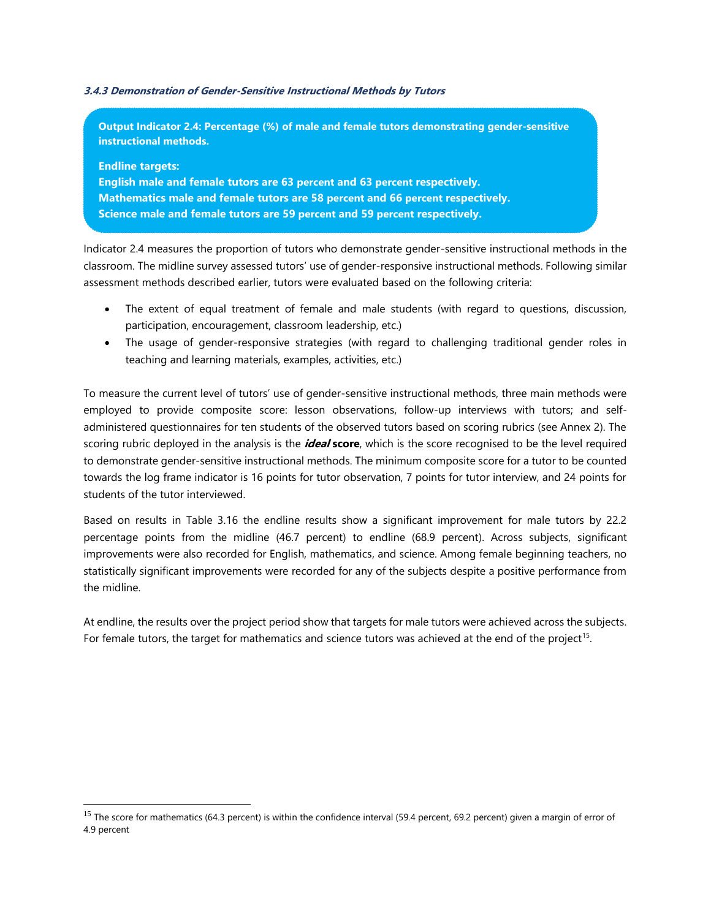### 3.4.3 Demonstration of Gender-Sensitive Instructional Methods by Tutors

**Output Indicator 2.4: Percentage (%) of male and female tutors demonstrating gender-sensitive instructional methods.**

**Endline targets:**
**English male and female tutors are 63 percent and 63 percent respectively.**
**Mathematics male and female tutors are 58 percent and 66 percent respectively.**
**Science male and female tutors are 59 percent and 59 percent respectively.**

Indicator 2.4 measures the proportion of tutors who demonstrate gender-sensitive instructional methods in the classroom. The midline survey assessed tutors' use of gender-responsive instructional methods. Following similar assessment methods described earlier, tutors were evaluated based on the following criteria:

- The extent of equal treatment of female and male students (with regard to questions, discussion, participation, encouragement, classroom leadership, etc.)
- The usage of gender-responsive strategies (with regard to challenging traditional gender roles in teaching and learning materials, examples, activities, etc.)

To measure the current level of tutors' use of gender-sensitive instructional methods, three main methods were employed to provide composite score: lesson observations, follow-up interviews with tutors; and self-administered questionnaires for ten students of the observed tutors based on scoring rubrics (see Annex 2). The scoring rubric deployed in the analysis is the ***ideal* score**, which is the score recognised to be the level required to demonstrate gender-sensitive instructional methods. The minimum composite score for a tutor to be counted towards the log frame indicator is 16 points for tutor observation, 7 points for tutor interview, and 24 points for students of the tutor interviewed.

Based on results in Table 3.16 the endline results show a significant improvement for male tutors by 22.2 percentage points from the midline (46.7 percent) to endline (68.9 percent). Across subjects, significant improvements were also recorded for English, mathematics, and science. Among female beginning teachers, no statistically significant improvements were recorded for any of the subjects despite a positive performance from the midline.

At endline, the results over the project period show that targets for male tutors were achieved across the subjects. For female tutors, the target for mathematics and science tutors was achieved at the end of the project[15].

[15] The score for mathematics (64.3 percent) is within the confidence interval (59.4 percent, 69.2 percent) given a margin of error of 4.9 percent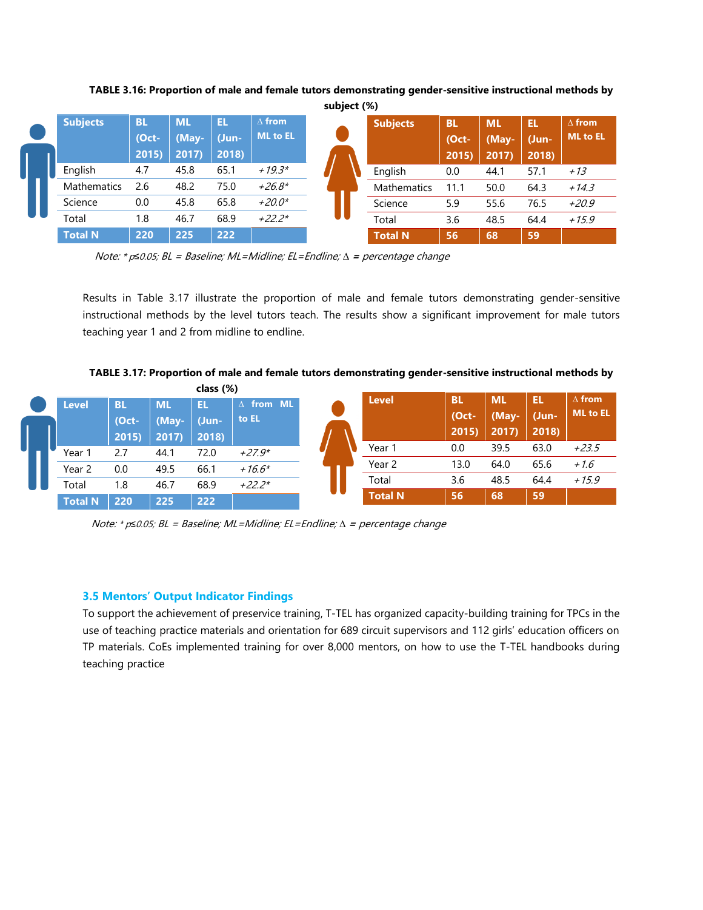**TABLE 3.16: Proportion of male and female tutors demonstrating gender-sensitive instructional methods by subject (%)**

| Subjects | BL (Oct-2015) | ML (May-2017) | EL (Jun-2018) | ∆ from ML to EL |
|---|---|---|---|---|
| English | 4.7 | 45.8 | 65.1 | *+19.3\** |
| Mathematics | 2.6 | 48.2 | 75.0 | *+26.8\** |
| Science | 0.0 | 45.8 | 65.8 | *+20.0\** |
| Total | 1.8 | 46.7 | 68.9 | *+22.2\** |
| **Total N** | **220** | **225** | **222** | |

| Subjects | BL (Oct-2015) | ML (May-2017) | EL (Jun-2018) | ∆ from ML to EL |
|---|---|---|---|---|
| English | 0.0 | 44.1 | 57.1 | *+13* |
| Mathematics | 11.1 | 50.0 | 64.3 | *+14.3* |
| Science | 5.9 | 55.6 | 76.5 | *+20.9* |
| Total | 3.6 | 48.5 | 64.4 | *+15.9* |
| **Total N** | **56** | **68** | **59** | |

*Note: \* $p \leq 0.05$; BL = Baseline; ML=Midline; EL=Endline; ∆ = percentage change*

Results in Table 3.17 illustrate the proportion of male and female tutors demonstrating gender-sensitive instructional methods by the level tutors teach. The results show a significant improvement for male tutors teaching year 1 and 2 from midline to endline.

**TABLE 3.17: Proportion of male and female tutors demonstrating gender-sensitive instructional methods by class (%)**

| Level | BL (Oct-2015) | ML (May-2017) | EL (Jun-2018) | ∆ from ML to EL |
|---|---|---|---|---|
| Year 1 | 2.7 | 44.1 | 72.0 | *+27.9\** |
| Year 2 | 0.0 | 49.5 | 66.1 | *+16.6\** |
| Total | 1.8 | 46.7 | 68.9 | *+22.2\** |
| **Total N** | **220** | **225** | **222** | |

| Level | BL (Oct-2015) | ML (May-2017) | EL (Jun-2018) | ∆ from ML to EL |
|---|---|---|---|---|
| Year 1 | 0.0 | 39.5 | 63.0 | *+23.5* |
| Year 2 | 13.0 | 64.0 | 65.6 | *+1.6* |
| Total | 3.6 | 48.5 | 64.4 | *+15.9* |
| **Total N** | **56** | **68** | **59** | |

*Note: \* $p \leq 0.05$; BL = Baseline; ML=Midline; EL=Endline; ∆ = percentage change*

### 3.5 Mentors' Output Indicator Findings

To support the achievement of preservice training, T-TEL has organized capacity-building training for TPCs in the use of teaching practice materials and orientation for 689 circuit supervisors and 112 girls' education officers on TP materials. CoEs implemented training for over 8,000 mentors, on how to use the T-TEL handbooks during teaching practice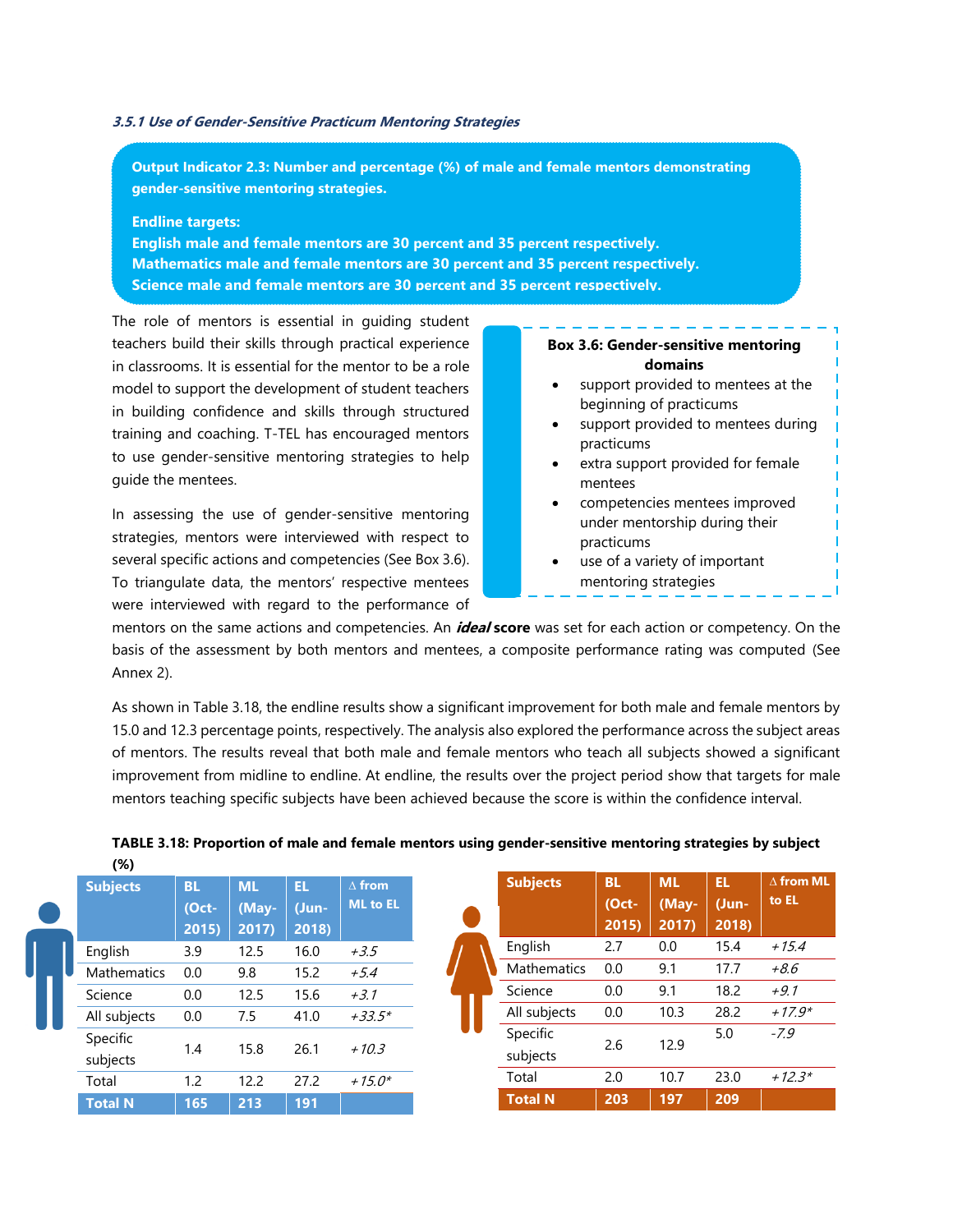#### *3.5.1 Use of Gender-Sensitive Practicum Mentoring Strategies*

**Output Indicator 2.3: Number and percentage (%) of male and female mentors demonstrating gender-sensitive mentoring strategies.**

**Endline targets:**
**English male and female mentors are 30 percent and 35 percent respectively.**
**Mathematics male and female mentors are 30 percent and 35 percent respectively.**
**Science male and female mentors are 30 percent and 35 percent respectively.**

The role of mentors is essential in guiding student teachers build their skills through practical experience in classrooms. It is essential for the mentor to be a role model to support the development of student teachers in building confidence and skills through structured training and coaching. T-TEL has encouraged mentors to use gender-sensitive mentoring strategies to help guide the mentees.

> **Box 3.6: Gender-sensitive mentoring domains**
> - support provided to mentees at the beginning of practicums
> - support provided to mentees during practicums
> - extra support provided for female mentees
> - competencies mentees improved under mentorship during their practicums
> - use of a variety of important mentoring strategies

In assessing the use of gender-sensitive mentoring strategies, mentors were interviewed with respect to several specific actions and competencies (See Box 3.6). To triangulate data, the mentors' respective mentees were interviewed with regard to the performance of mentors on the same actions and competencies. An ***ideal*** **score** was set for each action or competency. On the basis of the assessment by both mentors and mentees, a composite performance rating was computed (See Annex 2).

As shown in Table 3.18, the endline results show a significant improvement for both male and female mentors by 15.0 and 12.3 percentage points, respectively. The analysis also explored the performance across the subject areas of mentors. The results reveal that both male and female mentors who teach all subjects showed a significant improvement from midline to endline. At endline, the results over the project period show that targets for male mentors teaching specific subjects have been achieved because the score is within the confidence interval.

**TABLE 3.18: Proportion of male and female mentors using gender-sensitive mentoring strategies by subject (%)**

Male mentors:

| Subjects | BL (Oct-2015) | ML (May-2017) | EL (Jun-2018) | ∆ from ML to EL |
|---|---|---|---|---|
| English | 3.9 | 12.5 | 16.0 | *+3.5* |
| Mathematics | 0.0 | 9.8 | 15.2 | *+5.4* |
| Science | 0.0 | 12.5 | 15.6 | *+3.1* |
| All subjects | 0.0 | 7.5 | 41.0 | *+33.5** |
| Specific subjects | 1.4 | 15.8 | 26.1 | *+10.3* |
| Total | 1.2 | 12.2 | 27.2 | *+15.0** |
| **Total N** | **165** | **213** | **191** | |

Female mentors:

| Subjects | BL (Oct-2015) | ML (May-2017) | EL (Jun-2018) | ∆ from ML to EL |
|---|---|---|---|---|
| English | 2.7 | 0.0 | 15.4 | *+15.4* |
| Mathematics | 0.0 | 9.1 | 17.7 | *+8.6* |
| Science | 0.0 | 9.1 | 18.2 | *+9.1* |
| All subjects | 0.0 | 10.3 | 28.2 | *+17.9** |
| Specific subjects | 2.6 | 12.9 | 5.0 | *-7.9* |
| Total | 2.0 | 10.7 | 23.0 | *+12.3** |
| **Total N** | **203** | **197** | **209** | |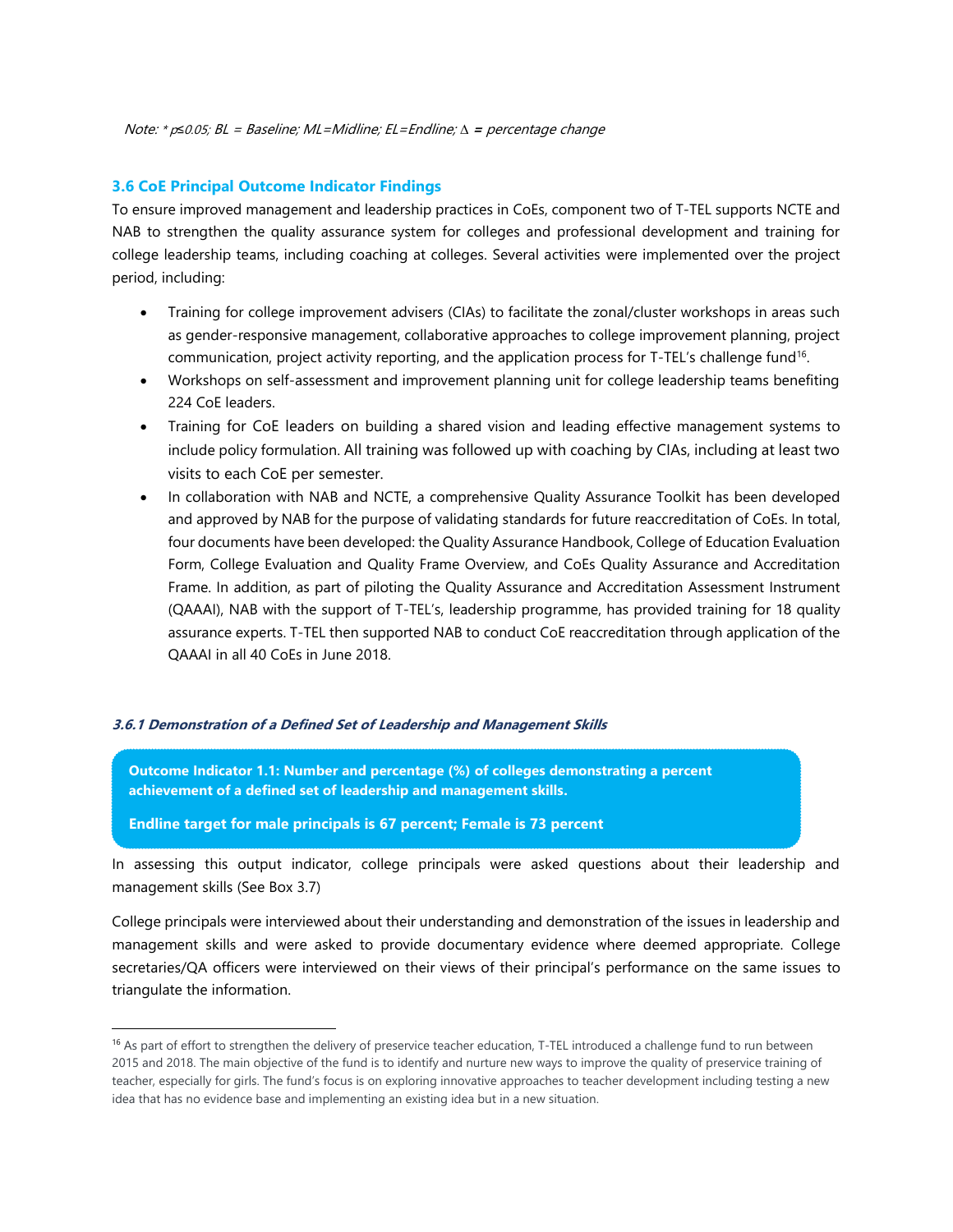*Note: \* $p \leq 0.05$; BL = Baseline; ML=Midline; EL=Endline; $\Delta$ = percentage change*

### 3.6 CoE Principal Outcome Indicator Findings

To ensure improved management and leadership practices in CoEs, component two of T-TEL supports NCTE and NAB to strengthen the quality assurance system for colleges and professional development and training for college leadership teams, including coaching at colleges. Several activities were implemented over the project period, including:

- Training for college improvement advisers (CIAs) to facilitate the zonal/cluster workshops in areas such as gender-responsive management, collaborative approaches to college improvement planning, project communication, project activity reporting, and the application process for T-TEL's challenge fund[16].
- Workshops on self-assessment and improvement planning unit for college leadership teams benefiting 224 CoE leaders.
- Training for CoE leaders on building a shared vision and leading effective management systems to include policy formulation. All training was followed up with coaching by CIAs, including at least two visits to each CoE per semester.
- In collaboration with NAB and NCTE, a comprehensive Quality Assurance Toolkit has been developed and approved by NAB for the purpose of validating standards for future reaccreditation of CoEs. In total, four documents have been developed: the Quality Assurance Handbook, College of Education Evaluation Form, College Evaluation and Quality Frame Overview, and CoEs Quality Assurance and Accreditation Frame. In addition, as part of piloting the Quality Assurance and Accreditation Assessment Instrument (QAAAI), NAB with the support of T-TEL's, leadership programme, has provided training for 18 quality assurance experts. T-TEL then supported NAB to conduct CoE reaccreditation through application of the QAAAI in all 40 CoEs in June 2018.

#### *3.6.1 Demonstration of a Defined Set of Leadership and Management Skills*

**Outcome Indicator 1.1: Number and percentage (%) of colleges demonstrating a percent achievement of a defined set of leadership and management skills.**

**Endline target for male principals is 67 percent; Female is 73 percent**

In assessing this output indicator, college principals were asked questions about their leadership and management skills (See Box 3.7)

College principals were interviewed about their understanding and demonstration of the issues in leadership and management skills and were asked to provide documentary evidence where deemed appropriate. College secretaries/QA officers were interviewed on their views of their principal's performance on the same issues to triangulate the information.

[16] As part of effort to strengthen the delivery of preservice teacher education, T-TEL introduced a challenge fund to run between 2015 and 2018. The main objective of the fund is to identify and nurture new ways to improve the quality of preservice training of teacher, especially for girls. The fund's focus is on exploring innovative approaches to teacher development including testing a new idea that has no evidence base and implementing an existing idea but in a new situation.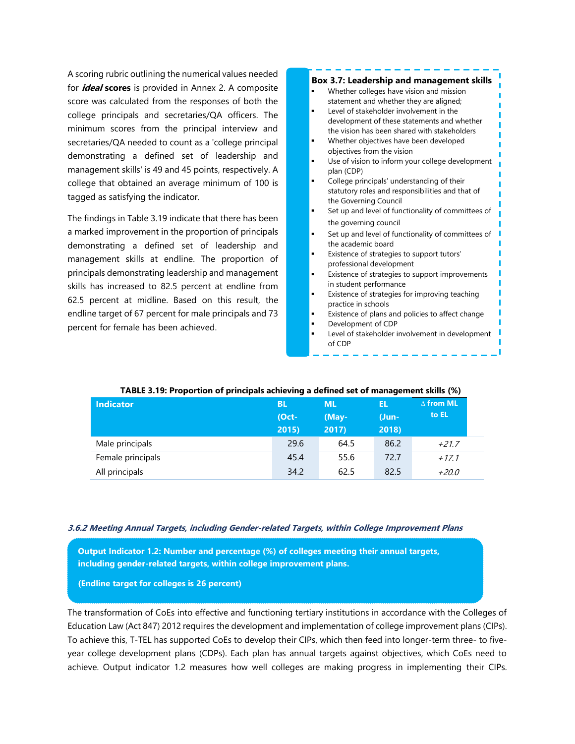A scoring rubric outlining the numerical values needed for ***ideal* scores** is provided in Annex 2. A composite score was calculated from the responses of both the college principals and secretaries/QA officers. The minimum scores from the principal interview and secretaries/QA needed to count as a 'college principal demonstrating a defined set of leadership and management skills' is 49 and 45 points, respectively. A college that obtained an average minimum of 100 is tagged as satisfying the indicator.

The findings in Table 3.19 indicate that there has been a marked improvement in the proportion of principals demonstrating a defined set of leadership and management skills at endline. The proportion of principals demonstrating leadership and management skills has increased to 82.5 percent at endline from 62.5 percent at midline. Based on this result, the endline target of 67 percent for male principals and 73 percent for female has been achieved.

**Box 3.7: Leadership and management skills**

- Whether colleges have vision and mission statement and whether they are aligned;
- Level of stakeholder involvement in the development of these statements and whether the vision has been shared with stakeholders
- Whether objectives have been developed objectives from the vision
- Use of vision to inform your college development plan (CDP)
- College principals' understanding of their statutory roles and responsibilities and that of the Governing Council
- Set up and level of functionality of committees of the governing council
- Set up and level of functionality of committees of the academic board
- Existence of strategies to support tutors' professional development
- Existence of strategies to support improvements in student performance
- Existence of strategies for improving teaching practice in schools
- Existence of plans and policies to affect change
- Development of CDP
- Level of stakeholder involvement in development of CDP

**TABLE 3.19: Proportion of principals achieving a defined set of management skills (%)**

| Indicator | BL (Oct-2015) | ML (May-2017) | EL (Jun-2018) | ∆ from ML to EL |
|---|---|---|---|---|
| Male principals | 29.6 | 64.5 | 86.2 | *+21.7* |
| Female principals | 45.4 | 55.6 | 72.7 | *+17.1* |
| All principals | 34.2 | 62.5 | 82.5 | *+20.0* |

#### *3.6.2 Meeting Annual Targets, including Gender-related Targets, within College Improvement Plans*

**Output Indicator 1.2: Number and percentage (%) of colleges meeting their annual targets, including gender-related targets, within college improvement plans.**

**(Endline target for colleges is 26 percent)**

The transformation of CoEs into effective and functioning tertiary institutions in accordance with the Colleges of Education Law (Act 847) 2012 requires the development and implementation of college improvement plans (CIPs). To achieve this, T-TEL has supported CoEs to develop their CIPs, which then feed into longer-term three- to five-year college development plans (CDPs). Each plan has annual targets against objectives, which CoEs need to achieve. Output indicator 1.2 measures how well colleges are making progress in implementing their CIPs.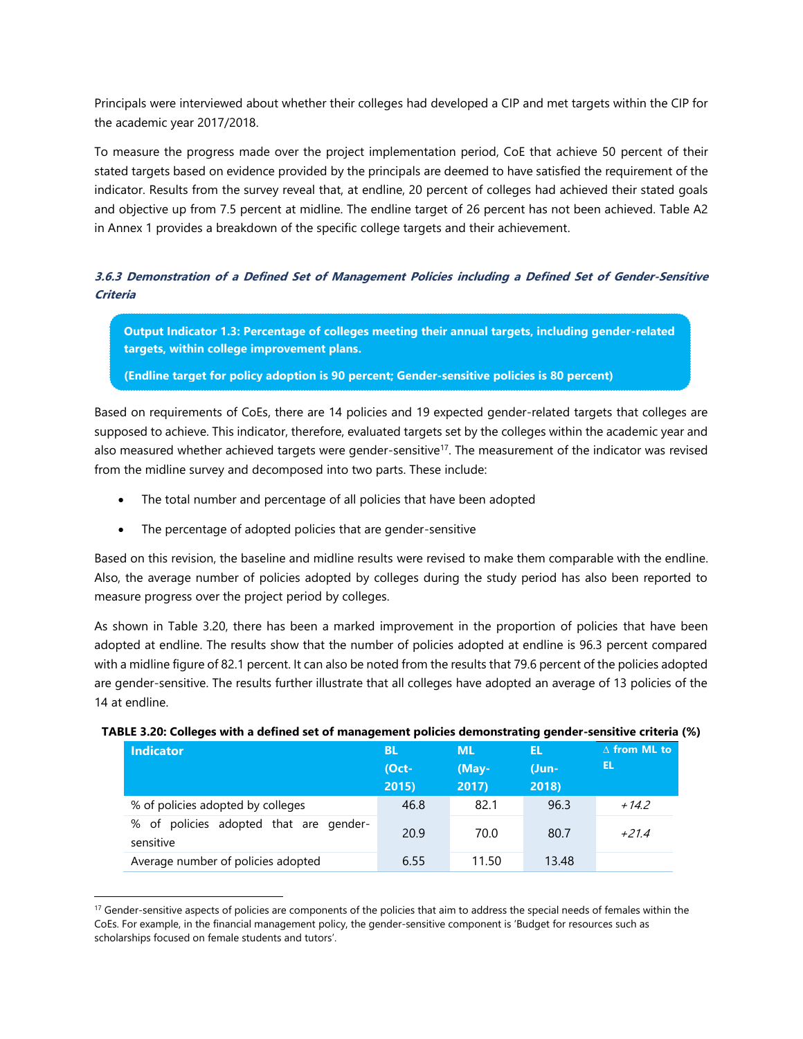Principals were interviewed about whether their colleges had developed a CIP and met targets within the CIP for the academic year 2017/2018.

To measure the progress made over the project implementation period, CoE that achieve 50 percent of their stated targets based on evidence provided by the principals are deemed to have satisfied the requirement of the indicator. Results from the survey reveal that, at endline, 20 percent of colleges had achieved their stated goals and objective up from 7.5 percent at midline. The endline target of 26 percent has not been achieved. Table A2 in Annex 1 provides a breakdown of the specific college targets and their achievement.

#### *3.6.3 Demonstration of a Defined Set of Management Policies including a Defined Set of Gender-Sensitive Criteria*

> **Output Indicator 1.3: Percentage of colleges meeting their annual targets, including gender-related targets, within college improvement plans.**
>
> **(Endline target for policy adoption is 90 percent; Gender-sensitive policies is 80 percent)**

Based on requirements of CoEs, there are 14 policies and 19 expected gender-related targets that colleges are supposed to achieve. This indicator, therefore, evaluated targets set by the colleges within the academic year and also measured whether achieved targets were gender-sensitive[17]. The measurement of the indicator was revised from the midline survey and decomposed into two parts. These include:

- The total number and percentage of all policies that have been adopted
- The percentage of adopted policies that are gender-sensitive

Based on this revision, the baseline and midline results were revised to make them comparable with the endline. Also, the average number of policies adopted by colleges during the study period has also been reported to measure progress over the project period by colleges.

As shown in Table 3.20, there has been a marked improvement in the proportion of policies that have been adopted at endline. The results show that the number of policies adopted at endline is 96.3 percent compared with a midline figure of 82.1 percent. It can also be noted from the results that 79.6 percent of the policies adopted are gender-sensitive. The results further illustrate that all colleges have adopted an average of 13 policies of the 14 at endline.

**TABLE 3.20: Colleges with a defined set of management policies demonstrating gender-sensitive criteria (%)**

| Indicator | BL (Oct-2015) | ML (May-2017) | EL (Jun-2018) | ∆ from ML to EL |
|---|---|---|---|---|
| % of policies adopted by colleges | 46.8 | 82.1 | 96.3 | *+14.2* |
| % of policies adopted that are gender-sensitive | 20.9 | 70.0 | 80.7 | *+21.4* |
| Average number of policies adopted | 6.55 | 11.50 | 13.48 | |

[17] Gender-sensitive aspects of policies are components of the policies that aim to address the special needs of females within the CoEs. For example, in the financial management policy, the gender-sensitive component is 'Budget for resources such as scholarships focused on female students and tutors'.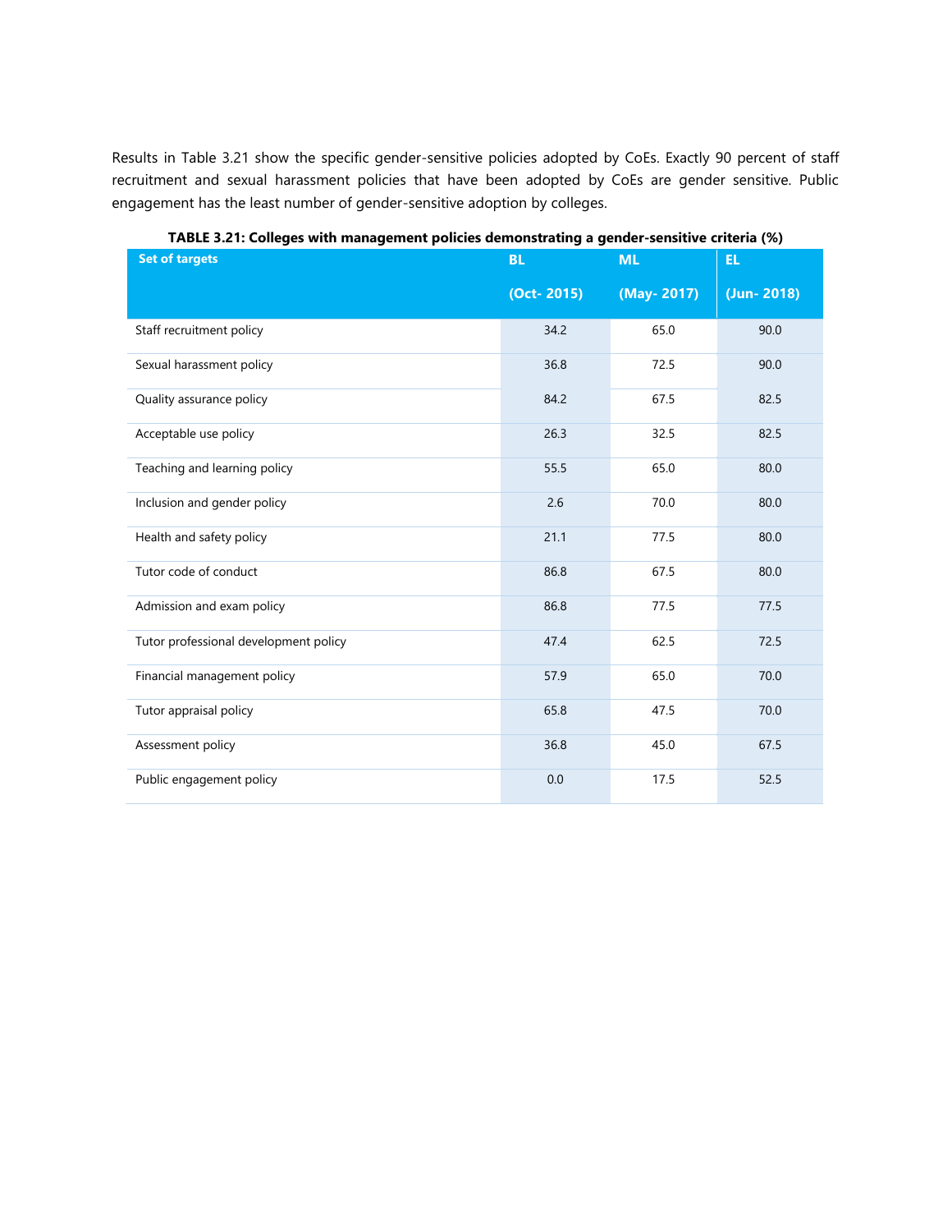Results in Table 3.21 show the specific gender-sensitive policies adopted by CoEs. Exactly 90 percent of staff recruitment and sexual harassment policies that have been adopted by CoEs are gender sensitive. Public engagement has the least number of gender-sensitive adoption by colleges.

**TABLE 3.21: Colleges with management policies demonstrating a gender-sensitive criteria (%)**

| Set of targets | BL (Oct- 2015) | ML (May- 2017) | EL (Jun- 2018) |
|---|---|---|---|
| Staff recruitment policy | 34.2 | 65.0 | 90.0 |
| Sexual harassment policy | 36.8 | 72.5 | 90.0 |
| Quality assurance policy | 84.2 | 67.5 | 82.5 |
| Acceptable use policy | 26.3 | 32.5 | 82.5 |
| Teaching and learning policy | 55.5 | 65.0 | 80.0 |
| Inclusion and gender policy | 2.6 | 70.0 | 80.0 |
| Health and safety policy | 21.1 | 77.5 | 80.0 |
| Tutor code of conduct | 86.8 | 67.5 | 80.0 |
| Admission and exam policy | 86.8 | 77.5 | 77.5 |
| Tutor professional development policy | 47.4 | 62.5 | 72.5 |
| Financial management policy | 57.9 | 65.0 | 70.0 |
| Tutor appraisal policy | 65.8 | 47.5 | 70.0 |
| Assessment policy | 36.8 | 45.0 | 67.5 |
| Public engagement policy | 0.0 | 17.5 | 52.5 |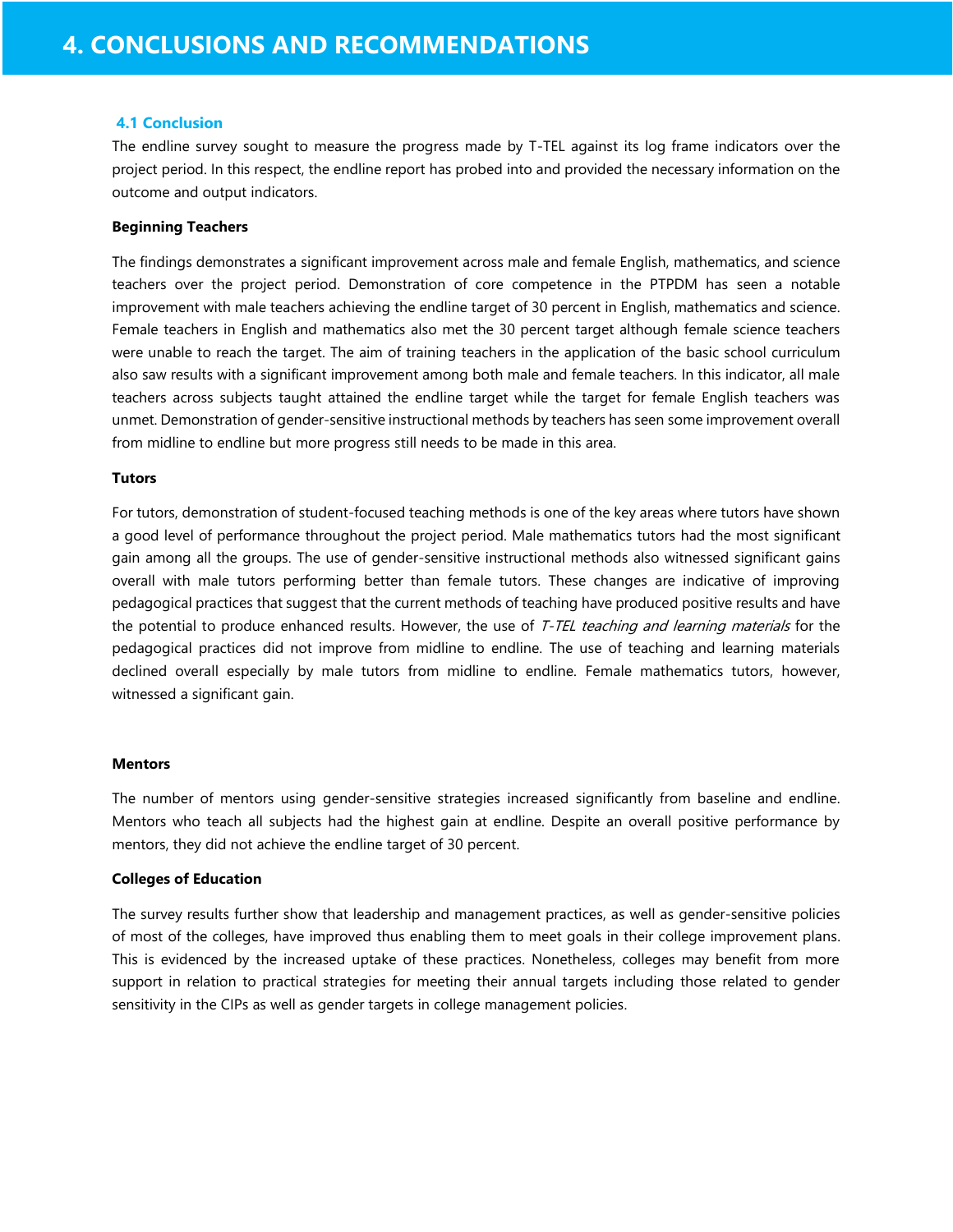# 4. CONCLUSIONS AND RECOMMENDATIONS

## 4.1 Conclusion

The endline survey sought to measure the progress made by T-TEL against its log frame indicators over the project period. In this respect, the endline report has probed into and provided the necessary information on the outcome and output indicators.

**Beginning Teachers**

The findings demonstrates a significant improvement across male and female English, mathematics, and science teachers over the project period. Demonstration of core competence in the PTPDM has seen a notable improvement with male teachers achieving the endline target of 30 percent in English, mathematics and science. Female teachers in English and mathematics also met the 30 percent target although female science teachers were unable to reach the target. The aim of training teachers in the application of the basic school curriculum also saw results with a significant improvement among both male and female teachers. In this indicator, all male teachers across subjects taught attained the endline target while the target for female English teachers was unmet. Demonstration of gender-sensitive instructional methods by teachers has seen some improvement overall from midline to endline but more progress still needs to be made in this area.

**Tutors**

For tutors, demonstration of student-focused teaching methods is one of the key areas where tutors have shown a good level of performance throughout the project period. Male mathematics tutors had the most significant gain among all the groups. The use of gender-sensitive instructional methods also witnessed significant gains overall with male tutors performing better than female tutors. These changes are indicative of improving pedagogical practices that suggest that the current methods of teaching have produced positive results and have the potential to produce enhanced results. However, the use of *T-TEL teaching and learning materials* for the pedagogical practices did not improve from midline to endline. The use of teaching and learning materials declined overall especially by male tutors from midline to endline. Female mathematics tutors, however, witnessed a significant gain.

**Mentors**

The number of mentors using gender-sensitive strategies increased significantly from baseline and endline. Mentors who teach all subjects had the highest gain at endline. Despite an overall positive performance by mentors, they did not achieve the endline target of 30 percent.

**Colleges of Education**

The survey results further show that leadership and management practices, as well as gender-sensitive policies of most of the colleges, have improved thus enabling them to meet goals in their college improvement plans. This is evidenced by the increased uptake of these practices. Nonetheless, colleges may benefit from more support in relation to practical strategies for meeting their annual targets including those related to gender sensitivity in the CIPs as well as gender targets in college management policies.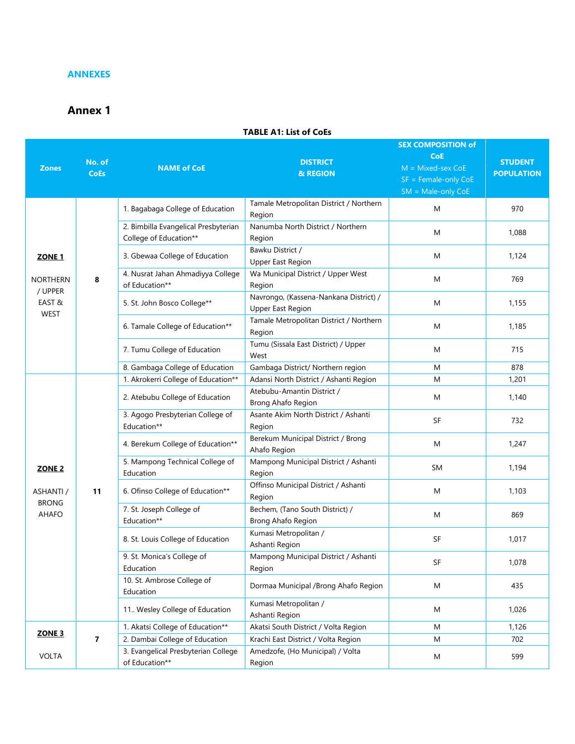## ANNEXES

## Annex 1

**TABLE A1: List of CoEs**

| Zones | No. of CoEs | NAME of CoE | DISTRICT & REGION | SEX COMPOSITION of CoE<br>M = Mixed-sex CoE<br>SF = Female-only CoE<br>SM = Male-only CoE | STUDENT POPULATION |
|---|---|---|---|---|---|
| **ZONE 1**<br><br>NORTHERN / UPPER EAST & WEST | 8 | 1. Bagabaga College of Education | Tamale Metropolitan District / Northern Region | M | 970 |
| | | 2. Bimbilla Evangelical Presbyterian College of Education** | Nanumba North District / Northern Region | M | 1,088 |
| | | 3. Gbewaa College of Education | Bawku District / Upper East Region | M | 1,124 |
| | | 4. Nusrat Jahan Ahmadiyya College of Education** | Wa Municipal District / Upper West Region | M | 769 |
| | | 5. St. John Bosco College** | Navrongo, (Kassena-Nankana District) / Upper East Region | M | 1,155 |
| | | 6. Tamale College of Education** | Tamale Metropolitan District / Northern Region | M | 1,185 |
| | | 7. Tumu College of Education | Tumu (Sissala East District) / Upper West | M | 715 |
| | | 8. Gambaga College of Education | Gambaga District/ Northern region | M | 878 |
| **ZONE 2**<br><br>ASHANTI / BRONG AHAFO | 11 | 1. Akrokerri College of Education** | Adansi North District / Ashanti Region | M | 1,201 |
| | | 2. Atebubu College of Education | Atebubu-Amantin District / Brong Ahafo Region | M | 1,140 |
| | | 3. Agogo Presbyterian College of Education** | Asante Akim North District / Ashanti Region | SF | 732 |
| | | 4. Berekum College of Education** | Berekum Municipal District / Brong Ahafo Region | M | 1,247 |
| | | 5. Mampong Technical College of Education | Mampong Municipal District / Ashanti Region | SM | 1,194 |
| | | 6. Ofinso College of Education** | Offinso Municipal District / Ashanti Region | M | 1,103 |
| | | 7. St. Joseph College of Education** | Bechem, (Tano South District) / Brong Ahafo Region | M | 869 |
| | | 8. St. Louis College of Education | Kumasi Metropolitan / Ashanti Region | SF | 1,017 |
| | | 9. St. Monica's College of Education | Mampong Municipal District / Ashanti Region | SF | 1,078 |
| | | 10. St. Ambrose College of Education | Dormaa Municipal /Brong Ahafo Region | M | 435 |
| | | 11.. Wesley College of Education | Kumasi Metropolitan / Ashanti Region | M | 1,026 |
| **ZONE 3**<br><br>VOLTA | 7 | 1. Akatsi College of Education** | Akatsi South District / Volta Region | M | 1,126 |
| | | 2. Dambai College of Education | Krachi East District / Volta Region | M | 702 |
| | | 3. Evangelical Presbyterian College of Education** | Amedzofe, (Ho Municipal) / Volta Region | M | 599 |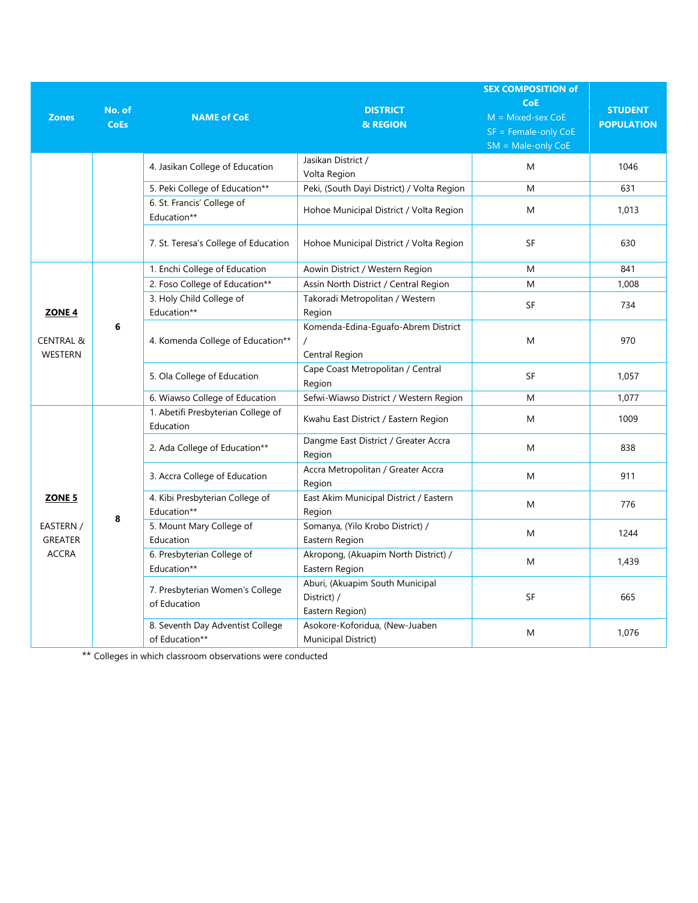| Zones | No. of CoEs | NAME of CoE | DISTRICT & REGION | SEX COMPOSITION of CoE M = Mixed-sex CoE SF = Female-only CoE SM = Male-only CoE | STUDENT POPULATION |
|---|---|---|---|---|---|
| | | 4. Jasikan College of Education | Jasikan District / Volta Region | M | 1046 |
| | | 5. Peki College of Education** | Peki, (South Dayi District) / Volta Region | M | 631 |
| | | 6. St. Francis' College of Education** | Hohoe Municipal District / Volta Region | M | 1,013 |
| | | 7. St. Teresa's College of Education | Hohoe Municipal District / Volta Region | SF | 630 |
| **ZONE 4** CENTRAL & WESTERN | 6 | 1. Enchi College of Education | Aowin District / Western Region | M | 841 |
| | | 2. Foso College of Education** | Assin North District / Central Region | M | 1,008 |
| | | 3. Holy Child College of Education** | Takoradi Metropolitan / Western Region | SF | 734 |
| | | 4. Komenda College of Education** | Komenda-Edina-Eguafo-Abrem District / Central Region | M | 970 |
| | | 5. Ola College of Education | Cape Coast Metropolitan / Central Region | SF | 1,057 |
| | | 6. Wiawso College of Education | Sefwi-Wiawso District / Western Region | M | 1,077 |
| **ZONE 5** EASTERN / GREATER ACCRA | 8 | 1. Abetifi Presbyterian College of Education | Kwahu East District / Eastern Region | M | 1009 |
| | | 2. Ada College of Education** | Dangme East District / Greater Accra Region | M | 838 |
| | | 3. Accra College of Education | Accra Metropolitan / Greater Accra Region | M | 911 |
| | | 4. Kibi Presbyterian College of Education** | East Akim Municipal District / Eastern Region | M | 776 |
| | | 5. Mount Mary College of Education | Somanya, (Yilo Krobo District) / Eastern Region | M | 1244 |
| | | 6. Presbyterian College of Education** | Akropong, (Akuapim North District) / Eastern Region | M | 1,439 |
| | | 7. Presbyterian Women's College of Education | Aburi, (Akuapim South Municipal District) / Eastern Region) | SF | 665 |
| | | 8. Seventh Day Adventist College of Education** | Asokore-Koforidua, (New-Juaben Municipal District) | M | 1,076 |

** Colleges in which classroom observations were conducted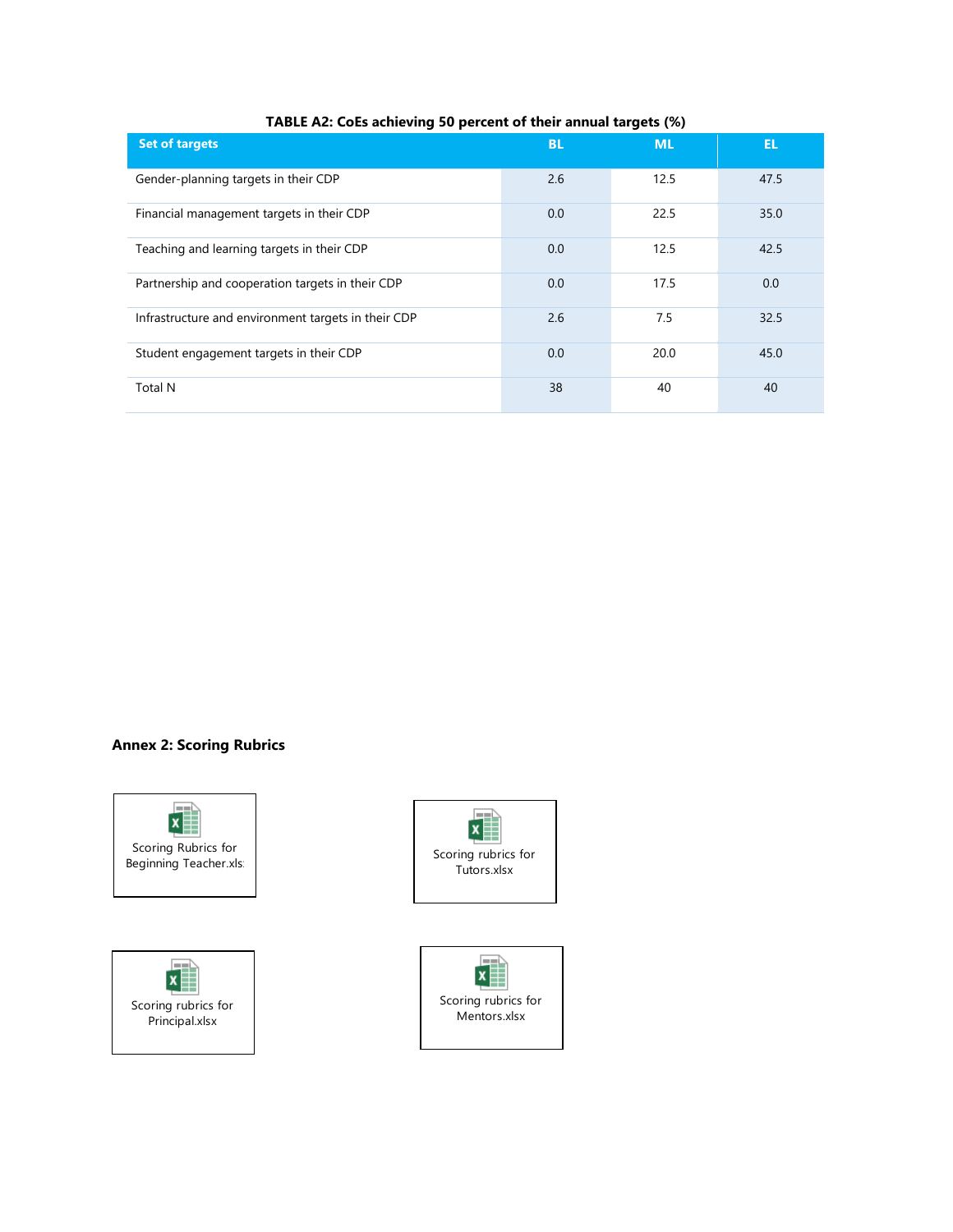**TABLE A2: CoEs achieving 50 percent of their annual targets (%)**

| Set of targets | BL | ML | EL |
|---|---|---|---|
| Gender-planning targets in their CDP | 2.6 | 12.5 | 47.5 |
| Financial management targets in their CDP | 0.0 | 22.5 | 35.0 |
| Teaching and learning targets in their CDP | 0.0 | 12.5 | 42.5 |
| Partnership and cooperation targets in their CDP | 0.0 | 17.5 | 0.0 |
| Infrastructure and environment targets in their CDP | 2.6 | 7.5 | 32.5 |
| Student engagement targets in their CDP | 0.0 | 20.0 | 45.0 |
| Total N | 38 | 40 | 40 |

**Annex 2: Scoring Rubrics**

Scoring Rubrics for Beginning Teacher.xls

Scoring rubrics for Tutors.xlsx

Scoring rubrics for Principal.xlsx

Scoring rubrics for Mentors.xlsx